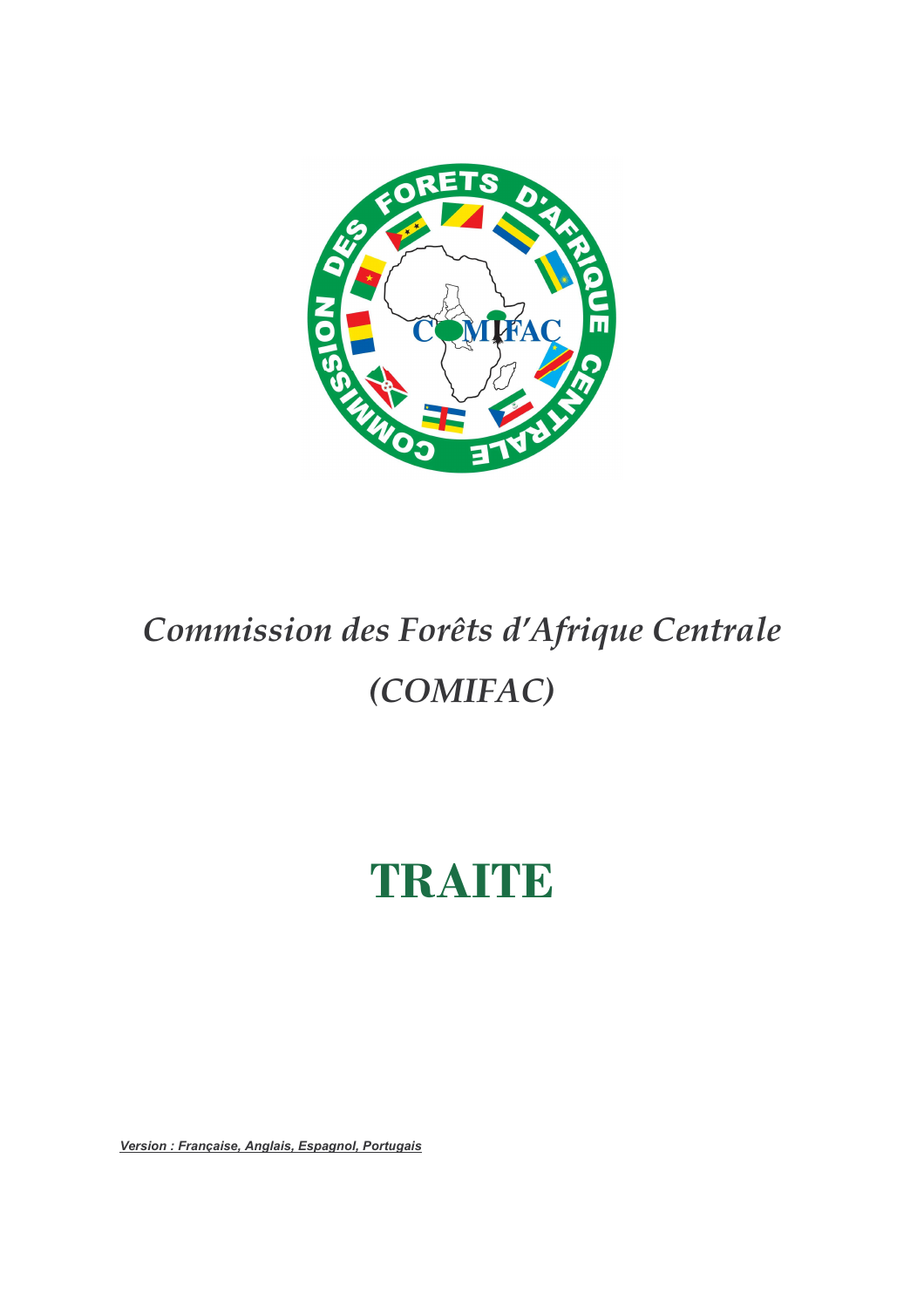*Commission des Forêts d'Afrique Centrale*

*(COMIFAC)*

# TRAITE

***Version : Française, Anglais, Espagnol, Portugais***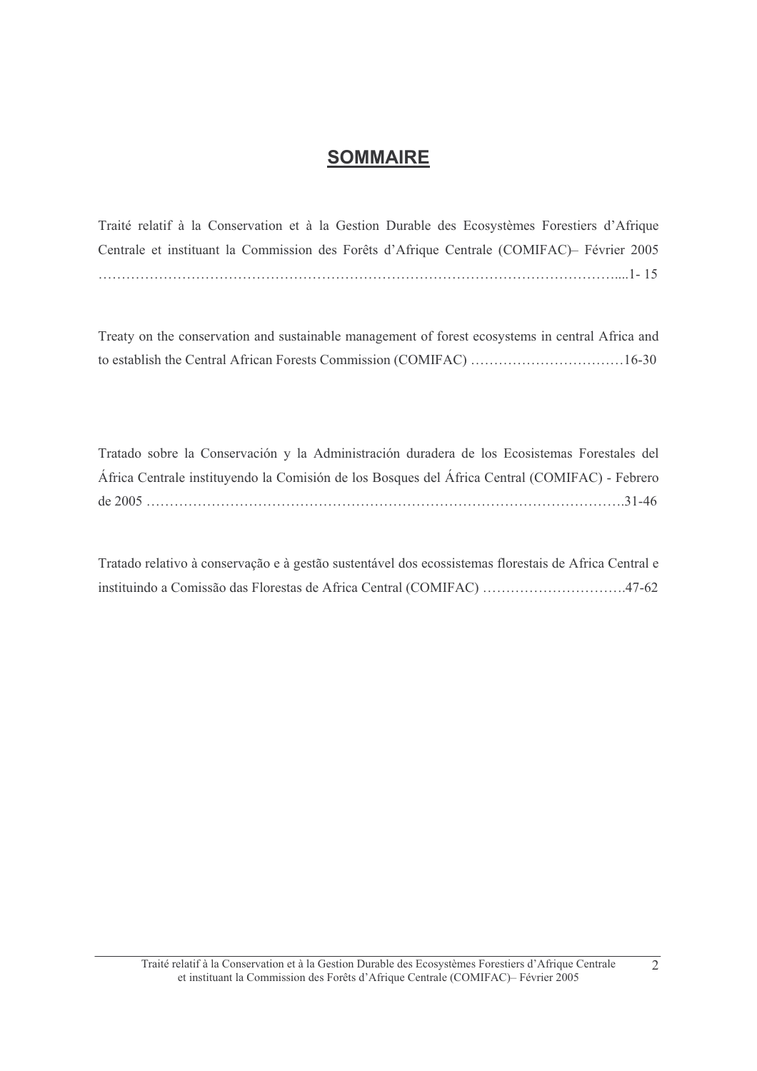# SOMMAIRE

Traité relatif à la Conservation et à la Gestion Durable des Ecosystèmes Forestiers d'Afrique Centrale et instituant la Commission des Forêts d'Afrique Centrale (COMIFAC)– Février 2005 ……………………………………………………………………………………………………....1- 15

Treaty on the conservation and sustainable management of forest ecosystems in central Africa and to establish the Central African Forests Commission (COMIFAC) ……………………………16-30

Tratado sobre la Conservación y la Administración duradera de los Ecosistemas Forestales del África Centrale instituyendo la Comisión de los Bosques del África Central (COMIFAC) - Febrero de 2005 …………………………………………………………………………………………….31-46

Tratado relativo à conservação e à gestão sustentável dos ecossistemas florestais de Africa Central e instituindo a Comissão das Florestas de Africa Central (COMIFAC) ………………………….47-62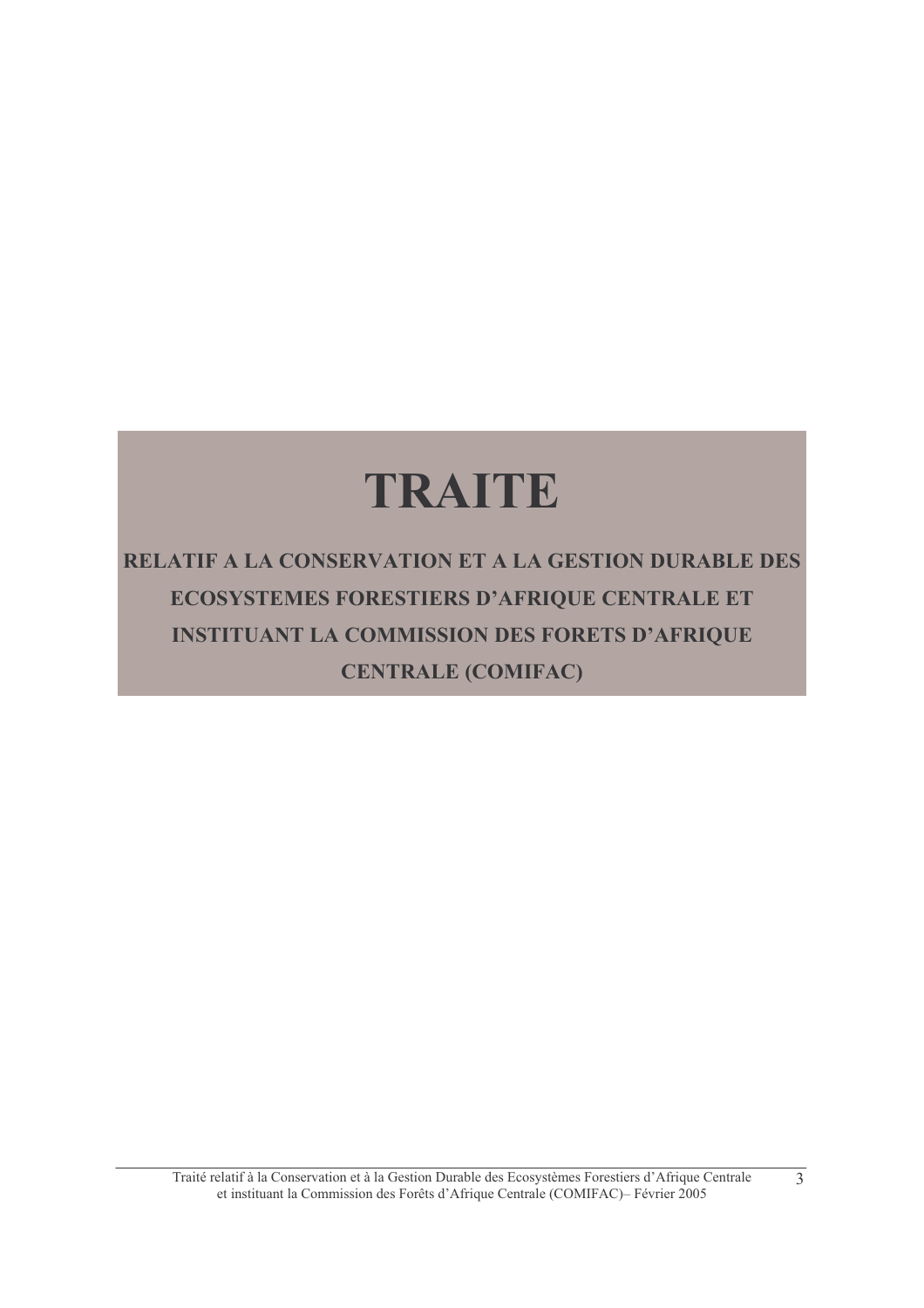# TRAITE

**RELATIF A LA CONSERVATION ET A LA GESTION DURABLE DES ECOSYSTEMES FORESTIERS D'AFRIQUE CENTRALE ET INSTITUANT LA COMMISSION DES FORETS D'AFRIQUE CENTRALE (COMIFAC)**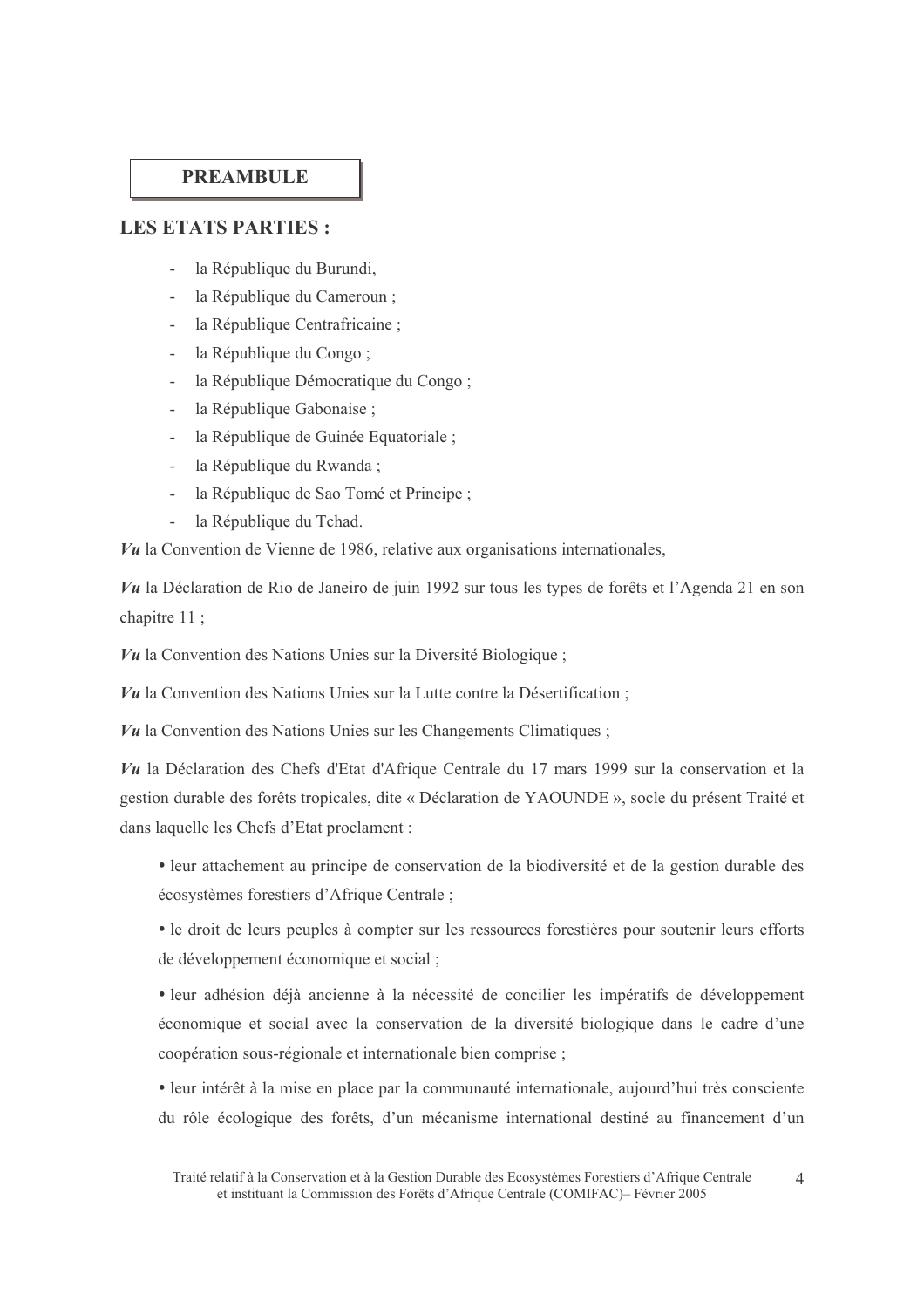## PREAMBULE

### LES ETATS PARTIES :

- la République du Burundi,
- la République du Cameroun ;
- la République Centrafricaine ;
- la République du Congo ;
- la République Démocratique du Congo ;
- la République Gabonaise ;
- la République de Guinée Equatoriale ;
- la République du Rwanda ;
- la République de Sao Tomé et Principe ;
- la République du Tchad.

***Vu*** la Convention de Vienne de 1986, relative aux organisations internationales,

***Vu*** la Déclaration de Rio de Janeiro de juin 1992 sur tous les types de forêts et l'Agenda 21 en son chapitre 11 ;

***Vu*** la Convention des Nations Unies sur la Diversité Biologique ;

***Vu*** la Convention des Nations Unies sur la Lutte contre la Désertification ;

***Vu*** la Convention des Nations Unies sur les Changements Climatiques ;

***Vu*** la Déclaration des Chefs d'Etat d'Afrique Centrale du 17 mars 1999 sur la conservation et la gestion durable des forêts tropicales, dite « Déclaration de YAOUNDE », socle du présent Traité et dans laquelle les Chefs d'Etat proclament :

- leur attachement au principe de conservation de la biodiversité et de la gestion durable des écosystèmes forestiers d'Afrique Centrale ;
- le droit de leurs peuples à compter sur les ressources forestières pour soutenir leurs efforts de développement économique et social ;
- leur adhésion déjà ancienne à la nécessité de concilier les impératifs de développement économique et social avec la conservation de la diversité biologique dans le cadre d'une coopération sous-régionale et internationale bien comprise ;
- leur intérêt à la mise en place par la communauté internationale, aujourd'hui très consciente du rôle écologique des forêts, d'un mécanisme international destiné au financement d'un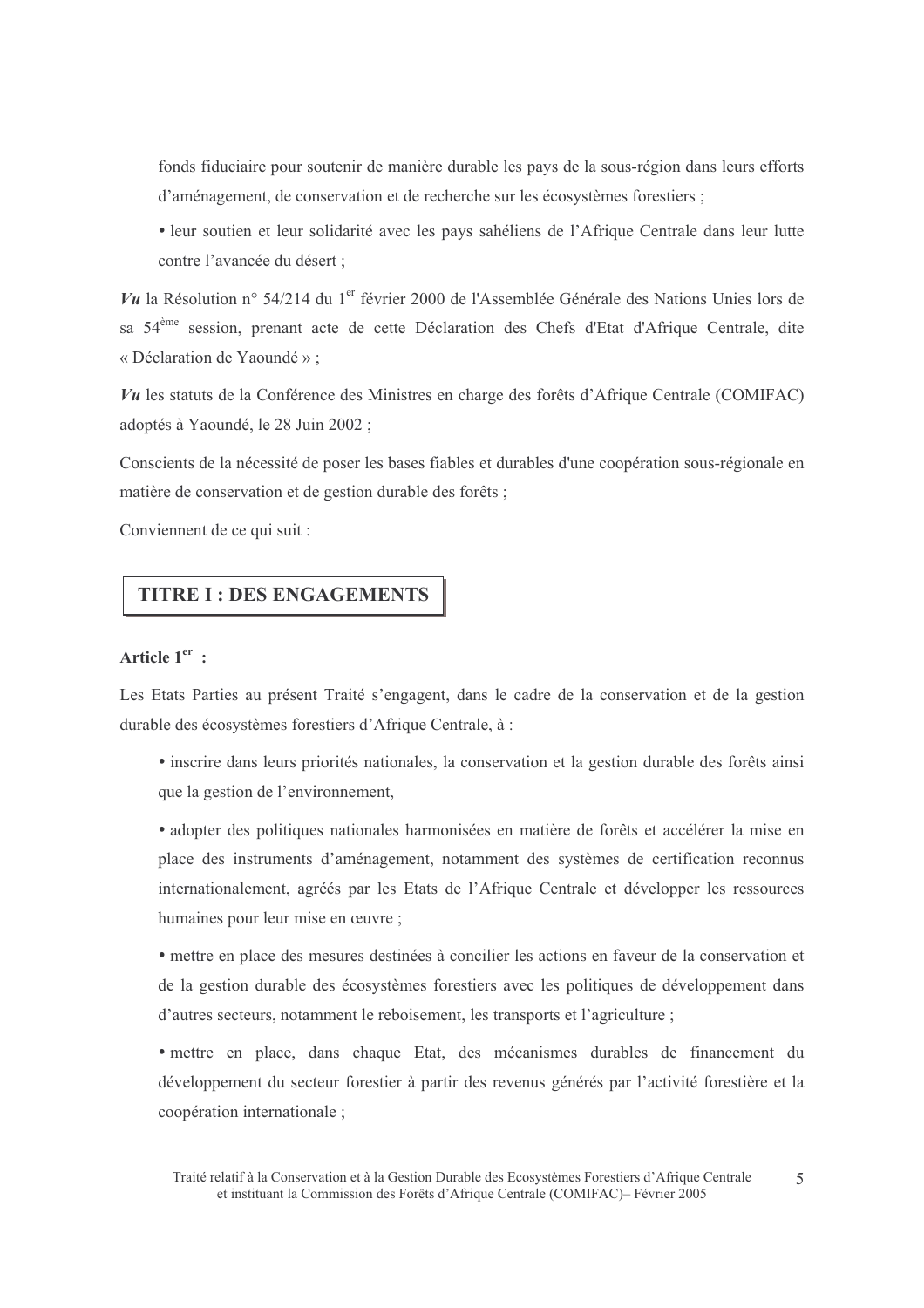fonds fiduciaire pour soutenir de manière durable les pays de la sous-région dans leurs efforts d'aménagement, de conservation et de recherche sur les écosystèmes forestiers ;

- leur soutien et leur solidarité avec les pays sahéliens de l'Afrique Centrale dans leur lutte contre l'avancée du désert ;

***Vu*** la Résolution n° 54/214 du 1er février 2000 de l'Assemblée Générale des Nations Unies lors de sa 54ème session, prenant acte de cette Déclaration des Chefs d'Etat d'Afrique Centrale, dite « Déclaration de Yaoundé » ;

***Vu*** les statuts de la Conférence des Ministres en charge des forêts d'Afrique Centrale (COMIFAC) adoptés à Yaoundé, le 28 Juin 2002 ;

Conscients de la nécessité de poser les bases fiables et durables d'une coopération sous-régionale en matière de conservation et de gestion durable des forêts ;

Conviennent de ce qui suit :

## TITRE I : DES ENGAGEMENTS

### Article 1er :

Les Etats Parties au présent Traité s'engagent, dans le cadre de la conservation et de la gestion durable des écosystèmes forestiers d'Afrique Centrale, à :

- inscrire dans leurs priorités nationales, la conservation et la gestion durable des forêts ainsi que la gestion de l'environnement,

- adopter des politiques nationales harmonisées en matière de forêts et accélérer la mise en place des instruments d'aménagement, notamment des systèmes de certification reconnus internationalement, agréés par les Etats de l'Afrique Centrale et développer les ressources humaines pour leur mise en œuvre ;

- mettre en place des mesures destinées à concilier les actions en faveur de la conservation et de la gestion durable des écosystèmes forestiers avec les politiques de développement dans d'autres secteurs, notamment le reboisement, les transports et l'agriculture ;

- mettre en place, dans chaque Etat, des mécanismes durables de financement du développement du secteur forestier à partir des revenus générés par l'activité forestière et la coopération internationale ;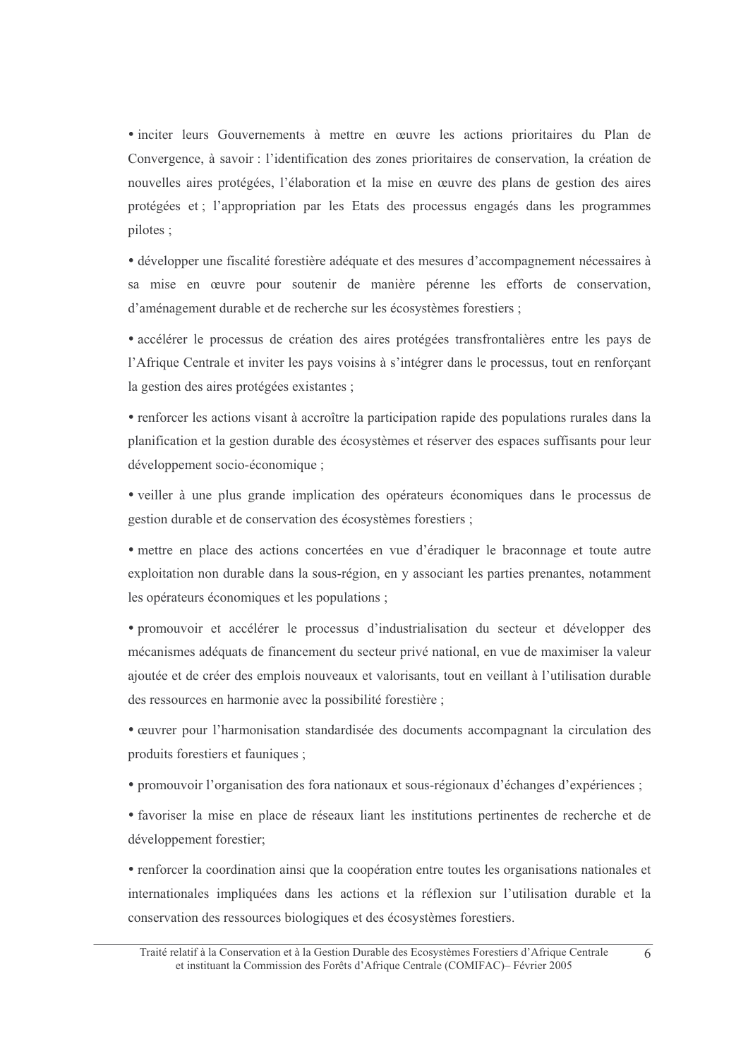• inciter leurs Gouvernements à mettre en œuvre les actions prioritaires du Plan de Convergence, à savoir : l'identification des zones prioritaires de conservation, la création de nouvelles aires protégées, l'élaboration et la mise en œuvre des plans de gestion des aires protégées et ; l'appropriation par les Etats des processus engagés dans les programmes pilotes ;

• développer une fiscalité forestière adéquate et des mesures d'accompagnement nécessaires à sa mise en œuvre pour soutenir de manière pérenne les efforts de conservation, d'aménagement durable et de recherche sur les écosystèmes forestiers ;

• accélérer le processus de création des aires protégées transfrontalières entre les pays de l'Afrique Centrale et inviter les pays voisins à s'intégrer dans le processus, tout en renforçant la gestion des aires protégées existantes ;

• renforcer les actions visant à accroître la participation rapide des populations rurales dans la planification et la gestion durable des écosystèmes et réserver des espaces suffisants pour leur développement socio-économique ;

• veiller à une plus grande implication des opérateurs économiques dans le processus de gestion durable et de conservation des écosystèmes forestiers ;

• mettre en place des actions concertées en vue d'éradiquer le braconnage et toute autre exploitation non durable dans la sous-région, en y associant les parties prenantes, notamment les opérateurs économiques et les populations ;

• promouvoir et accélérer le processus d'industrialisation du secteur et développer des mécanismes adéquats de financement du secteur privé national, en vue de maximiser la valeur ajoutée et de créer des emplois nouveaux et valorisants, tout en veillant à l'utilisation durable des ressources en harmonie avec la possibilité forestière ;

• œuvrer pour l'harmonisation standardisée des documents accompagnant la circulation des produits forestiers et fauniques ;

• promouvoir l'organisation des fora nationaux et sous-régionaux d'échanges d'expériences ;

• favoriser la mise en place de réseaux liant les institutions pertinentes de recherche et de développement forestier;

• renforcer la coordination ainsi que la coopération entre toutes les organisations nationales et internationales impliquées dans les actions et la réflexion sur l'utilisation durable et la conservation des ressources biologiques et des écosystèmes forestiers.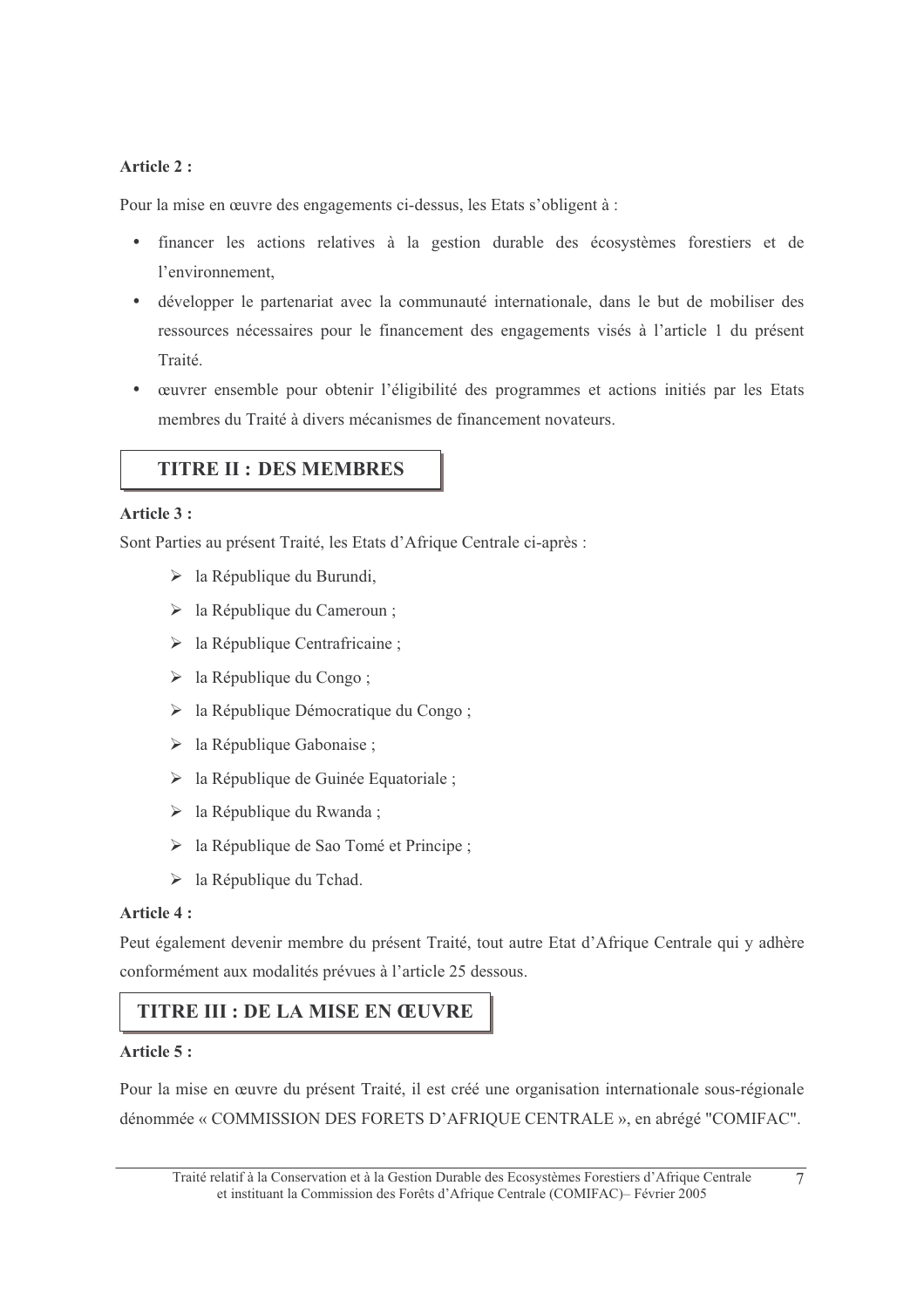**Article 2 :**

Pour la mise en œuvre des engagements ci-dessus, les Etats s'obligent à :

- financer les actions relatives à la gestion durable des écosystèmes forestiers et de l'environnement,
- développer le partenariat avec la communauté internationale, dans le but de mobiliser des ressources nécessaires pour le financement des engagements visés à l'article 1 du présent Traité.
- œuvrer ensemble pour obtenir l'éligibilité des programmes et actions initiés par les Etats membres du Traité à divers mécanismes de financement novateurs.

## TITRE II : DES MEMBRES

**Article 3 :**

Sont Parties au présent Traité, les Etats d'Afrique Centrale ci-après :

- la République du Burundi,
- la République du Cameroun ;
- la République Centrafricaine ;
- la République du Congo ;
- la République Démocratique du Congo ;
- la République Gabonaise ;
- la République de Guinée Equatoriale ;
- la République du Rwanda ;
- la République de Sao Tomé et Principe ;
- la République du Tchad.

**Article 4 :**

Peut également devenir membre du présent Traité, tout autre Etat d'Afrique Centrale qui y adhère conformément aux modalités prévues à l'article 25 dessous.

## TITRE III : DE LA MISE EN ŒUVRE

**Article 5 :**

Pour la mise en œuvre du présent Traité, il est créé une organisation internationale sous-régionale dénommée « COMMISSION DES FORETS D'AFRIQUE CENTRALE », en abrégé "COMIFAC".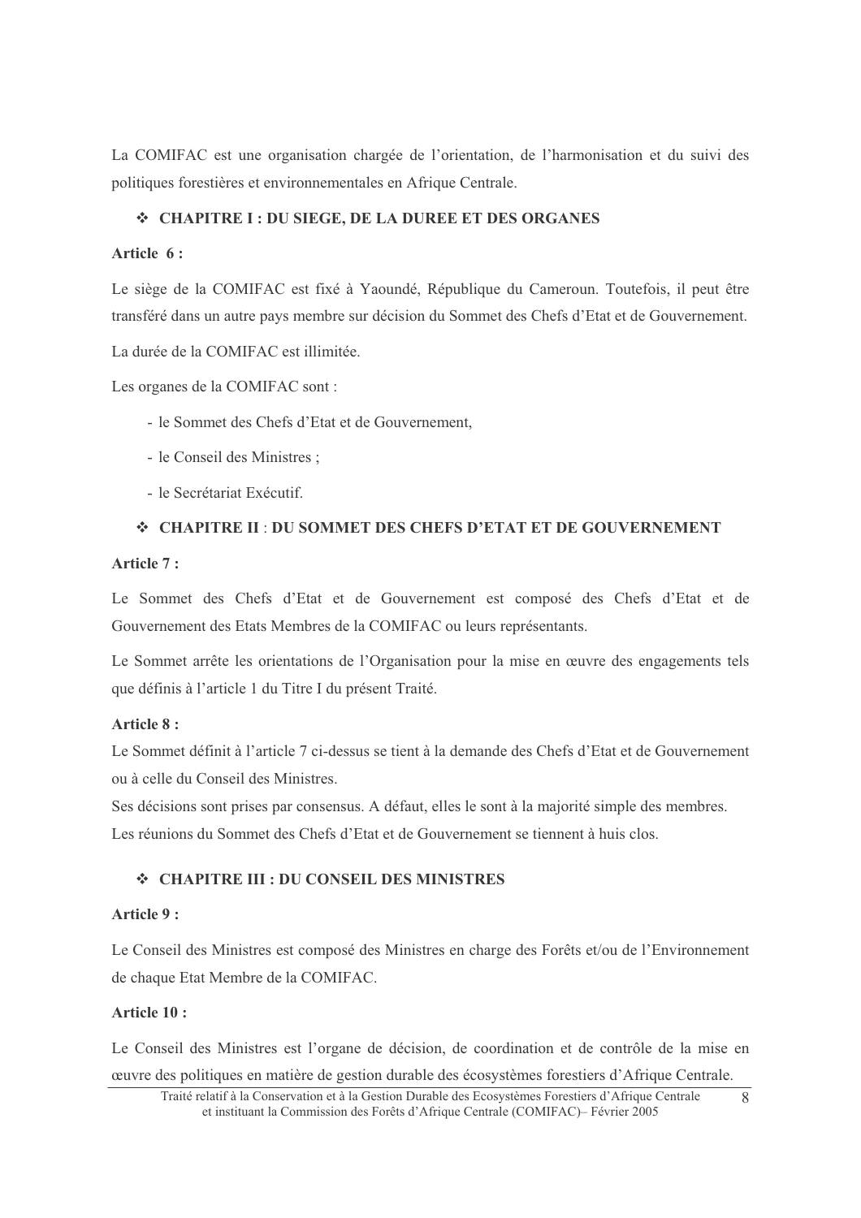La COMIFAC est une organisation chargée de l'orientation, de l'harmonisation et du suivi des politiques forestières et environnementales en Afrique Centrale.

### ❖ CHAPITRE I : DU SIEGE, DE LA DUREE ET DES ORGANES

**Article 6 :**

Le siège de la COMIFAC est fixé à Yaoundé, République du Cameroun. Toutefois, il peut être transféré dans un autre pays membre sur décision du Sommet des Chefs d'Etat et de Gouvernement.

La durée de la COMIFAC est illimitée.

Les organes de la COMIFAC sont :

- le Sommet des Chefs d'Etat et de Gouvernement,
- le Conseil des Ministres ;
- le Secrétariat Exécutif.

### ❖ CHAPITRE II : DU SOMMET DES CHEFS D'ETAT ET DE GOUVERNEMENT

**Article 7 :**

Le Sommet des Chefs d'Etat et de Gouvernement est composé des Chefs d'Etat et de Gouvernement des Etats Membres de la COMIFAC ou leurs représentants.

Le Sommet arrête les orientations de l'Organisation pour la mise en œuvre des engagements tels que définis à l'article 1 du Titre I du présent Traité.

**Article 8 :**

Le Sommet définit à l'article 7 ci-dessus se tient à la demande des Chefs d'Etat et de Gouvernement ou à celle du Conseil des Ministres.

Ses décisions sont prises par consensus. A défaut, elles le sont à la majorité simple des membres.

Les réunions du Sommet des Chefs d'Etat et de Gouvernement se tiennent à huis clos.

### ❖ CHAPITRE III : DU CONSEIL DES MINISTRES

**Article 9 :**

Le Conseil des Ministres est composé des Ministres en charge des Forêts et/ou de l'Environnement de chaque Etat Membre de la COMIFAC.

**Article 10 :**

Le Conseil des Ministres est l'organe de décision, de coordination et de contrôle de la mise en œuvre des politiques en matière de gestion durable des écosystèmes forestiers d'Afrique Centrale.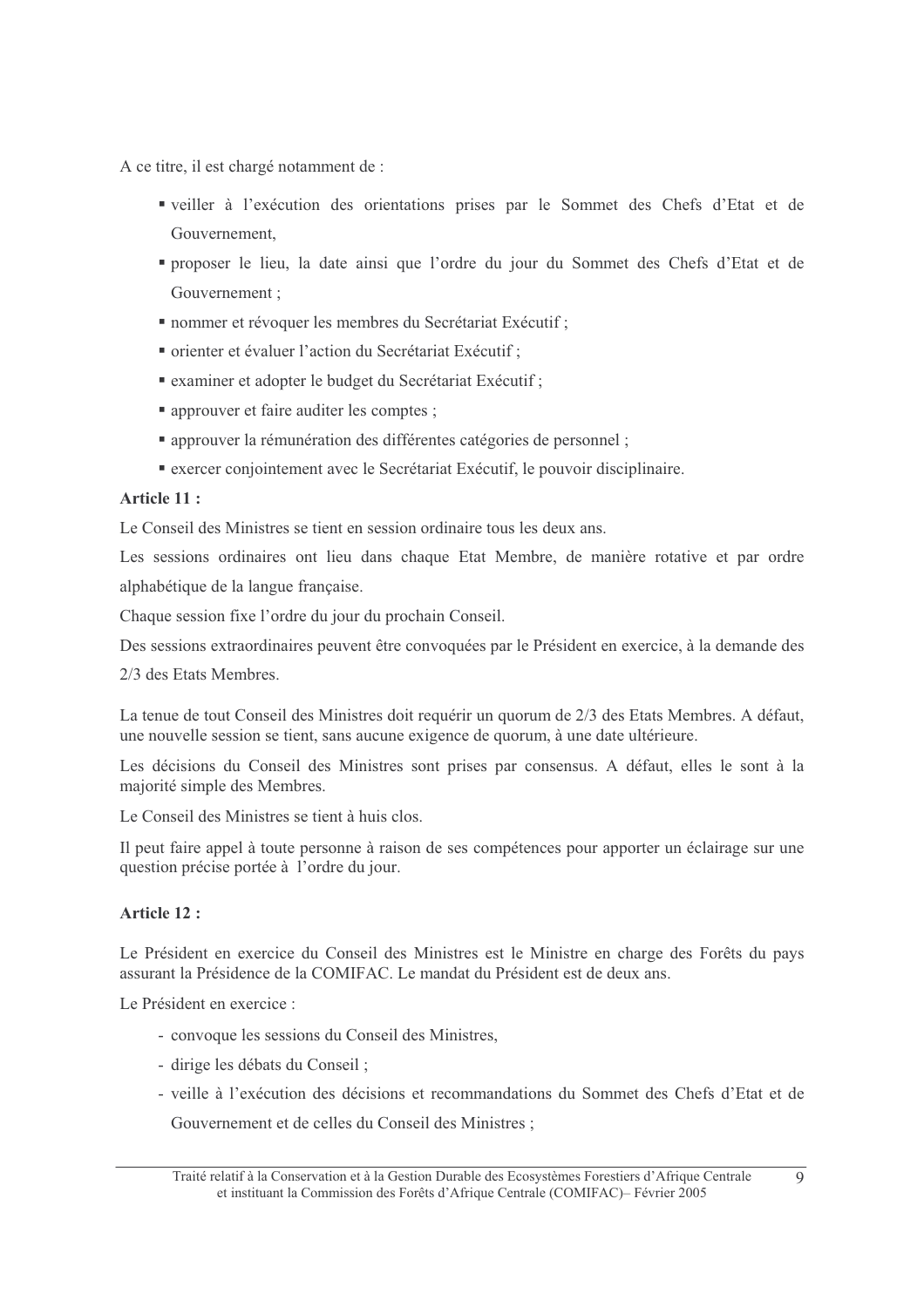A ce titre, il est chargé notamment de :

- veiller à l'exécution des orientations prises par le Sommet des Chefs d'Etat et de Gouvernement,
- proposer le lieu, la date ainsi que l'ordre du jour du Sommet des Chefs d'Etat et de Gouvernement ;
- nommer et révoquer les membres du Secrétariat Exécutif ;
- orienter et évaluer l'action du Secrétariat Exécutif ;
- examiner et adopter le budget du Secrétariat Exécutif ;
- approuver et faire auditer les comptes ;
- approuver la rémunération des différentes catégories de personnel ;
- exercer conjointement avec le Secrétariat Exécutif, le pouvoir disciplinaire.

**Article 11 :**

Le Conseil des Ministres se tient en session ordinaire tous les deux ans.

Les sessions ordinaires ont lieu dans chaque Etat Membre, de manière rotative et par ordre alphabétique de la langue française.

Chaque session fixe l'ordre du jour du prochain Conseil.

Des sessions extraordinaires peuvent être convoquées par le Président en exercice, à la demande des 2/3 des Etats Membres.

La tenue de tout Conseil des Ministres doit requérir un quorum de 2/3 des Etats Membres. A défaut, une nouvelle session se tient, sans aucune exigence de quorum, à une date ultérieure.

Les décisions du Conseil des Ministres sont prises par consensus. A défaut, elles le sont à la majorité simple des Membres.

Le Conseil des Ministres se tient à huis clos.

Il peut faire appel à toute personne à raison de ses compétences pour apporter un éclairage sur une question précise portée à l'ordre du jour.

**Article 12 :**

Le Président en exercice du Conseil des Ministres est le Ministre en charge des Forêts du pays assurant la Présidence de la COMIFAC. Le mandat du Président est de deux ans.

Le Président en exercice :

- convoque les sessions du Conseil des Ministres,
- dirige les débats du Conseil ;
- veille à l'exécution des décisions et recommandations du Sommet des Chefs d'Etat et de Gouvernement et de celles du Conseil des Ministres ;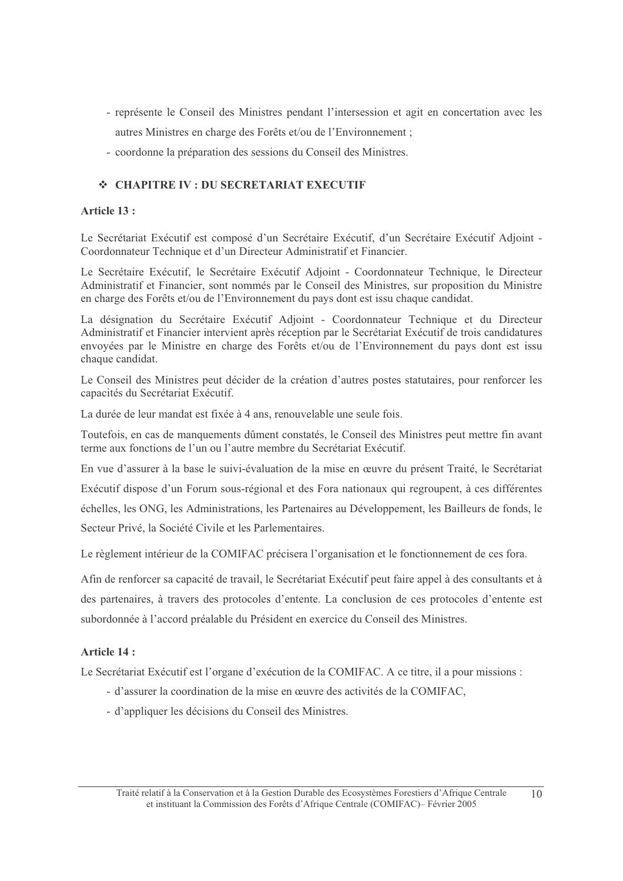- représente le Conseil des Ministres pendant l'intersession et agit en concertation avec les autres Ministres en charge des Forêts et/ou de l'Environnement ;
- coordonne la préparation des sessions du Conseil des Ministres.

## ❖ CHAPITRE IV : DU SECRETARIAT EXECUTIF

**Article 13 :**

Le Secrétariat Exécutif est composé d'un Secrétaire Exécutif, d'un Secrétaire Exécutif Adjoint - Coordonnateur Technique et d'un Directeur Administratif et Financier.

Le Secrétaire Exécutif, le Secrétaire Exécutif Adjoint - Coordonnateur Technique, le Directeur Administratif et Financier, sont nommés par le Conseil des Ministres, sur proposition du Ministre en charge des Forêts et/ou de l'Environnement du pays dont est issu chaque candidat.

La désignation du Secrétaire Exécutif Adjoint - Coordonnateur Technique et du Directeur Administratif et Financier intervient après réception par le Secrétariat Exécutif de trois candidatures envoyées par le Ministre en charge des Forêts et/ou de l'Environnement du pays dont est issu chaque candidat.

Le Conseil des Ministres peut décider de la création d'autres postes statutaires, pour renforcer les capacités du Secrétariat Exécutif.

La durée de leur mandat est fixée à 4 ans, renouvelable une seule fois.

Toutefois, en cas de manquements dûment constatés, le Conseil des Ministres peut mettre fin avant terme aux fonctions de l'un ou l'autre membre du Secrétariat Exécutif.

En vue d'assurer à la base le suivi-évaluation de la mise en œuvre du présent Traité, le Secrétariat Exécutif dispose d'un Forum sous-régional et des Fora nationaux qui regroupent, à ces différentes échelles, les ONG, les Administrations, les Partenaires au Développement, les Bailleurs de fonds, le Secteur Privé, la Société Civile et les Parlementaires.

Le règlement intérieur de la COMIFAC précisera l'organisation et le fonctionnement de ces fora.

Afin de renforcer sa capacité de travail, le Secrétariat Exécutif peut faire appel à des consultants et à des partenaires, à travers des protocoles d'entente. La conclusion de ces protocoles d'entente est subordonnée à l'accord préalable du Président en exercice du Conseil des Ministres.

**Article 14 :**

Le Secrétariat Exécutif est l'organe d'exécution de la COMIFAC. A ce titre, il a pour missions :

- d'assurer la coordination de la mise en œuvre des activités de la COMIFAC,
- d'appliquer les décisions du Conseil des Ministres.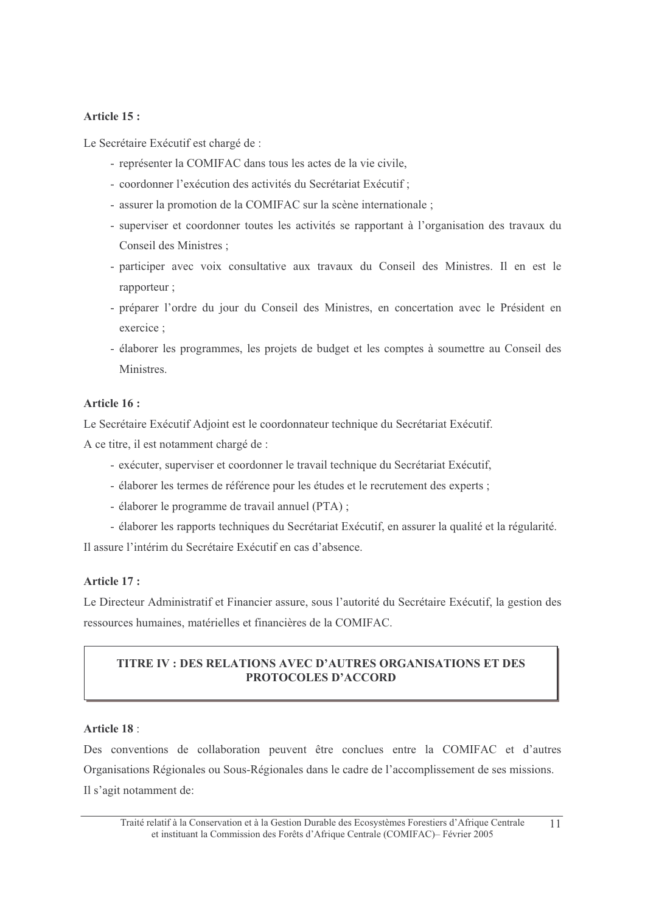**Article 15 :**

Le Secrétaire Exécutif est chargé de :

- représenter la COMIFAC dans tous les actes de la vie civile,
- coordonner l'exécution des activités du Secrétariat Exécutif ;
- assurer la promotion de la COMIFAC sur la scène internationale ;
- superviser et coordonner toutes les activités se rapportant à l'organisation des travaux du Conseil des Ministres ;
- participer avec voix consultative aux travaux du Conseil des Ministres. Il en est le rapporteur ;
- préparer l'ordre du jour du Conseil des Ministres, en concertation avec le Président en exercice ;
- élaborer les programmes, les projets de budget et les comptes à soumettre au Conseil des Ministres.

**Article 16 :**

Le Secrétaire Exécutif Adjoint est le coordonnateur technique du Secrétariat Exécutif.

A ce titre, il est notamment chargé de :

- exécuter, superviser et coordonner le travail technique du Secrétariat Exécutif,
- élaborer les termes de référence pour les études et le recrutement des experts ;
- élaborer le programme de travail annuel (PTA) ;
- élaborer les rapports techniques du Secrétariat Exécutif, en assurer la qualité et la régularité.

Il assure l'intérim du Secrétaire Exécutif en cas d'absence.

**Article 17 :**

Le Directeur Administratif et Financier assure, sous l'autorité du Secrétaire Exécutif, la gestion des ressources humaines, matérielles et financières de la COMIFAC.

## TITRE IV : DES RELATIONS AVEC D'AUTRES ORGANISATIONS ET DES PROTOCOLES D'ACCORD

**Article 18** :

Des conventions de collaboration peuvent être conclues entre la COMIFAC et d'autres Organisations Régionales ou Sous-Régionales dans le cadre de l'accomplissement de ses missions.

Il s'agit notamment de: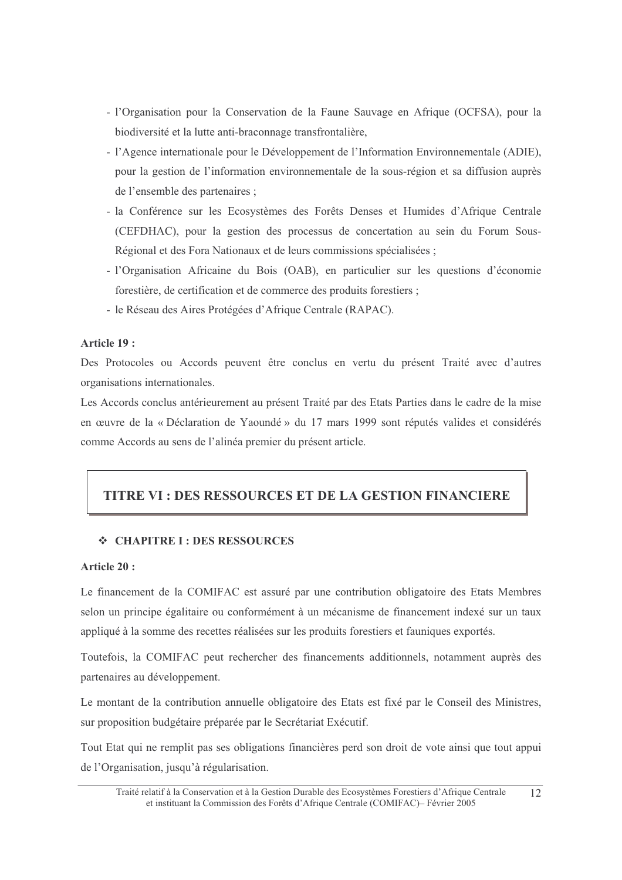- l'Organisation pour la Conservation de la Faune Sauvage en Afrique (OCFSA), pour la biodiversité et la lutte anti-braconnage transfrontalière,
- l'Agence internationale pour le Développement de l'Information Environnementale (ADIE), pour la gestion de l'information environnementale de la sous-région et sa diffusion auprès de l'ensemble des partenaires ;
- la Conférence sur les Ecosystèmes des Forêts Denses et Humides d'Afrique Centrale (CEFDHAC), pour la gestion des processus de concertation au sein du Forum Sous-Régional et des Fora Nationaux et de leurs commissions spécialisées ;
- l'Organisation Africaine du Bois (OAB), en particulier sur les questions d'économie forestière, de certification et de commerce des produits forestiers ;
- le Réseau des Aires Protégées d'Afrique Centrale (RAPAC).

**Article 19 :**

Des Protocoles ou Accords peuvent être conclus en vertu du présent Traité avec d'autres organisations internationales.

Les Accords conclus antérieurement au présent Traité par des Etats Parties dans le cadre de la mise en œuvre de la « Déclaration de Yaoundé » du 17 mars 1999 sont réputés valides et considérés comme Accords au sens de l'alinéa premier du présent article.

## TITRE VI : DES RESSOURCES ET DE LA GESTION FINANCIERE

### ❖ CHAPITRE I : DES RESSOURCES

**Article 20 :**

Le financement de la COMIFAC est assuré par une contribution obligatoire des Etats Membres selon un principe égalitaire ou conformément à un mécanisme de financement indexé sur un taux appliqué à la somme des recettes réalisées sur les produits forestiers et fauniques exportés.

Toutefois, la COMIFAC peut rechercher des financements additionnels, notamment auprès des partenaires au développement.

Le montant de la contribution annuelle obligatoire des Etats est fixé par le Conseil des Ministres, sur proposition budgétaire préparée par le Secrétariat Exécutif.

Tout Etat qui ne remplit pas ses obligations financières perd son droit de vote ainsi que tout appui de l'Organisation, jusqu'à régularisation.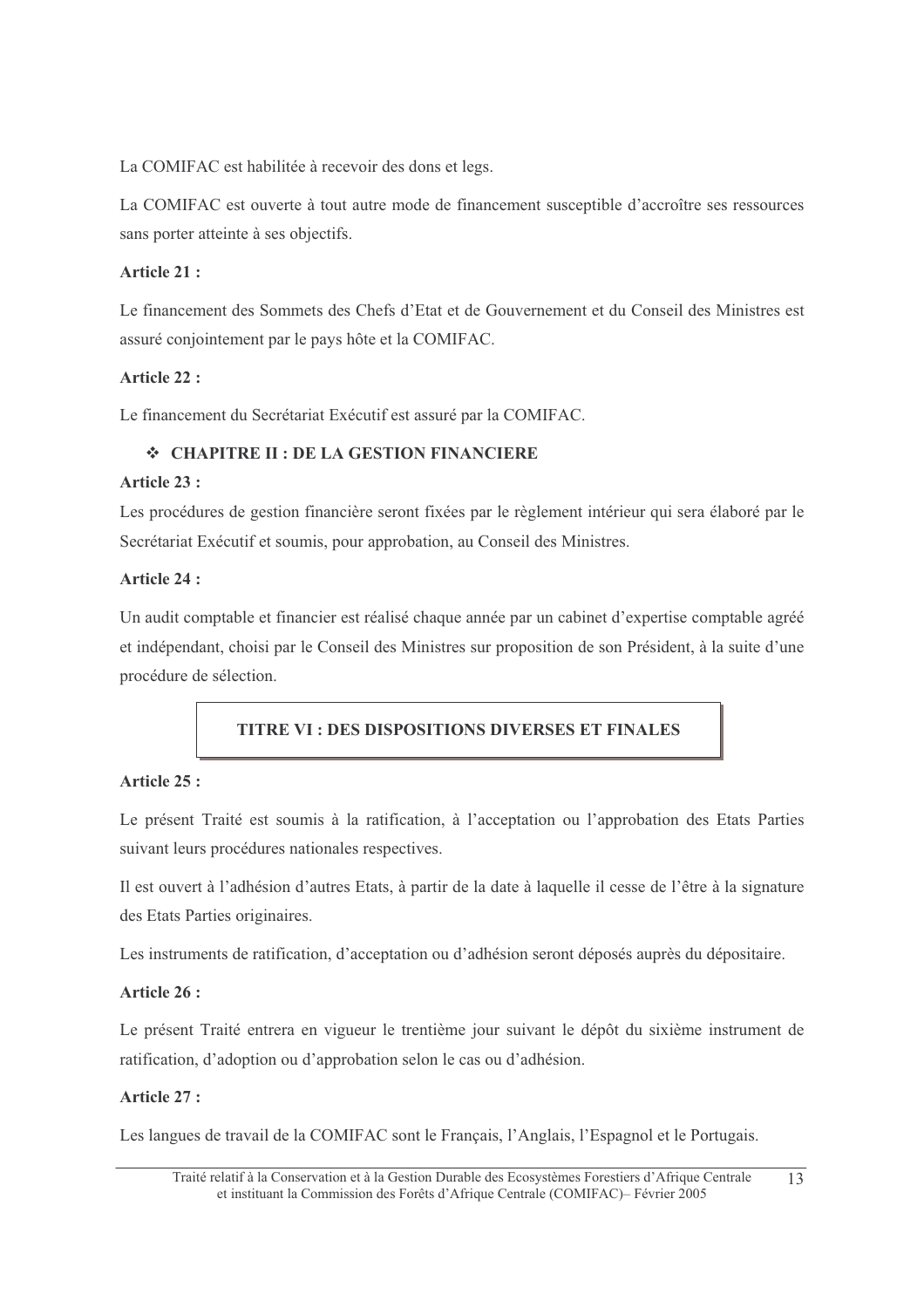La COMIFAC est habilitée à recevoir des dons et legs.

La COMIFAC est ouverte à tout autre mode de financement susceptible d'accroître ses ressources sans porter atteinte à ses objectifs.

**Article 21 :**

Le financement des Sommets des Chefs d'Etat et de Gouvernement et du Conseil des Ministres est assuré conjointement par le pays hôte et la COMIFAC.

**Article 22 :**

Le financement du Secrétariat Exécutif est assuré par la COMIFAC.

### ❖ CHAPITRE II : DE LA GESTION FINANCIERE

**Article 23 :**

Les procédures de gestion financière seront fixées par le règlement intérieur qui sera élaboré par le Secrétariat Exécutif et soumis, pour approbation, au Conseil des Ministres.

**Article 24 :**

Un audit comptable et financier est réalisé chaque année par un cabinet d'expertise comptable agréé et indépendant, choisi par le Conseil des Ministres sur proposition de son Président, à la suite d'une procédure de sélection.

## TITRE VI : DES DISPOSITIONS DIVERSES ET FINALES

**Article 25 :**

Le présent Traité est soumis à la ratification, à l'acceptation ou l'approbation des Etats Parties suivant leurs procédures nationales respectives.

Il est ouvert à l'adhésion d'autres Etats, à partir de la date à laquelle il cesse de l'être à la signature des Etats Parties originaires.

Les instruments de ratification, d'acceptation ou d'adhésion seront déposés auprès du dépositaire.

**Article 26 :**

Le présent Traité entrera en vigueur le trentième jour suivant le dépôt du sixième instrument de ratification, d'adoption ou d'approbation selon le cas ou d'adhésion.

**Article 27 :**

Les langues de travail de la COMIFAC sont le Français, l'Anglais, l'Espagnol et le Portugais.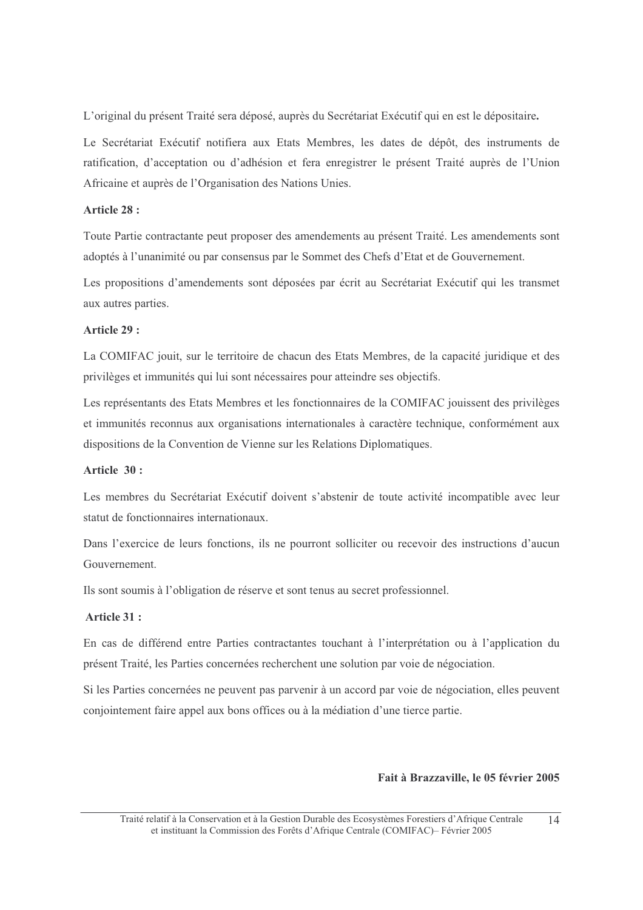L'original du présent Traité sera déposé, auprès du Secrétariat Exécutif qui en est le dépositaire**.**

Le Secrétariat Exécutif notifiera aux Etats Membres, les dates de dépôt, des instruments de ratification, d'acceptation ou d'adhésion et fera enregistrer le présent Traité auprès de l'Union Africaine et auprès de l'Organisation des Nations Unies.

**Article 28 :**

Toute Partie contractante peut proposer des amendements au présent Traité. Les amendements sont adoptés à l'unanimité ou par consensus par le Sommet des Chefs d'Etat et de Gouvernement.

Les propositions d'amendements sont déposées par écrit au Secrétariat Exécutif qui les transmet aux autres parties.

**Article 29 :**

La COMIFAC jouit, sur le territoire de chacun des Etats Membres, de la capacité juridique et des privilèges et immunités qui lui sont nécessaires pour atteindre ses objectifs.

Les représentants des Etats Membres et les fonctionnaires de la COMIFAC jouissent des privilèges et immunités reconnus aux organisations internationales à caractère technique, conformément aux dispositions de la Convention de Vienne sur les Relations Diplomatiques.

**Article 30 :**

Les membres du Secrétariat Exécutif doivent s'abstenir de toute activité incompatible avec leur statut de fonctionnaires internationaux.

Dans l'exercice de leurs fonctions, ils ne pourront solliciter ou recevoir des instructions d'aucun Gouvernement.

Ils sont soumis à l'obligation de réserve et sont tenus au secret professionnel.

**Article 31 :**

En cas de différend entre Parties contractantes touchant à l'interprétation ou à l'application du présent Traité, les Parties concernées recherchent une solution par voie de négociation.

Si les Parties concernées ne peuvent pas parvenir à un accord par voie de négociation, elles peuvent conjointement faire appel aux bons offices ou à la médiation d'une tierce partie.

**Fait à Brazzaville, le 05 février 2005**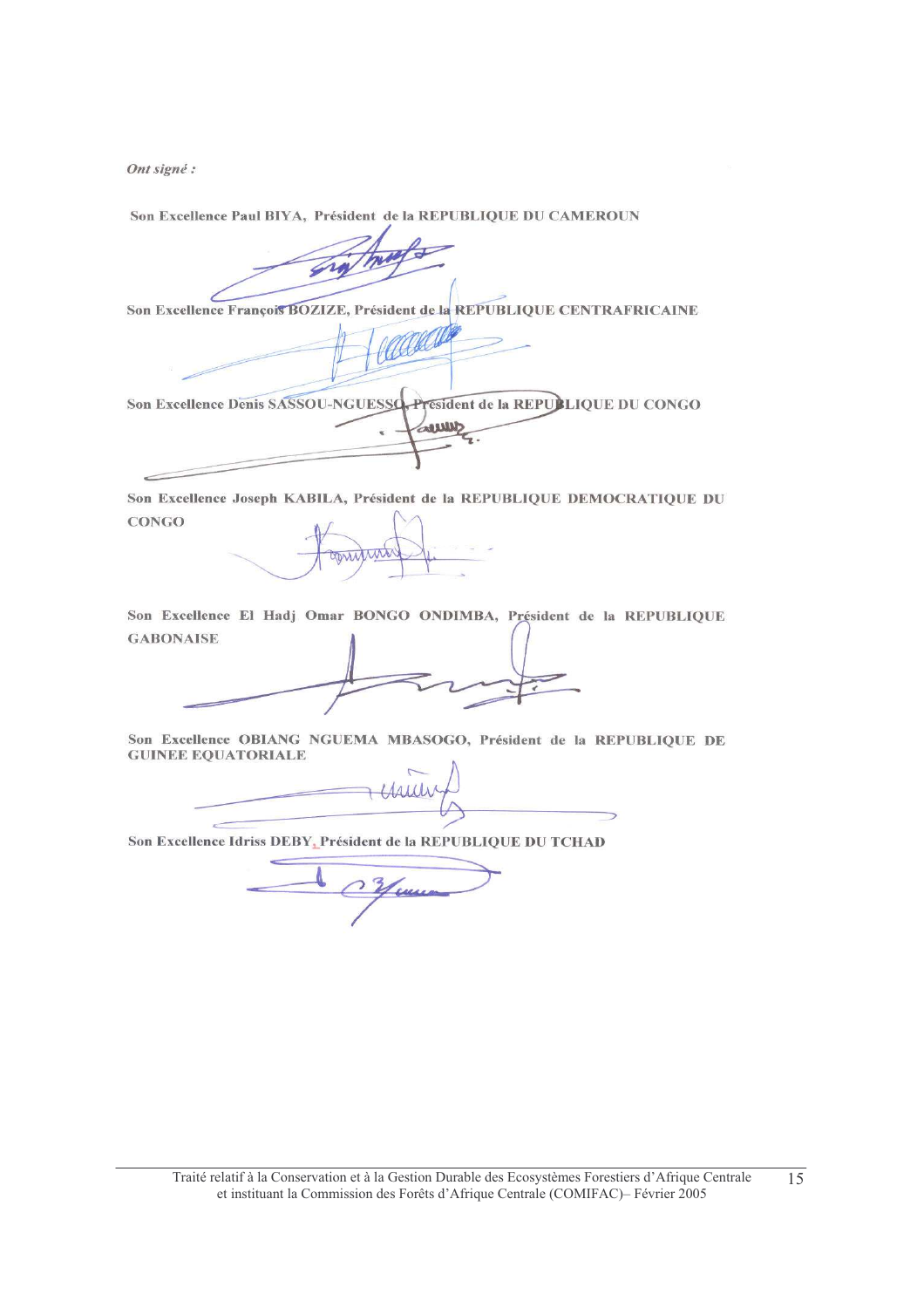*Ont signé :*

**Son Excellence Paul BIYA, Président de la REPUBLIQUE DU CAMEROUN**

**Son Excellence François BOZIZE, Président de la REPUBLIQUE CENTRAFRICAINE**

**Son Excellence Denis SASSOU-NGUESSO, Président de la REPUBLIQUE DU CONGO**

**Son Excellence Joseph KABILA, Président de la REPUBLIQUE DEMOCRATIQUE DU CONGO**

**Son Excellence El Hadj Omar BONGO ONDIMBA, Président de la REPUBLIQUE GABONAISE**

**Son Excellence OBIANG NGUEMA MBASOGO, Président de la REPUBLIQUE DE GUINEE EQUATORIALE**

**Son Excellence Idriss DEBY, Président de la REPUBLIQUE DU TCHAD**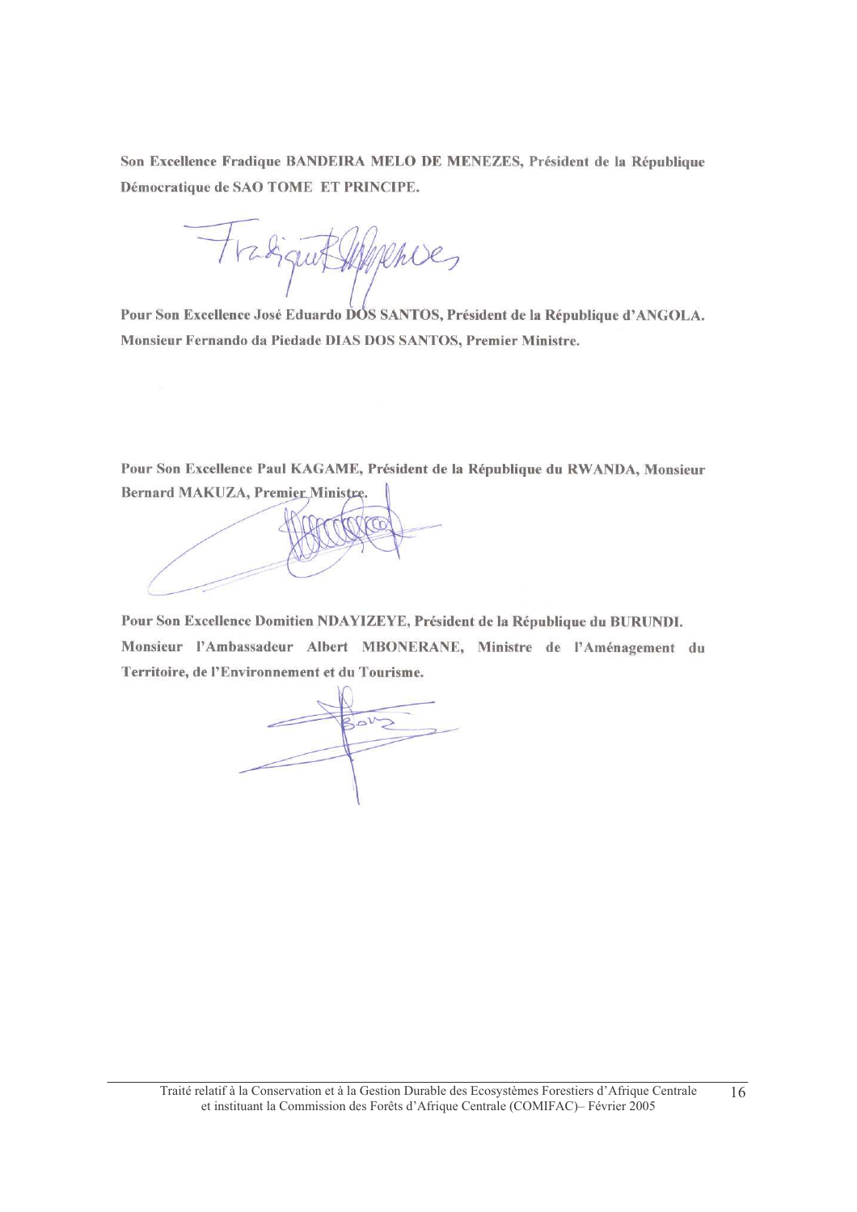**Son Excellence Fradique BANDEIRA MELO DE MENEZES, Président de la République Démocratique de SAO TOME ET PRINCIPE.**

**Pour Son Excellence José Eduardo DOS SANTOS, Président de la République d'ANGOLA. Monsieur Fernando da Piedade DIAS DOS SANTOS, Premier Ministre.**

**Pour Son Excellence Paul KAGAME, Président de la République du RWANDA, Monsieur Bernard MAKUZA, Premier Ministre.**

**Pour Son Excellence Domitien NDAYIZEYE, Président de la République du BURUNDI. Monsieur l'Ambassadeur Albert MBONERANE, Ministre de l'Aménagement du Territoire, de l'Environnement et du Tourisme.**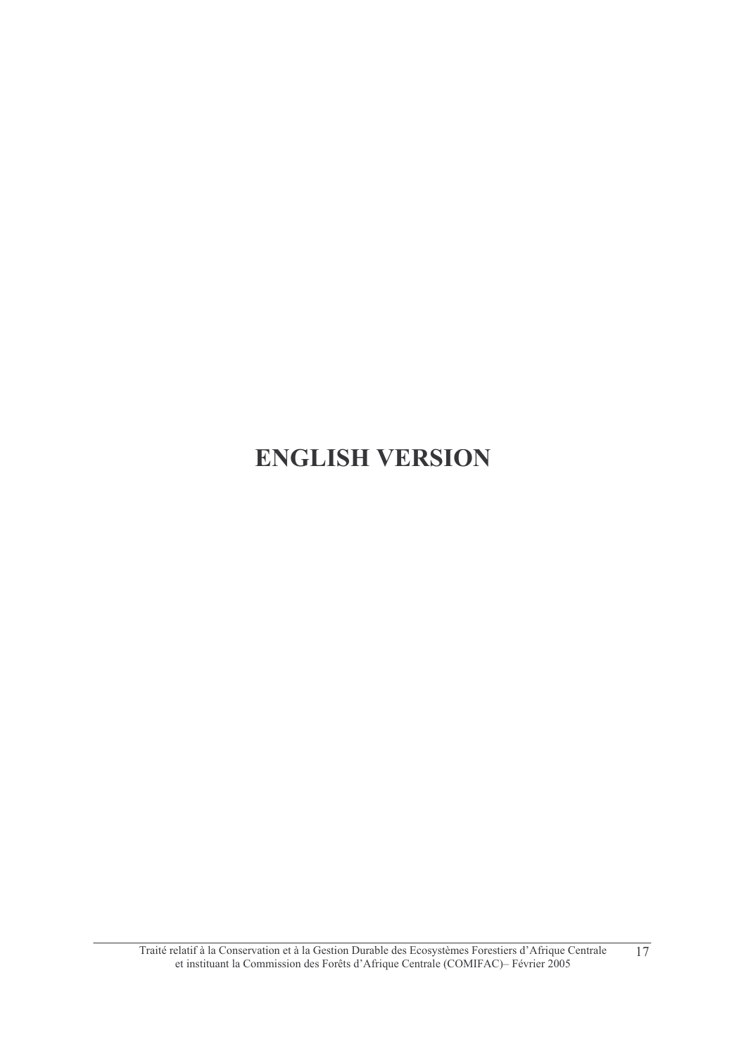# ENGLISH VERSION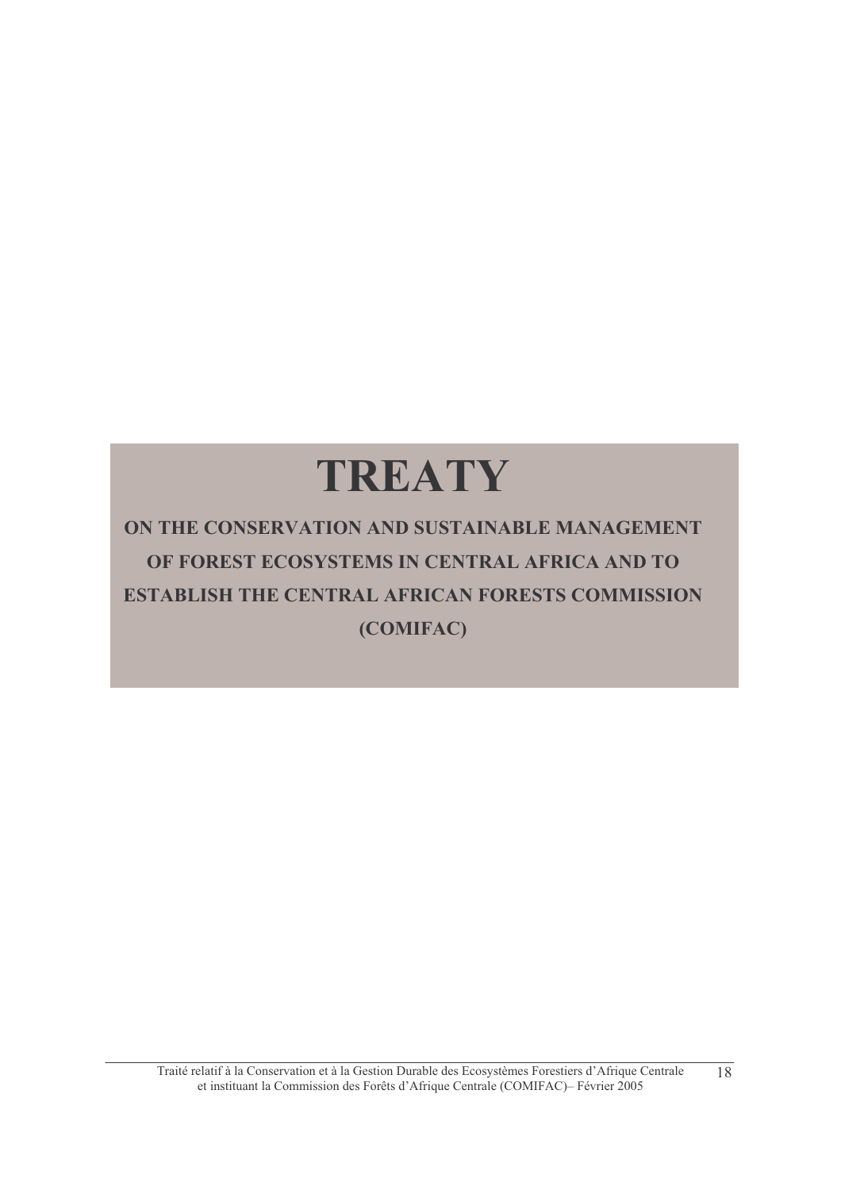# TREATY

## ON THE CONSERVATION AND SUSTAINABLE MANAGEMENT OF FOREST ECOSYSTEMS IN CENTRAL AFRICA AND TO ESTABLISH THE CENTRAL AFRICAN FORESTS COMMISSION (COMIFAC)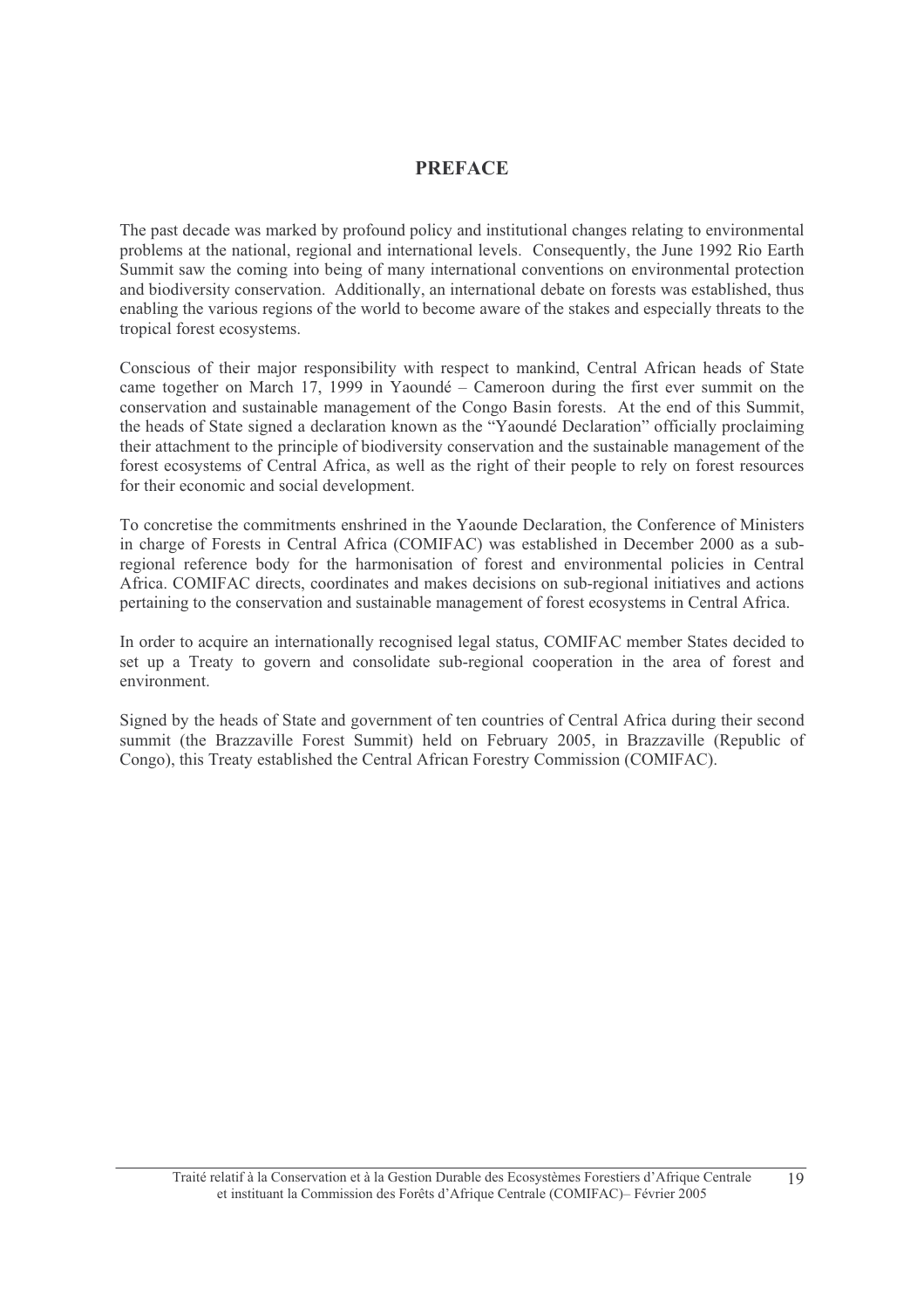# PREFACE

The past decade was marked by profound policy and institutional changes relating to environmental problems at the national, regional and international levels. Consequently, the June 1992 Rio Earth Summit saw the coming into being of many international conventions on environmental protection and biodiversity conservation. Additionally, an international debate on forests was established, thus enabling the various regions of the world to become aware of the stakes and especially threats to the tropical forest ecosystems.

Conscious of their major responsibility with respect to mankind, Central African heads of State came together on March 17, 1999 in Yaoundé – Cameroon during the first ever summit on the conservation and sustainable management of the Congo Basin forests. At the end of this Summit, the heads of State signed a declaration known as the "Yaoundé Declaration" officially proclaiming their attachment to the principle of biodiversity conservation and the sustainable management of the forest ecosystems of Central Africa, as well as the right of their people to rely on forest resources for their economic and social development.

To concretise the commitments enshrined in the Yaounde Declaration, the Conference of Ministers in charge of Forests in Central Africa (COMIFAC) was established in December 2000 as a sub-regional reference body for the harmonisation of forest and environmental policies in Central Africa. COMIFAC directs, coordinates and makes decisions on sub-regional initiatives and actions pertaining to the conservation and sustainable management of forest ecosystems in Central Africa.

In order to acquire an internationally recognised legal status, COMIFAC member States decided to set up a Treaty to govern and consolidate sub-regional cooperation in the area of forest and environment.

Signed by the heads of State and government of ten countries of Central Africa during their second summit (the Brazzaville Forest Summit) held on February 2005, in Brazzaville (Republic of Congo), this Treaty established the Central African Forestry Commission (COMIFAC).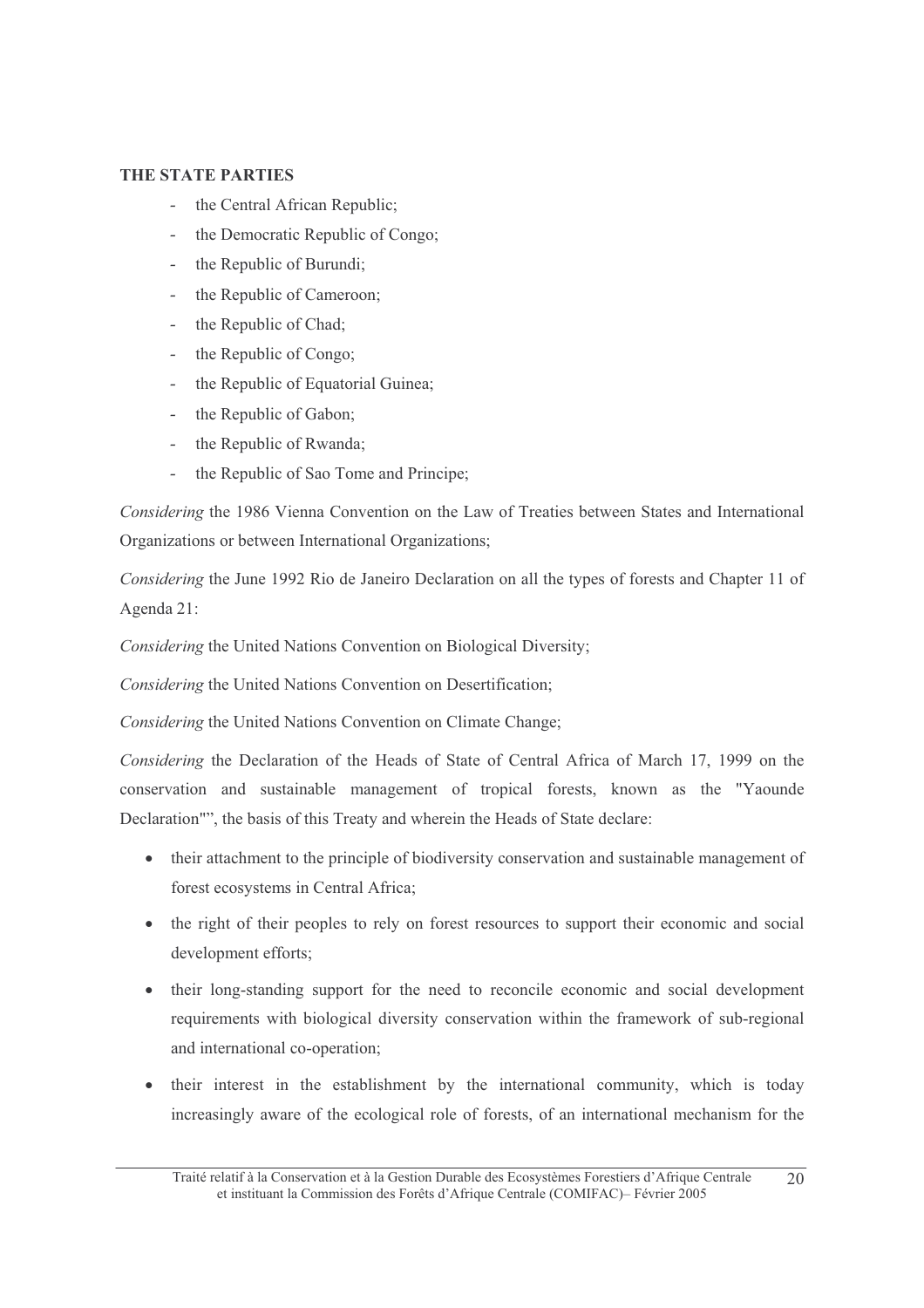**THE STATE PARTIES**

- the Central African Republic;
- the Democratic Republic of Congo;
- the Republic of Burundi;
- the Republic of Cameroon;
- the Republic of Chad;
- the Republic of Congo;
- the Republic of Equatorial Guinea;
- the Republic of Gabon;
- the Republic of Rwanda;
- the Republic of Sao Tome and Principe;

*Considering* the 1986 Vienna Convention on the Law of Treaties between States and International Organizations or between International Organizations;

*Considering* the June 1992 Rio de Janeiro Declaration on all the types of forests and Chapter 11 of Agenda 21:

*Considering* the United Nations Convention on Biological Diversity;

*Considering* the United Nations Convention on Desertification;

*Considering* the United Nations Convention on Climate Change;

*Considering* the Declaration of the Heads of State of Central Africa of March 17, 1999 on the conservation and sustainable management of tropical forests, known as the "Yaounde Declaration"", the basis of this Treaty and wherein the Heads of State declare:

- their attachment to the principle of biodiversity conservation and sustainable management of forest ecosystems in Central Africa;
- the right of their peoples to rely on forest resources to support their economic and social development efforts;
- their long-standing support for the need to reconcile economic and social development requirements with biological diversity conservation within the framework of sub-regional and international co-operation;
- their interest in the establishment by the international community, which is today increasingly aware of the ecological role of forests, of an international mechanism for the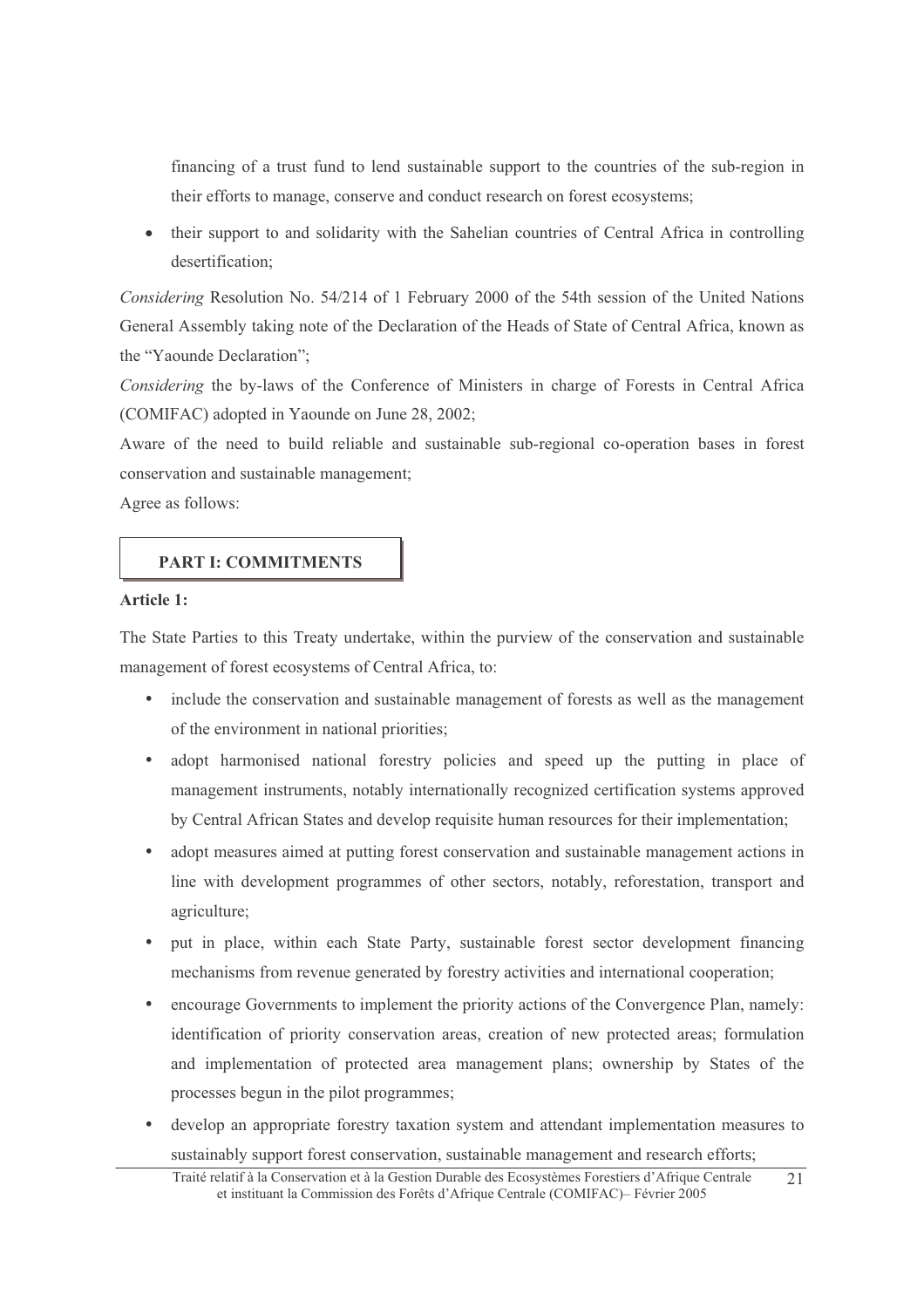financing of a trust fund to lend sustainable support to the countries of the sub-region in their efforts to manage, conserve and conduct research on forest ecosystems;

- their support to and solidarity with the Sahelian countries of Central Africa in controlling desertification;

*Considering* Resolution No. 54/214 of 1 February 2000 of the 54th session of the United Nations General Assembly taking note of the Declaration of the Heads of State of Central Africa, known as the "Yaounde Declaration";

*Considering* the by-laws of the Conference of Ministers in charge of Forests in Central Africa (COMIFAC) adopted in Yaounde on June 28, 2002;

Aware of the need to build reliable and sustainable sub-regional co-operation bases in forest conservation and sustainable management;

Agree as follows:

## PART I: COMMITMENTS

**Article 1:**

The State Parties to this Treaty undertake, within the purview of the conservation and sustainable management of forest ecosystems of Central Africa, to:

- include the conservation and sustainable management of forests as well as the management of the environment in national priorities;
- adopt harmonised national forestry policies and speed up the putting in place of management instruments, notably internationally recognized certification systems approved by Central African States and develop requisite human resources for their implementation;
- adopt measures aimed at putting forest conservation and sustainable management actions in line with development programmes of other sectors, notably, reforestation, transport and agriculture;
- put in place, within each State Party, sustainable forest sector development financing mechanisms from revenue generated by forestry activities and international cooperation;
- encourage Governments to implement the priority actions of the Convergence Plan, namely: identification of priority conservation areas, creation of new protected areas; formulation and implementation of protected area management plans; ownership by States of the processes begun in the pilot programmes;
- develop an appropriate forestry taxation system and attendant implementation measures to sustainably support forest conservation, sustainable management and research efforts;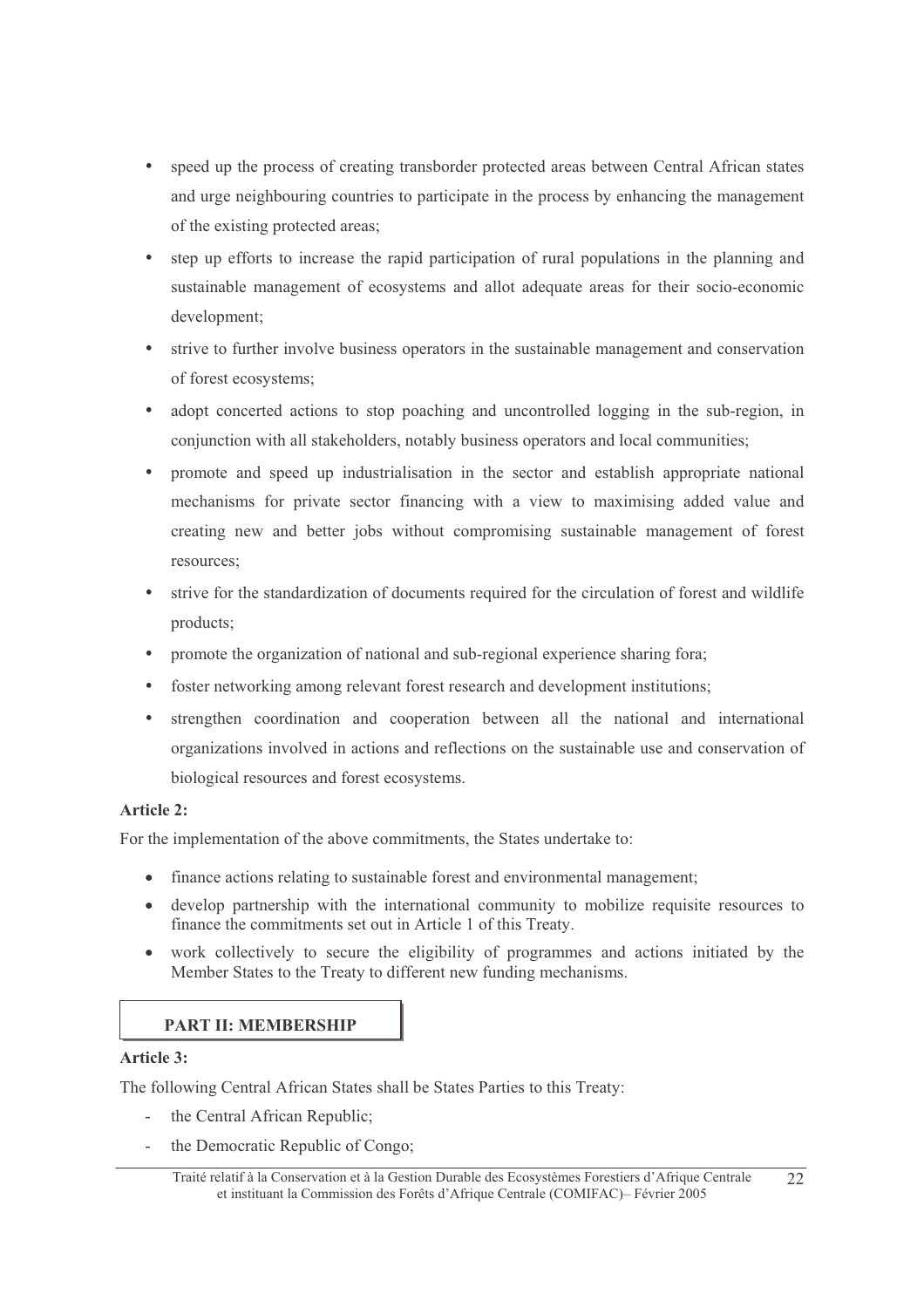- speed up the process of creating transborder protected areas between Central African states and urge neighbouring countries to participate in the process by enhancing the management of the existing protected areas;
- step up efforts to increase the rapid participation of rural populations in the planning and sustainable management of ecosystems and allot adequate areas for their socio-economic development;
- strive to further involve business operators in the sustainable management and conservation of forest ecosystems;
- adopt concerted actions to stop poaching and uncontrolled logging in the sub-region, in conjunction with all stakeholders, notably business operators and local communities;
- promote and speed up industrialisation in the sector and establish appropriate national mechanisms for private sector financing with a view to maximising added value and creating new and better jobs without compromising sustainable management of forest resources;
- strive for the standardization of documents required for the circulation of forest and wildlife products;
- promote the organization of national and sub-regional experience sharing fora;
- foster networking among relevant forest research and development institutions;
- strengthen coordination and cooperation between all the national and international organizations involved in actions and reflections on the sustainable use and conservation of biological resources and forest ecosystems.

**Article 2:**

For the implementation of the above commitments, the States undertake to:

- finance actions relating to sustainable forest and environmental management;
- develop partnership with the international community to mobilize requisite resources to finance the commitments set out in Article 1 of this Treaty.
- work collectively to secure the eligibility of programmes and actions initiated by the Member States to the Treaty to different new funding mechanisms.

## PART II: MEMBERSHIP

**Article 3:**

The following Central African States shall be States Parties to this Treaty:

- the Central African Republic;
- the Democratic Republic of Congo;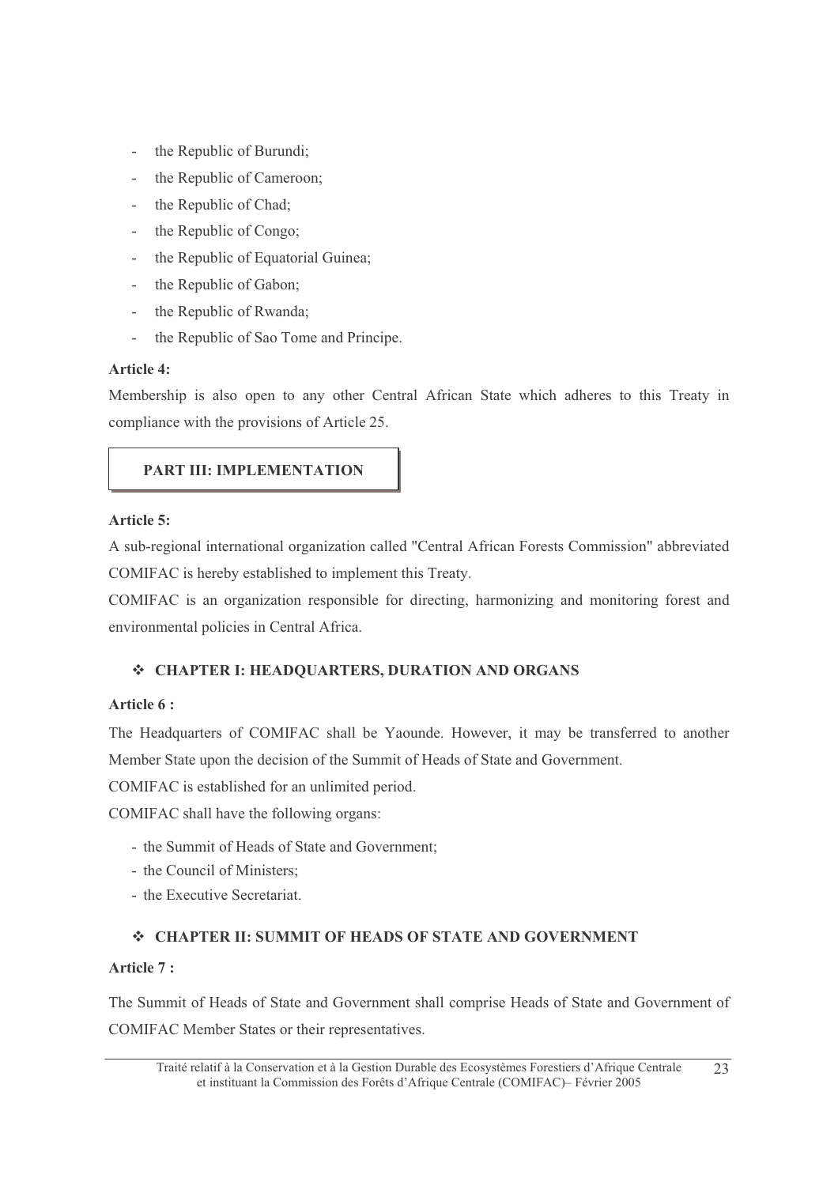- the Republic of Burundi;
- the Republic of Cameroon;
- the Republic of Chad;
- the Republic of Congo;
- the Republic of Equatorial Guinea;
- the Republic of Gabon;
- the Republic of Rwanda;
- the Republic of Sao Tome and Principe.

**Article 4:**

Membership is also open to any other Central African State which adheres to this Treaty in compliance with the provisions of Article 25.

## PART III: IMPLEMENTATION

**Article 5:**

A sub-regional international organization called "Central African Forests Commission" abbreviated COMIFAC is hereby established to implement this Treaty.

COMIFAC is an organization responsible for directing, harmonizing and monitoring forest and environmental policies in Central Africa.

### ❖ CHAPTER I: HEADQUARTERS, DURATION AND ORGANS

**Article 6 :**

The Headquarters of COMIFAC shall be Yaounde. However, it may be transferred to another Member State upon the decision of the Summit of Heads of State and Government.

COMIFAC is established for an unlimited period.

COMIFAC shall have the following organs:

- the Summit of Heads of State and Government;
- the Council of Ministers;
- the Executive Secretariat.

### ❖ CHAPTER II: SUMMIT OF HEADS OF STATE AND GOVERNMENT

**Article 7 :**

The Summit of Heads of State and Government shall comprise Heads of State and Government of COMIFAC Member States or their representatives.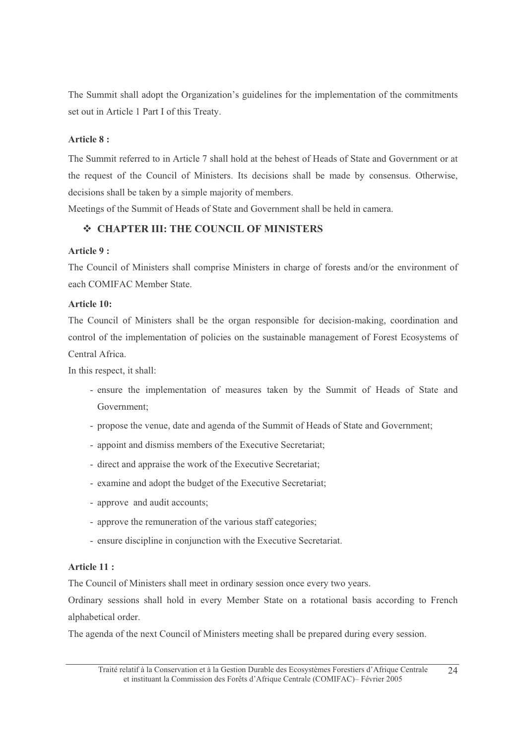The Summit shall adopt the Organization's guidelines for the implementation of the commitments set out in Article 1 Part I of this Treaty.

**Article 8 :**

The Summit referred to in Article 7 shall hold at the behest of Heads of State and Government or at the request of the Council of Ministers. Its decisions shall be made by consensus. Otherwise, decisions shall be taken by a simple majority of members.

Meetings of the Summit of Heads of State and Government shall be held in camera.

## ❖ CHAPTER III: THE COUNCIL OF MINISTERS

**Article 9 :**

The Council of Ministers shall comprise Ministers in charge of forests and/or the environment of each COMIFAC Member State.

**Article 10:**

The Council of Ministers shall be the organ responsible for decision-making, coordination and control of the implementation of policies on the sustainable management of Forest Ecosystems of Central Africa.

In this respect, it shall:

- ensure the implementation of measures taken by the Summit of Heads of State and Government;
- propose the venue, date and agenda of the Summit of Heads of State and Government;
- appoint and dismiss members of the Executive Secretariat;
- direct and appraise the work of the Executive Secretariat;
- examine and adopt the budget of the Executive Secretariat;
- approve and audit accounts;
- approve the remuneration of the various staff categories;
- ensure discipline in conjunction with the Executive Secretariat.

**Article 11 :**

The Council of Ministers shall meet in ordinary session once every two years.

Ordinary sessions shall hold in every Member State on a rotational basis according to French alphabetical order.

The agenda of the next Council of Ministers meeting shall be prepared during every session.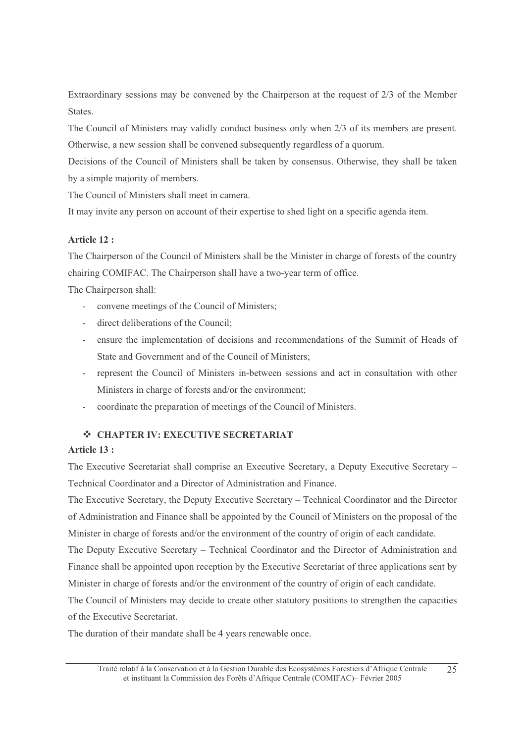Extraordinary sessions may be convened by the Chairperson at the request of 2/3 of the Member States.

The Council of Ministers may validly conduct business only when 2/3 of its members are present. Otherwise, a new session shall be convened subsequently regardless of a quorum.

Decisions of the Council of Ministers shall be taken by consensus. Otherwise, they shall be taken by a simple majority of members.

The Council of Ministers shall meet in camera.

It may invite any person on account of their expertise to shed light on a specific agenda item.

**Article 12 :**

The Chairperson of the Council of Ministers shall be the Minister in charge of forests of the country chairing COMIFAC. The Chairperson shall have a two-year term of office.

The Chairperson shall:

- convene meetings of the Council of Ministers;
- direct deliberations of the Council;
- ensure the implementation of decisions and recommendations of the Summit of Heads of State and Government and of the Council of Ministers;
- represent the Council of Ministers in-between sessions and act in consultation with other Ministers in charge of forests and/or the environment;
- coordinate the preparation of meetings of the Council of Ministers.

## ❖ CHAPTER IV: EXECUTIVE SECRETARIAT

**Article 13 :**

The Executive Secretariat shall comprise an Executive Secretary, a Deputy Executive Secretary – Technical Coordinator and a Director of Administration and Finance.

The Executive Secretary, the Deputy Executive Secretary – Technical Coordinator and the Director of Administration and Finance shall be appointed by the Council of Ministers on the proposal of the Minister in charge of forests and/or the environment of the country of origin of each candidate.

The Deputy Executive Secretary – Technical Coordinator and the Director of Administration and Finance shall be appointed upon reception by the Executive Secretariat of three applications sent by Minister in charge of forests and/or the environment of the country of origin of each candidate.

The Council of Ministers may decide to create other statutory positions to strengthen the capacities of the Executive Secretariat.

The duration of their mandate shall be 4 years renewable once.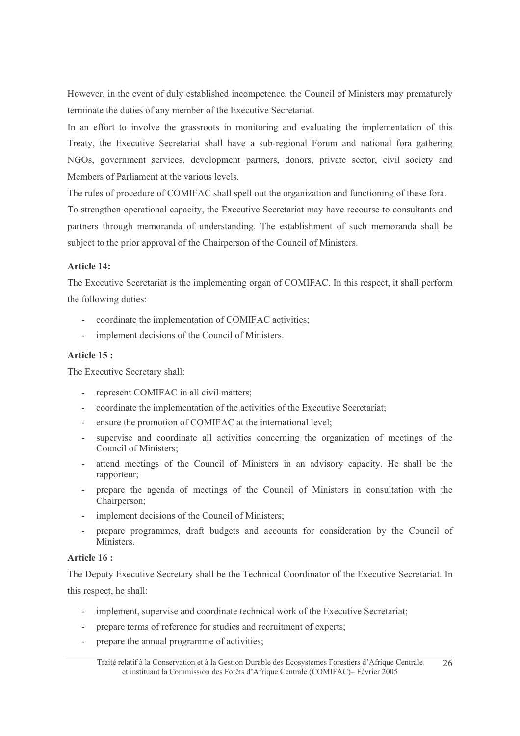However, in the event of duly established incompetence, the Council of Ministers may prematurely terminate the duties of any member of the Executive Secretariat.

In an effort to involve the grassroots in monitoring and evaluating the implementation of this Treaty, the Executive Secretariat shall have a sub-regional Forum and national fora gathering NGOs, government services, development partners, donors, private sector, civil society and Members of Parliament at the various levels.

The rules of procedure of COMIFAC shall spell out the organization and functioning of these fora.

To strengthen operational capacity, the Executive Secretariat may have recourse to consultants and partners through memoranda of understanding. The establishment of such memoranda shall be subject to the prior approval of the Chairperson of the Council of Ministers.

**Article 14:**

The Executive Secretariat is the implementing organ of COMIFAC. In this respect, it shall perform the following duties:

- coordinate the implementation of COMIFAC activities;
- implement decisions of the Council of Ministers.

**Article 15 :**

The Executive Secretary shall:

- represent COMIFAC in all civil matters;
- coordinate the implementation of the activities of the Executive Secretariat;
- ensure the promotion of COMIFAC at the international level;
- supervise and coordinate all activities concerning the organization of meetings of the Council of Ministers;
- attend meetings of the Council of Ministers in an advisory capacity. He shall be the rapporteur;
- prepare the agenda of meetings of the Council of Ministers in consultation with the Chairperson;
- implement decisions of the Council of Ministers;
- prepare programmes, draft budgets and accounts for consideration by the Council of Ministers.

**Article 16 :**

The Deputy Executive Secretary shall be the Technical Coordinator of the Executive Secretariat. In this respect, he shall:

- implement, supervise and coordinate technical work of the Executive Secretariat;
- prepare terms of reference for studies and recruitment of experts;
- prepare the annual programme of activities;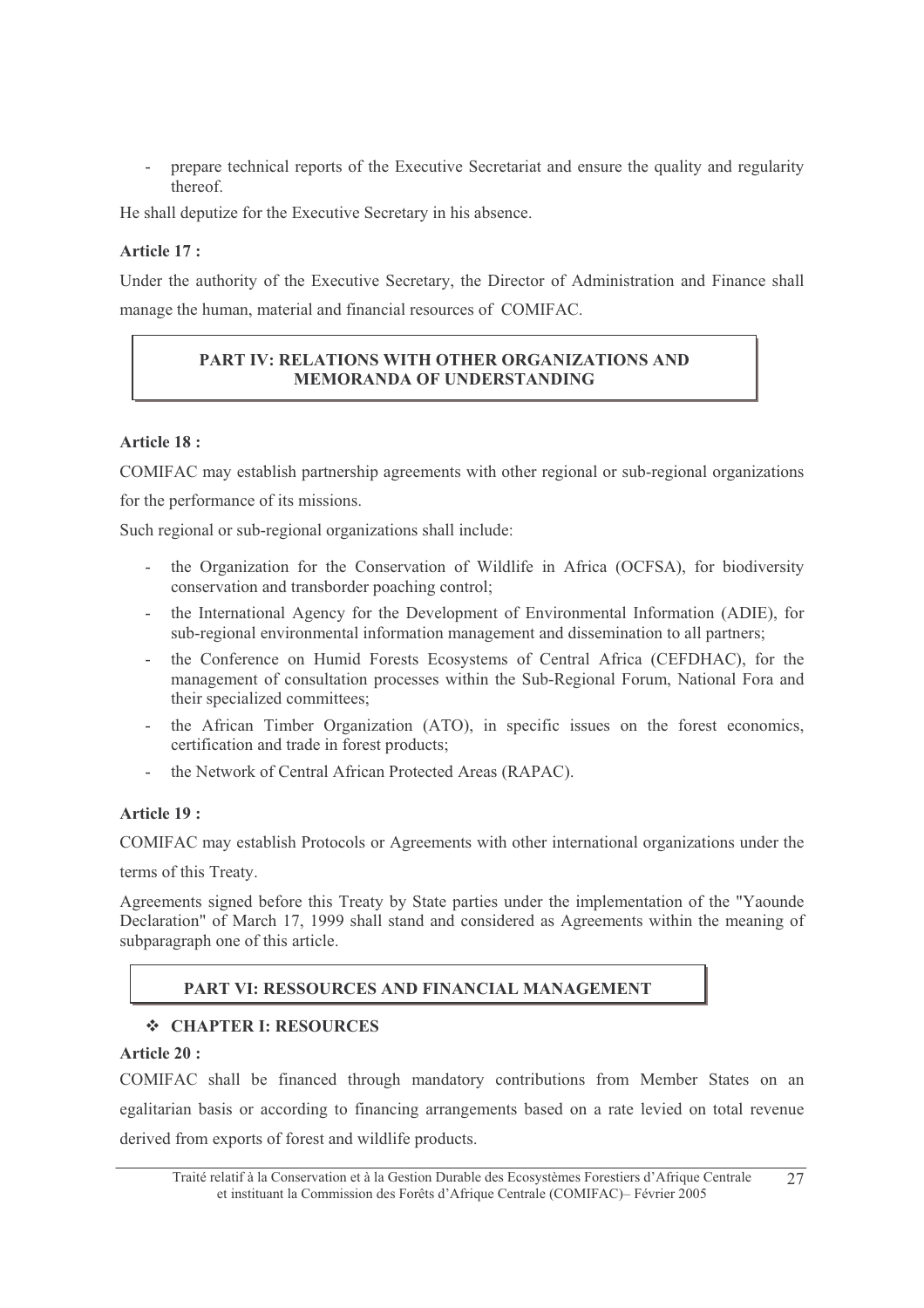- prepare technical reports of the Executive Secretariat and ensure the quality and regularity thereof.

He shall deputize for the Executive Secretary in his absence.

**Article 17 :**

Under the authority of the Executive Secretary, the Director of Administration and Finance shall manage the human, material and financial resources of COMIFAC.

## PART IV: RELATIONS WITH OTHER ORGANIZATIONS AND MEMORANDA OF UNDERSTANDING

**Article 18 :**

COMIFAC may establish partnership agreements with other regional or sub-regional organizations for the performance of its missions.

Such regional or sub-regional organizations shall include:

- the Organization for the Conservation of Wildlife in Africa (OCFSA), for biodiversity conservation and transborder poaching control;
- the International Agency for the Development of Environmental Information (ADIE), for sub-regional environmental information management and dissemination to all partners;
- the Conference on Humid Forests Ecosystems of Central Africa (CEFDHAC), for the management of consultation processes within the Sub-Regional Forum, National Fora and their specialized committees;
- the African Timber Organization (ATO), in specific issues on the forest economics, certification and trade in forest products;
- the Network of Central African Protected Areas (RAPAC).

**Article 19 :**

COMIFAC may establish Protocols or Agreements with other international organizations under the terms of this Treaty.

Agreements signed before this Treaty by State parties under the implementation of the "Yaounde Declaration" of March 17, 1999 shall stand and considered as Agreements within the meaning of subparagraph one of this article.

## PART VI: RESSOURCES AND FINANCIAL MANAGEMENT

### ❖ CHAPTER I: RESOURCES

**Article 20 :**

COMIFAC shall be financed through mandatory contributions from Member States on an egalitarian basis or according to financing arrangements based on a rate levied on total revenue derived from exports of forest and wildlife products.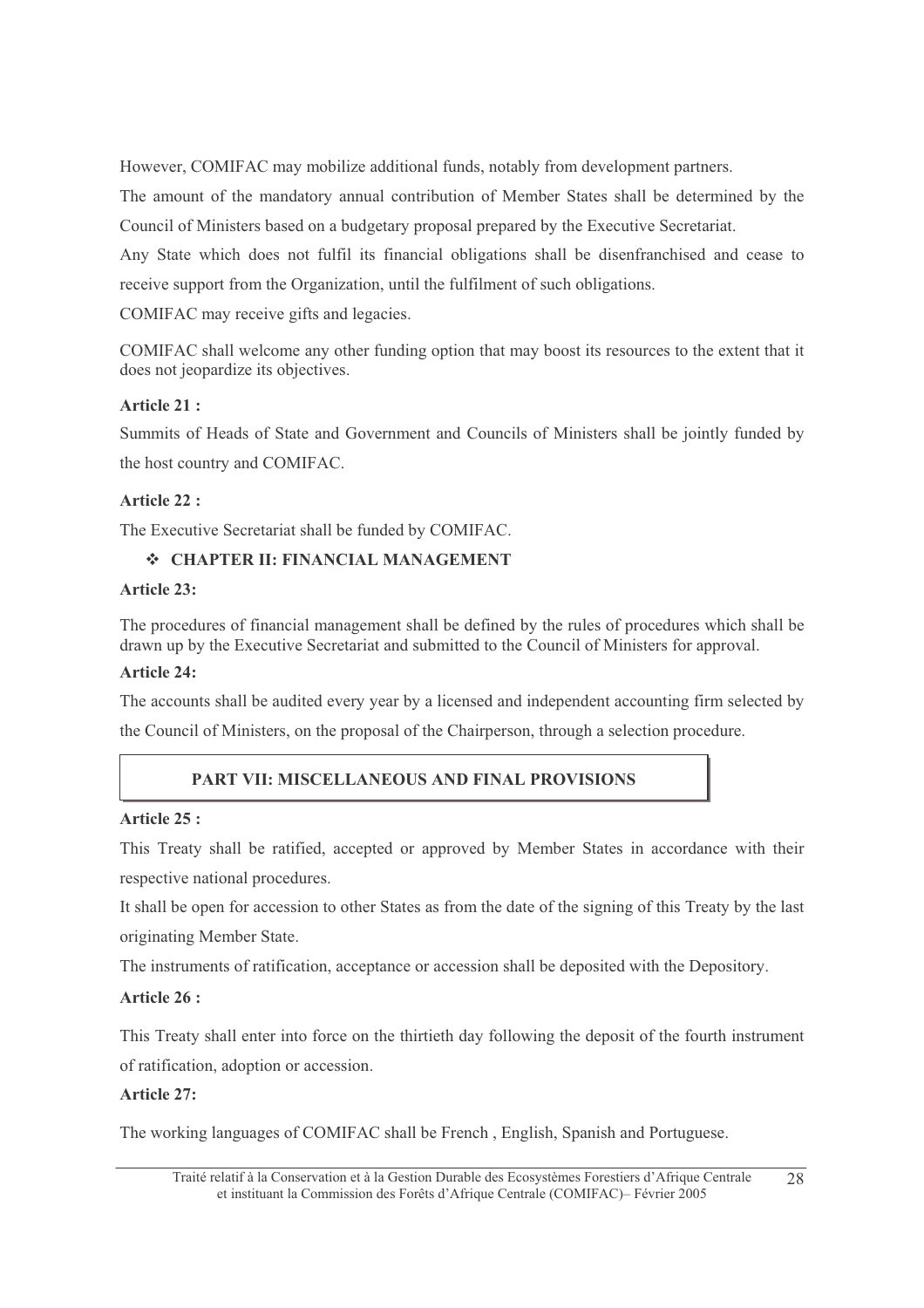However, COMIFAC may mobilize additional funds, notably from development partners.

The amount of the mandatory annual contribution of Member States shall be determined by the Council of Ministers based on a budgetary proposal prepared by the Executive Secretariat.

Any State which does not fulfil its financial obligations shall be disenfranchised and cease to receive support from the Organization, until the fulfilment of such obligations.

COMIFAC may receive gifts and legacies.

COMIFAC shall welcome any other funding option that may boost its resources to the extent that it does not jeopardize its objectives.

**Article 21 :**

Summits of Heads of State and Government and Councils of Ministers shall be jointly funded by the host country and COMIFAC.

**Article 22 :**

The Executive Secretariat shall be funded by COMIFAC.

### ❖ CHAPTER II: FINANCIAL MANAGEMENT

**Article 23:**

The procedures of financial management shall be defined by the rules of procedures which shall be drawn up by the Executive Secretariat and submitted to the Council of Ministers for approval.

**Article 24:**

The accounts shall be audited every year by a licensed and independent accounting firm selected by the Council of Ministers, on the proposal of the Chairperson, through a selection procedure.

## PART VII: MISCELLANEOUS AND FINAL PROVISIONS

**Article 25 :**

This Treaty shall be ratified, accepted or approved by Member States in accordance with their respective national procedures.

It shall be open for accession to other States as from the date of the signing of this Treaty by the last originating Member State.

The instruments of ratification, acceptance or accession shall be deposited with the Depository.

**Article 26 :**

This Treaty shall enter into force on the thirtieth day following the deposit of the fourth instrument of ratification, adoption or accession.

**Article 27:**

The working languages of COMIFAC shall be French , English, Spanish and Portuguese.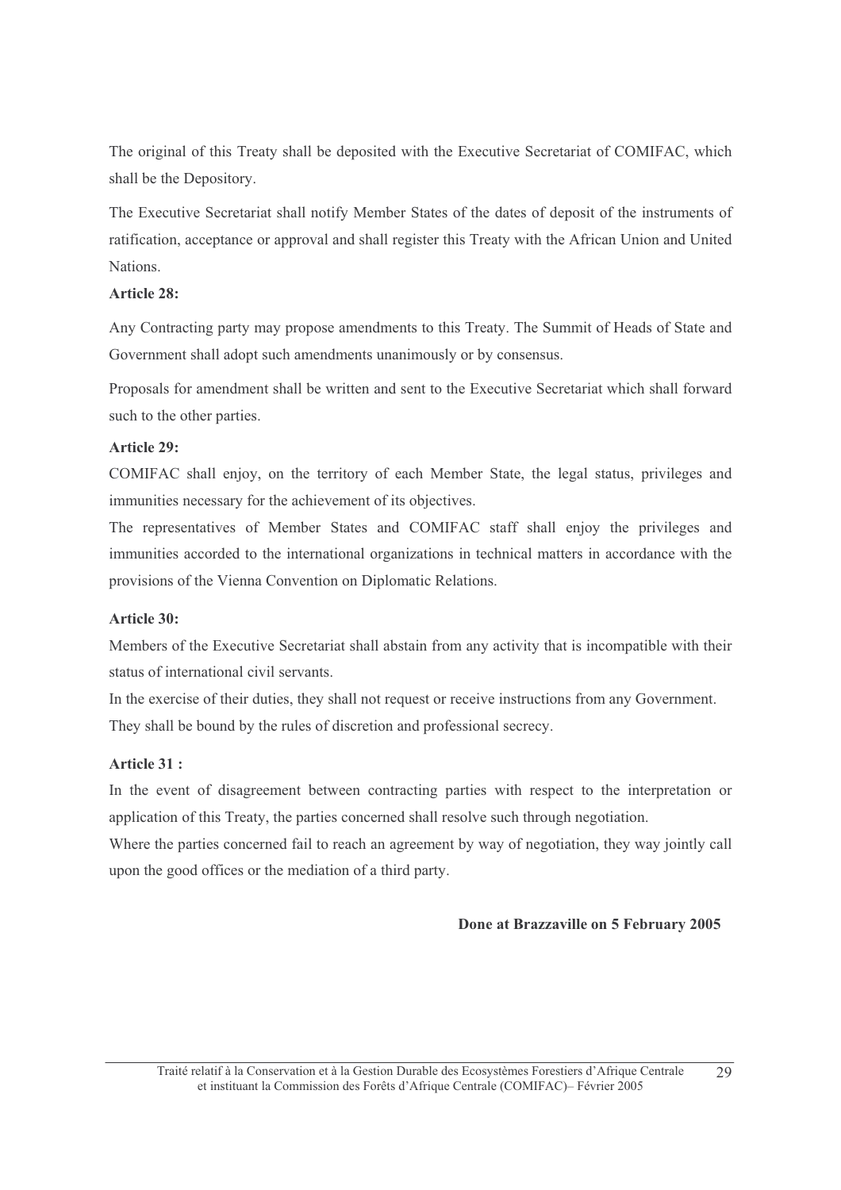The original of this Treaty shall be deposited with the Executive Secretariat of COMIFAC, which shall be the Depository.

The Executive Secretariat shall notify Member States of the dates of deposit of the instruments of ratification, acceptance or approval and shall register this Treaty with the African Union and United Nations.

**Article 28:**

Any Contracting party may propose amendments to this Treaty. The Summit of Heads of State and Government shall adopt such amendments unanimously or by consensus.

Proposals for amendment shall be written and sent to the Executive Secretariat which shall forward such to the other parties.

**Article 29:**

COMIFAC shall enjoy, on the territory of each Member State, the legal status, privileges and immunities necessary for the achievement of its objectives.

The representatives of Member States and COMIFAC staff shall enjoy the privileges and immunities accorded to the international organizations in technical matters in accordance with the provisions of the Vienna Convention on Diplomatic Relations.

**Article 30:**

Members of the Executive Secretariat shall abstain from any activity that is incompatible with their status of international civil servants.

In the exercise of their duties, they shall not request or receive instructions from any Government.

They shall be bound by the rules of discretion and professional secrecy.

**Article 31 :**

In the event of disagreement between contracting parties with respect to the interpretation or application of this Treaty, the parties concerned shall resolve such through negotiation.

Where the parties concerned fail to reach an agreement by way of negotiation, they way jointly call upon the good offices or the mediation of a third party.

**Done at Brazzaville on 5 February 2005**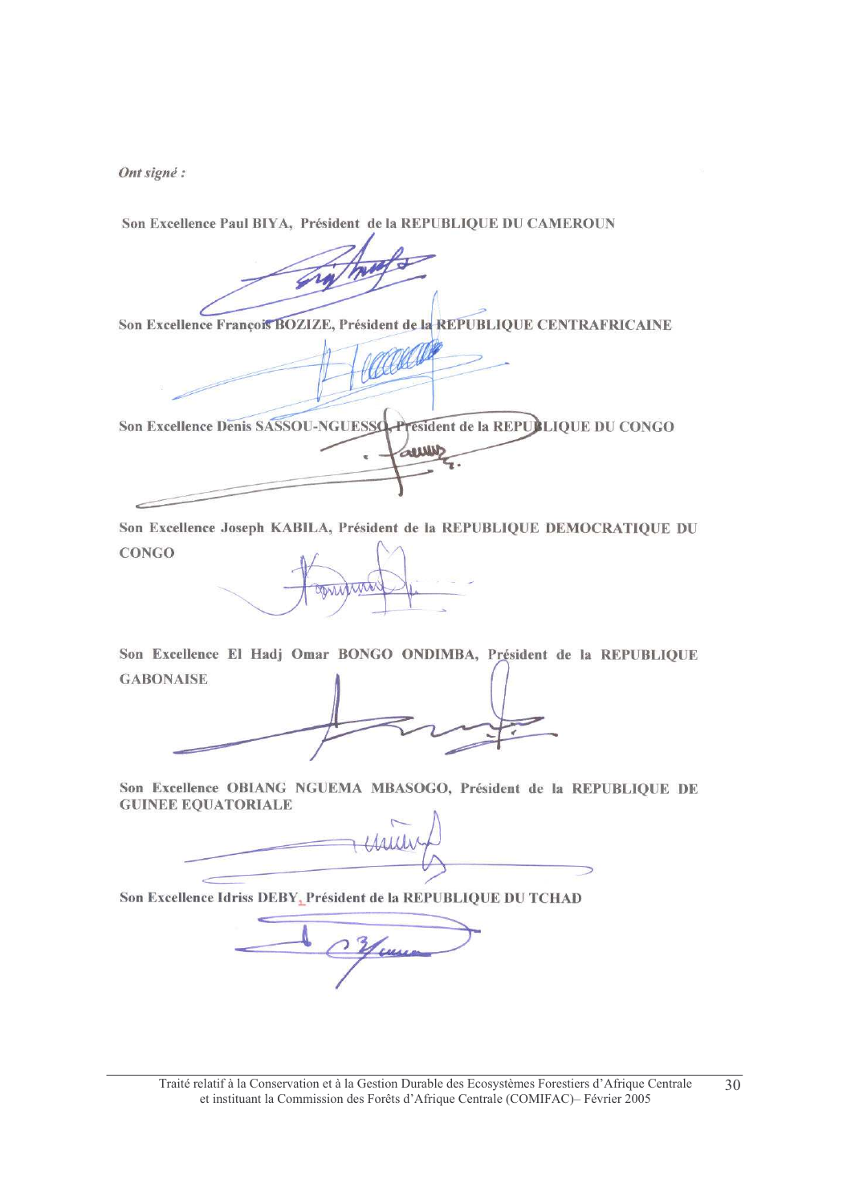*Ont signé :*

**Son Excellence Paul BIYA, Président de la REPUBLIQUE DU CAMEROUN**

**Son Excellence François BOZIZE, Président de la REPUBLIQUE CENTRAFRICAINE**

**Son Excellence Denis SASSOU-NGUESSO, Président de la REPUBLIQUE DU CONGO**

**Son Excellence Joseph KABILA, Président de la REPUBLIQUE DEMOCRATIQUE DU CONGO**

**Son Excellence El Hadj Omar BONGO ONDIMBA, Président de la REPUBLIQUE GABONAISE**

**Son Excellence OBIANG NGUEMA MBASOGO, Président de la REPUBLIQUE DE GUINEE EQUATORIALE**

**Son Excellence Idriss DEBY, Président de la REPUBLIQUE DU TCHAD**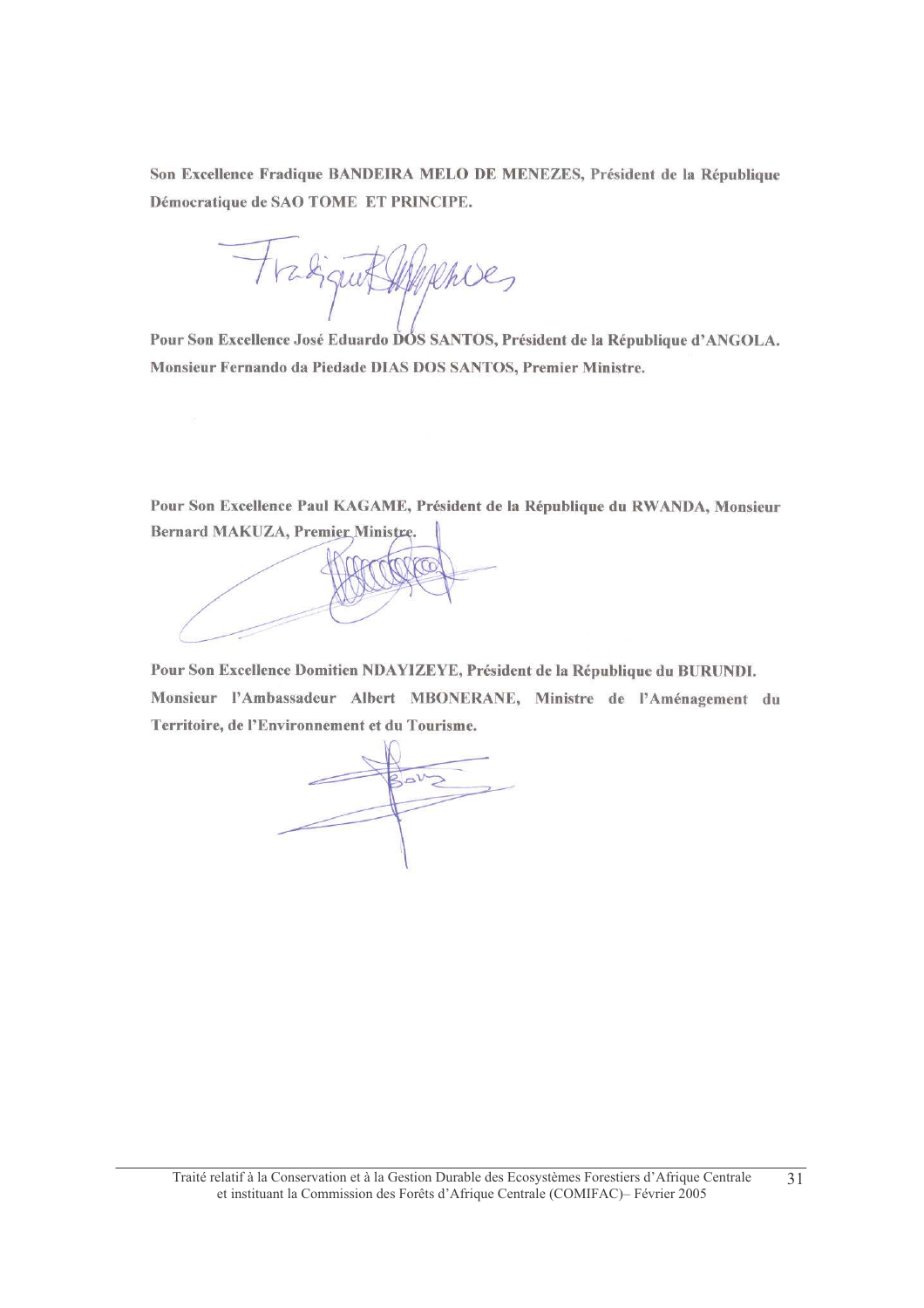**Son Excellence Fradique BANDEIRA MELO DE MENEZES, Président de la République Démocratique de SAO TOME ET PRINCIPE.**

**Pour Son Excellence José Eduardo DOS SANTOS, Président de la République d'ANGOLA. Monsieur Fernando da Piedade DIAS DOS SANTOS, Premier Ministre.**

**Pour Son Excellence Paul KAGAME, Président de la République du RWANDA, Monsieur Bernard MAKUZA, Premier Ministre.**

**Pour Son Excellence Domitien NDAYIZEYE, Président de la République du BURUNDI. Monsieur l'Ambassadeur Albert MBONERANE, Ministre de l'Aménagement du Territoire, de l'Environnement et du Tourisme.**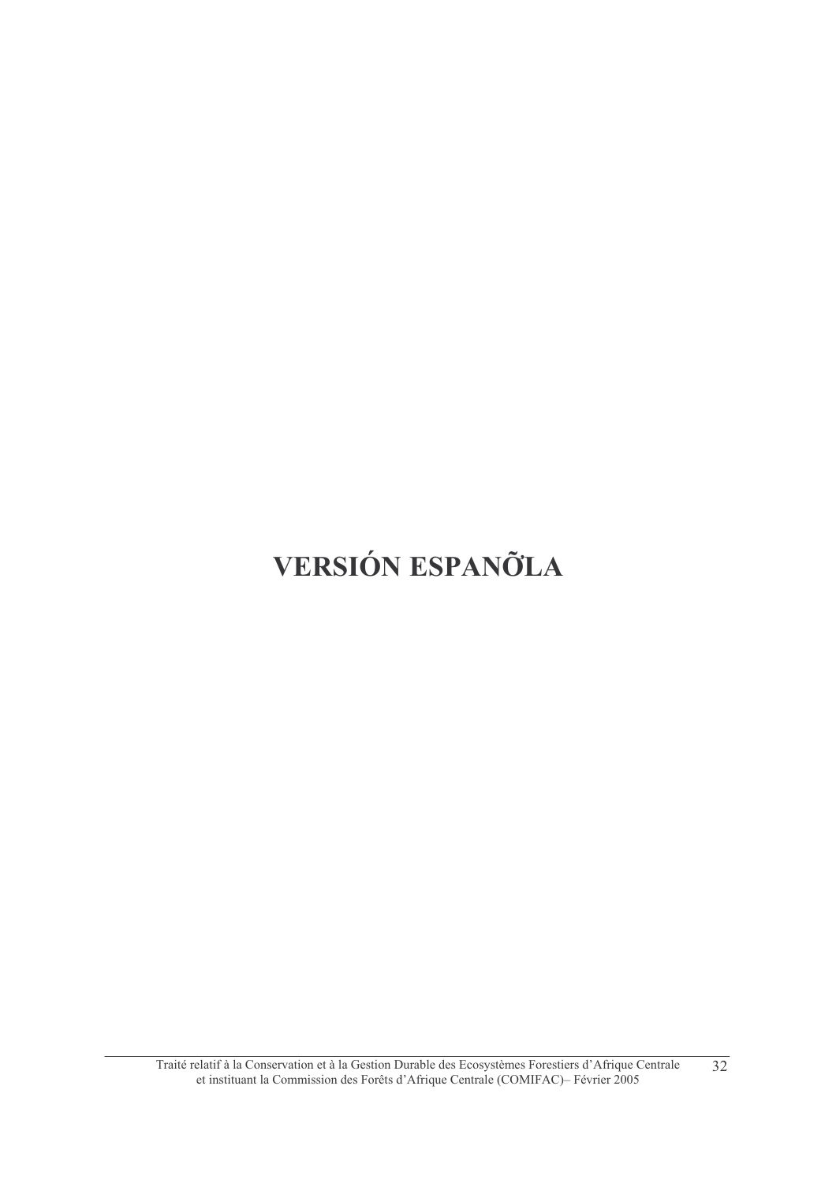# VERSIÓN ESPANÕLA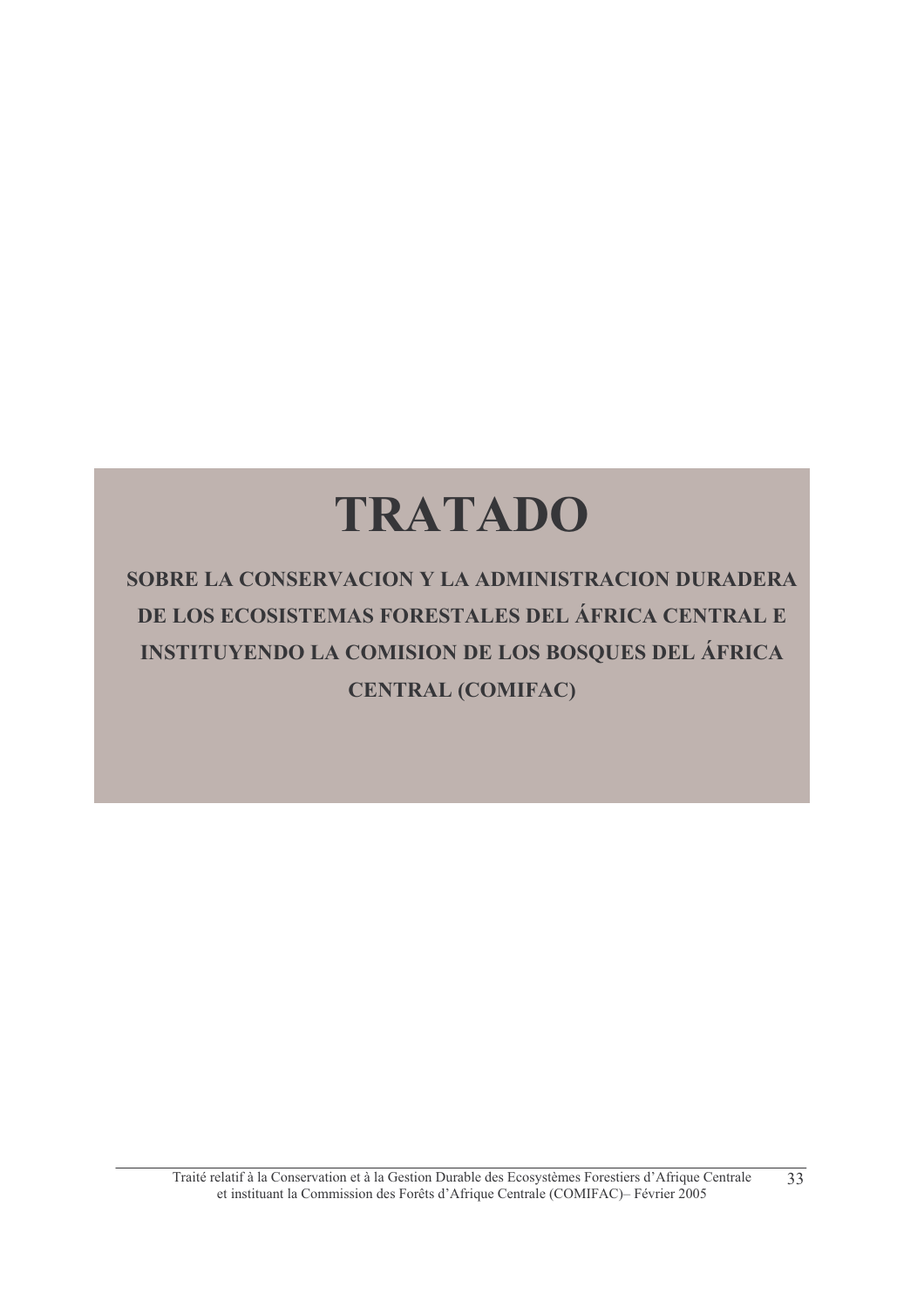# TRATADO

## SOBRE LA CONSERVACION Y LA ADMINISTRACION DURADERA DE LOS ECOSISTEMAS FORESTALES DEL ÁFRICA CENTRAL E INSTITUYENDO LA COMISION DE LOS BOSQUES DEL ÁFRICA CENTRAL (COMIFAC)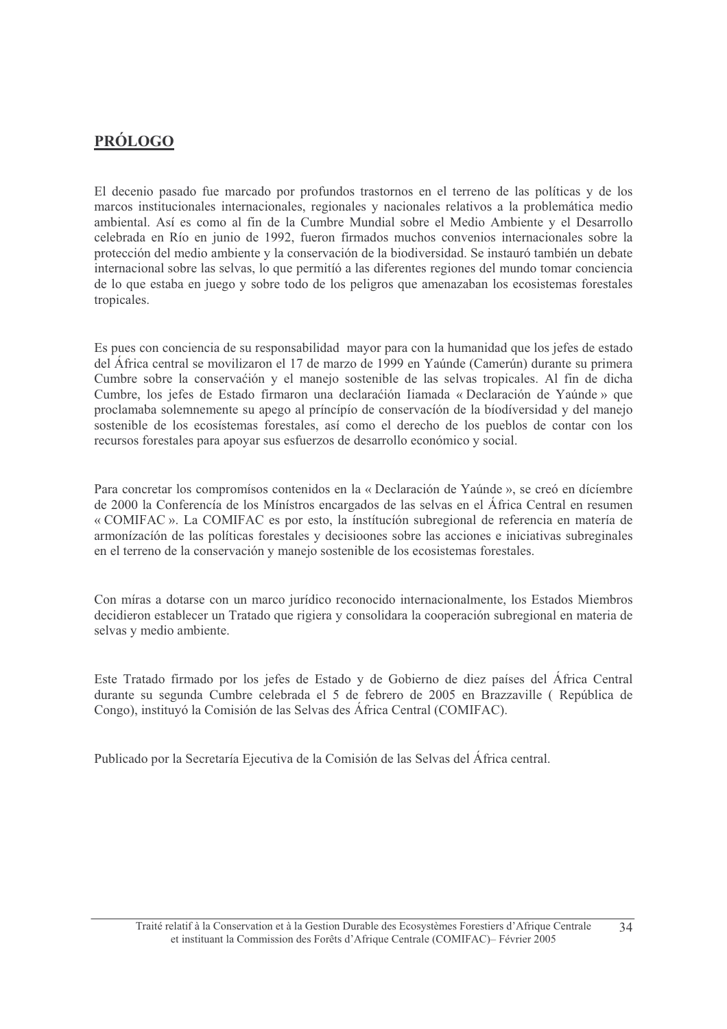# **PRÓLOGO**

El decenio pasado fue marcado por profundos trastornos en el terreno de las políticas y de los marcos institucionales internacionales, regionales y nacionales relativos a la problemática medio ambiental. Así es como al fin de la Cumbre Mundial sobre el Medio Ambiente y el Desarrollo celebrada en Río en junio de 1992, fueron firmados muchos convenios internacionales sobre la protección del medio ambiente y la conservación de la biodiversidad. Se instauró también un debate internacional sobre las selvas, lo que permitió a las diferentes regiones del mundo tomar conciencia de lo que estaba en juego y sobre todo de los peligros que amenazaban los ecosistemas forestales tropicales.

Es pues con conciencia de su responsabilidad mayor para con la humanidad que los jefes de estado del África central se movilizaron el 17 de marzo de 1999 en Yaúnde (Camerún) durante su primera Cumbre sobre la conservaćión y el manejo sostenible de las selvas tropicales. Al fin de dicha Cumbre, los jefes de Estado firmaron una declaraćión Iiamada « Declaración de Yaúnde » que proclamaba solemnemente su apego al príncípío de conservación de la bíodíversidad y del manejo sostenible de los ecosístemas forestales, así como el derecho de los pueblos de contar con los recursos forestales para apoyar sus esfuerzos de desarrollo económico y social.

Para concretar los compromísos contenidos en la « Declaración de Yaúnde », se creó en dícíembre de 2000 la Conferencía de los Mínístros encargados de las selvas en el África Central en resumen « COMIFAC ». La COMIFAC es por esto, la ínstítucíón subregional de referencia en matería de armonízación de las políticas forestales y decisioones sobre las acciones e iniciativas subreginales en el terreno de la conservación y manejo sostenible de los ecosistemas forestales.

Con míras a dotarse con un marco jurídico reconocido internacionalmente, los Estados Miembros decidieron establecer un Tratado que rigiera y consolidara la cooperación subregional en materia de selvas y medio ambiente.

Este Tratado firmado por los jefes de Estado y de Gobierno de diez países del África Central durante su segunda Cumbre celebrada el 5 de febrero de 2005 en Brazzaville ( República de Congo), instituyó la Comisión de las Selvas des África Central (COMIFAC).

Publicado por la Secretaría Ejecutiva de la Comisión de las Selvas del África central.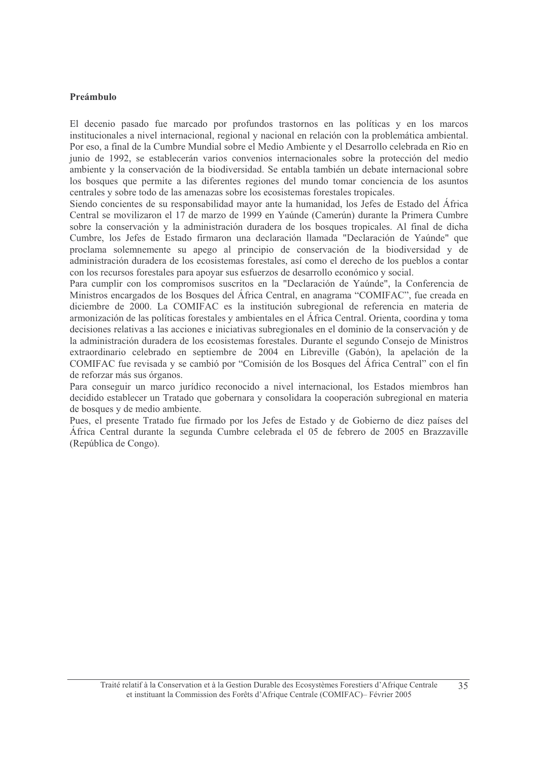**Preámbulo**

El decenio pasado fue marcado por profundos trastornos en las políticas y en los marcos institucionales a nivel internacional, regional y nacional en relación con la problemática ambiental. Por eso, a final de la Cumbre Mundial sobre el Medio Ambiente y el Desarrollo celebrada en Rio en junio de 1992, se establecerán varios convenios internacionales sobre la protección del medio ambiente y la conservación de la biodiversidad. Se entabla también un debate internacional sobre los bosques que permite a las diferentes regiones del mundo tomar conciencia de los asuntos centrales y sobre todo de las amenazas sobre los ecosistemas forestales tropicales.

Siendo concientes de su responsabilidad mayor ante la humanidad, los Jefes de Estado del África Central se movilizaron el 17 de marzo de 1999 en Yaúnde (Camerún) durante la Primera Cumbre sobre la conservación y la administración duradera de los bosques tropicales. Al final de dicha Cumbre, los Jefes de Estado firmaron una declaración llamada "Declaración de Yaúnde" que proclama solemnemente su apego al principio de conservación de la biodiversidad y de administración duradera de los ecosistemas forestales, así como el derecho de los pueblos a contar con los recursos forestales para apoyar sus esfuerzos de desarrollo económico y social.

Para cumplir con los compromisos suscritos en la "Declaración de Yaúnde", la Conferencia de Ministros encargados de los Bosques del África Central, en anagrama "COMIFAC", fue creada en diciembre de 2000. La COMIFAC es la institución subregional de referencia en materia de armonización de las políticas forestales y ambientales en el África Central. Orienta, coordina y toma decisiones relativas a las acciones e iniciativas subregionales en el dominio de la conservación y de la administración duradera de los ecosistemas forestales. Durante el segundo Consejo de Ministros extraordinario celebrado en septiembre de 2004 en Libreville (Gabón), la apelación de la COMIFAC fue revisada y se cambió por "Comisión de los Bosques del África Central" con el fin de reforzar más sus órganos.

Para conseguir un marco jurídico reconocido a nivel internacional, los Estados miembros han decidido establecer un Tratado que gobernara y consolidara la cooperación subregional en materia de bosques y de medio ambiente.

Pues, el presente Tratado fue firmado por los Jefes de Estado y de Gobierno de diez países del África Central durante la segunda Cumbre celebrada el 05 de febrero de 2005 en Brazzaville (República de Congo).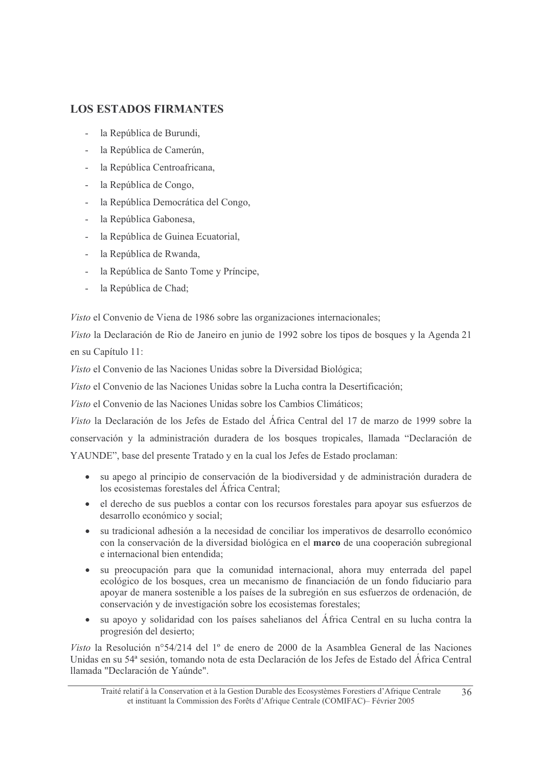## LOS ESTADOS FIRMANTES

- la República de Burundi,
- la República de Camerún,
- la República Centroafricana,
- la República de Congo,
- la República Democrática del Congo,
- la República Gabonesa,
- la República de Guinea Ecuatorial,
- la República de Rwanda,
- la República de Santo Tome y Príncipe,
- la República de Chad;

*Visto* el Convenio de Viena de 1986 sobre las organizaciones internacionales;

*Visto* la Declaración de Rio de Janeiro en junio de 1992 sobre los tipos de bosques y la Agenda 21 en su Capítulo 11:

*Visto* el Convenio de las Naciones Unidas sobre la Diversidad Biológica;

*Visto* el Convenio de las Naciones Unidas sobre la Lucha contra la Desertificación;

*Visto* el Convenio de las Naciones Unidas sobre los Cambios Climáticos;

*Visto* la Declaración de los Jefes de Estado del África Central del 17 de marzo de 1999 sobre la conservación y la administración duradera de los bosques tropicales, llamada "Declaración de YAUNDE", base del presente Tratado y en la cual los Jefes de Estado proclaman:

- su apego al principio de conservación de la biodiversidad y de administración duradera de los ecosistemas forestales del África Central;
- el derecho de sus pueblos a contar con los recursos forestales para apoyar sus esfuerzos de desarrollo económico y social;
- su tradicional adhesión a la necesidad de conciliar los imperativos de desarrollo económico con la conservación de la diversidad biológica en el **marco** de una cooperación subregional e internacional bien entendida;
- su preocupación para que la comunidad internacional, ahora muy enterrada del papel ecológico de los bosques, crea un mecanismo de financiación de un fondo fiduciario para apoyar de manera sostenible a los países de la subregión en sus esfuerzos de ordenación, de conservación y de investigación sobre los ecosistemas forestales;
- su apoyo y solidaridad con los países sahelianos del África Central en su lucha contra la progresión del desierto;

*Visto* la Resolución n°54/214 del 1º de enero de 2000 de la Asamblea General de las Naciones Unidas en su 54ª sesión, tomando nota de esta Declaración de los Jefes de Estado del África Central llamada "Declaración de Yaúnde".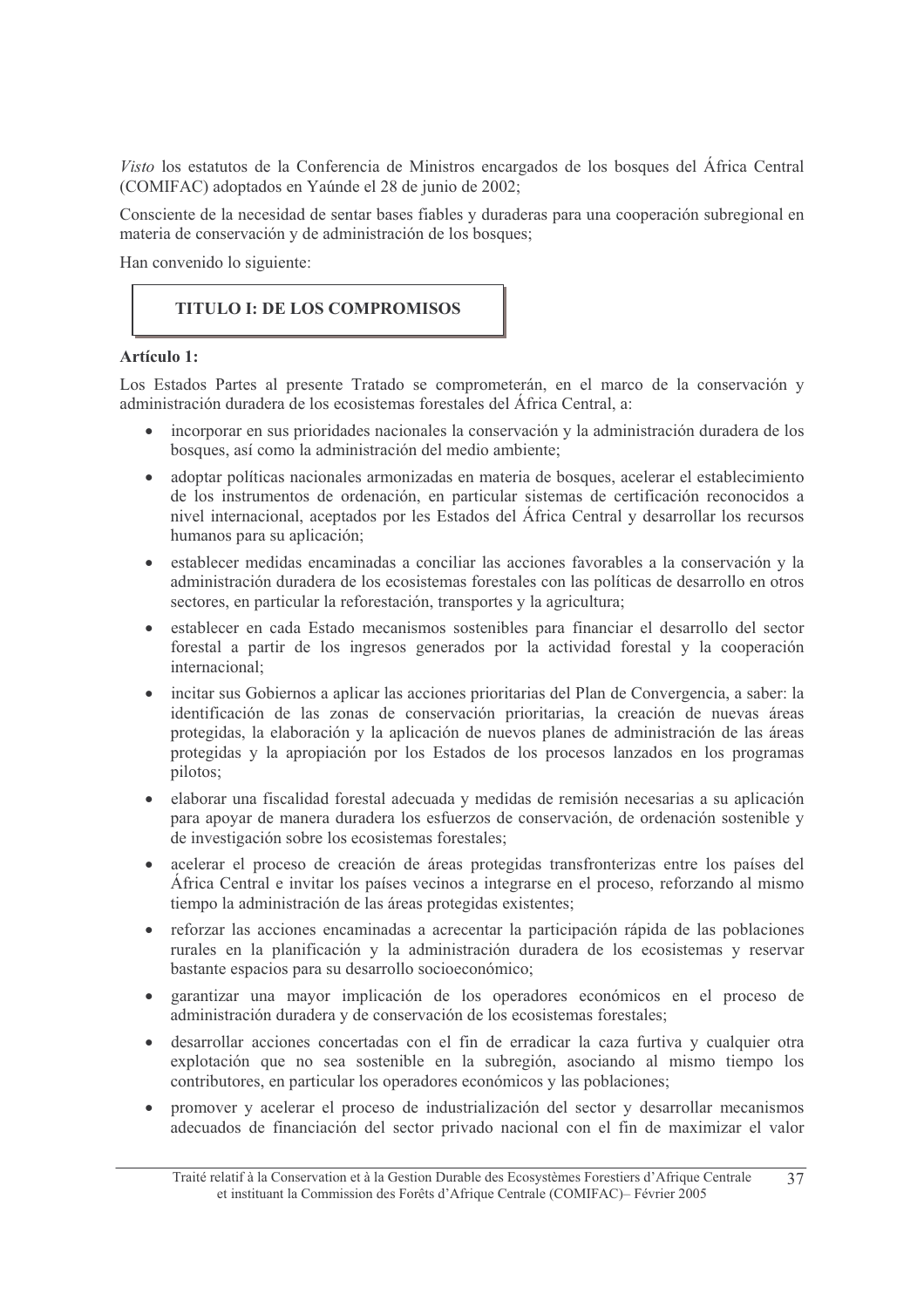*Visto* los estatutos de la Conferencia de Ministros encargados de los bosques del África Central (COMIFAC) adoptados en Yaúnde el 28 de junio de 2002;

Consciente de la necesidad de sentar bases fiables y duraderas para una cooperación subregional en materia de conservación y de administración de los bosques;

Han convenido lo siguiente:

## TITULO I: DE LOS COMPROMISOS

**Artículo 1:**

Los Estados Partes al presente Tratado se comprometerán, en el marco de la conservación y administración duradera de los ecosistemas forestales del África Central, a:

- incorporar en sus prioridades nacionales la conservación y la administración duradera de los bosques, así como la administración del medio ambiente;
- adoptar políticas nacionales armonizadas en materia de bosques, acelerar el establecimiento de los instrumentos de ordenación, en particular sistemas de certificación reconocidos a nivel internacional, aceptados por les Estados del África Central y desarrollar los recursos humanos para su aplicación;
- establecer medidas encaminadas a conciliar las acciones favorables a la conservación y la administración duradera de los ecosistemas forestales con las políticas de desarrollo en otros sectores, en particular la reforestación, transportes y la agricultura;
- establecer en cada Estado mecanismos sostenibles para financiar el desarrollo del sector forestal a partir de los ingresos generados por la actividad forestal y la cooperación internacional;
- incitar sus Gobiernos a aplicar las acciones prioritarias del Plan de Convergencia, a saber: la identificación de las zonas de conservación prioritarias, la creación de nuevas áreas protegidas, la elaboración y la aplicación de nuevos planes de administración de las áreas protegidas y la apropiación por los Estados de los procesos lanzados en los programas pilotos;
- elaborar una fiscalidad forestal adecuada y medidas de remisión necesarias a su aplicación para apoyar de manera duradera los esfuerzos de conservación, de ordenación sostenible y de investigación sobre los ecosistemas forestales;
- acelerar el proceso de creación de áreas protegidas transfronterizas entre los países del África Central e invitar los países vecinos a integrarse en el proceso, reforzando al mismo tiempo la administración de las áreas protegidas existentes;
- reforzar las acciones encaminadas a acrecentar la participación rápida de las poblaciones rurales en la planificación y la administración duradera de los ecosistemas y reservar bastante espacios para su desarrollo socioeconómico;
- garantizar una mayor implicación de los operadores económicos en el proceso de administración duradera y de conservación de los ecosistemas forestales;
- desarrollar acciones concertadas con el fin de erradicar la caza furtiva y cualquier otra explotación que no sea sostenible en la subregión, asociando al mismo tiempo los contributores, en particular los operadores económicos y las poblaciones;
- promover y acelerar el proceso de industrialización del sector y desarrollar mecanismos adecuados de financiación del sector privado nacional con el fin de maximizar el valor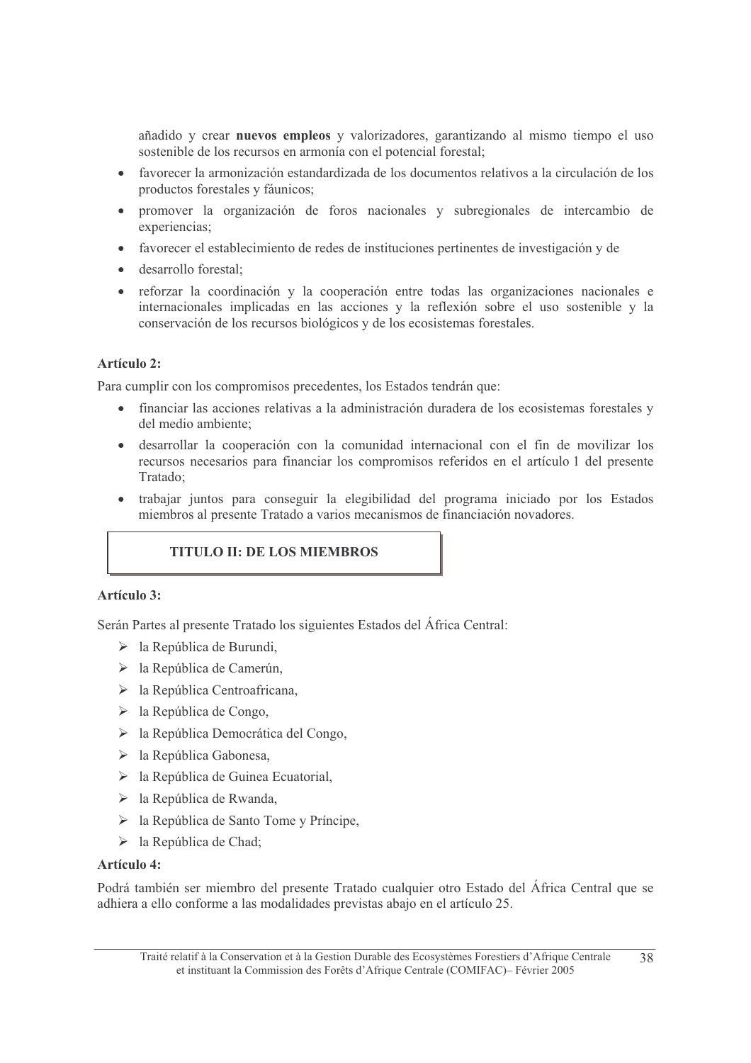añadido y crear **nuevos empleos** y valorizadores, garantizando al mismo tiempo el uso sostenible de los recursos en armonía con el potencial forestal;

- favorecer la armonización estandardizada de los documentos relativos a la circulación de los productos forestales y fáunicos;
- promover la organización de foros nacionales y subregionales de intercambio de experiencias;
- favorecer el establecimiento de redes de instituciones pertinentes de investigación y de
- desarrollo forestal;
- reforzar la coordinación y la cooperación entre todas las organizaciones nacionales e internacionales implicadas en las acciones y la reflexión sobre el uso sostenible y la conservación de los recursos biológicos y de los ecosistemas forestales.

**Artículo 2:**

Para cumplir con los compromisos precedentes, los Estados tendrán que:

- financiar las acciones relativas a la administración duradera de los ecosistemas forestales y del medio ambiente;
- desarrollar la cooperación con la comunidad internacional con el fin de movilizar los recursos necesarios para financiar los compromisos referidos en el artículo 1 del presente Tratado;
- trabajar juntos para conseguir la elegibilidad del programa iniciado por los Estados miembros al presente Tratado a varios mecanismos de financiación novadores.

## TITULO II: DE LOS MIEMBROS

**Artículo 3:**

Serán Partes al presente Tratado los siguientes Estados del África Central:

- la República de Burundi,
- la República de Camerún,
- la República Centroafricana,
- la República de Congo,
- la República Democrática del Congo,
- la República Gabonesa,
- la República de Guinea Ecuatorial,
- la República de Rwanda,
- la República de Santo Tome y Príncipe,
- la República de Chad;

**Artículo 4:**

Podrá también ser miembro del presente Tratado cualquier otro Estado del África Central que se adhiera a ello conforme a las modalidades previstas abajo en el artículo 25.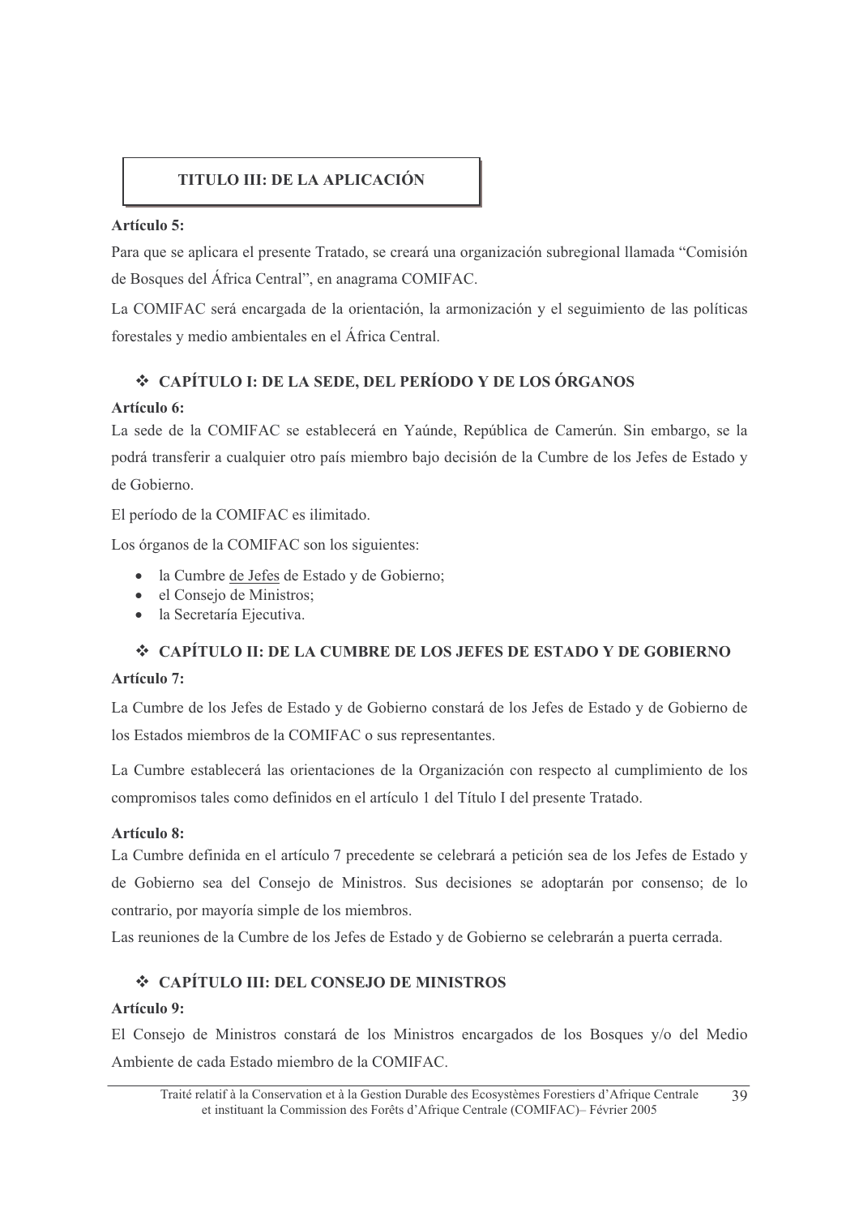## TITULO III: DE LA APLICACIÓN

**Artículo 5:**

Para que se aplicara el presente Tratado, se creará una organización subregional llamada "Comisión de Bosques del África Central", en anagrama COMIFAC.

La COMIFAC será encargada de la orientación, la armonización y el seguimiento de las políticas forestales y medio ambientales en el África Central.

### ❖ CAPÍTULO I: DE LA SEDE, DEL PERÍODO Y DE LOS ÓRGANOS

**Artículo 6:**

La sede de la COMIFAC se establecerá en Yaúnde, República de Camerún. Sin embargo, se la podrá transferir a cualquier otro país miembro bajo decisión de la Cumbre de los Jefes de Estado y de Gobierno.

El período de la COMIFAC es ilimitado.

Los órganos de la COMIFAC son los siguientes:

- la Cumbre de Jefes de Estado y de Gobierno;
- el Consejo de Ministros;
- la Secretaría Ejecutiva.

### ❖ CAPÍTULO II: DE LA CUMBRE DE LOS JEFES DE ESTADO Y DE GOBIERNO

**Artículo 7:**

La Cumbre de los Jefes de Estado y de Gobierno constará de los Jefes de Estado y de Gobierno de los Estados miembros de la COMIFAC o sus representantes.

La Cumbre establecerá las orientaciones de la Organización con respecto al cumplimiento de los compromisos tales como definidos en el artículo 1 del Título I del presente Tratado.

**Artículo 8:**

La Cumbre definida en el artículo 7 precedente se celebrará a petición sea de los Jefes de Estado y de Gobierno sea del Consejo de Ministros. Sus decisiones se adoptarán por consenso; de lo contrario, por mayoría simple de los miembros.

Las reuniones de la Cumbre de los Jefes de Estado y de Gobierno se celebrarán a puerta cerrada.

### ❖ CAPÍTULO III: DEL CONSEJO DE MINISTROS

**Artículo 9:**

El Consejo de Ministros constará de los Ministros encargados de los Bosques y/o del Medio Ambiente de cada Estado miembro de la COMIFAC.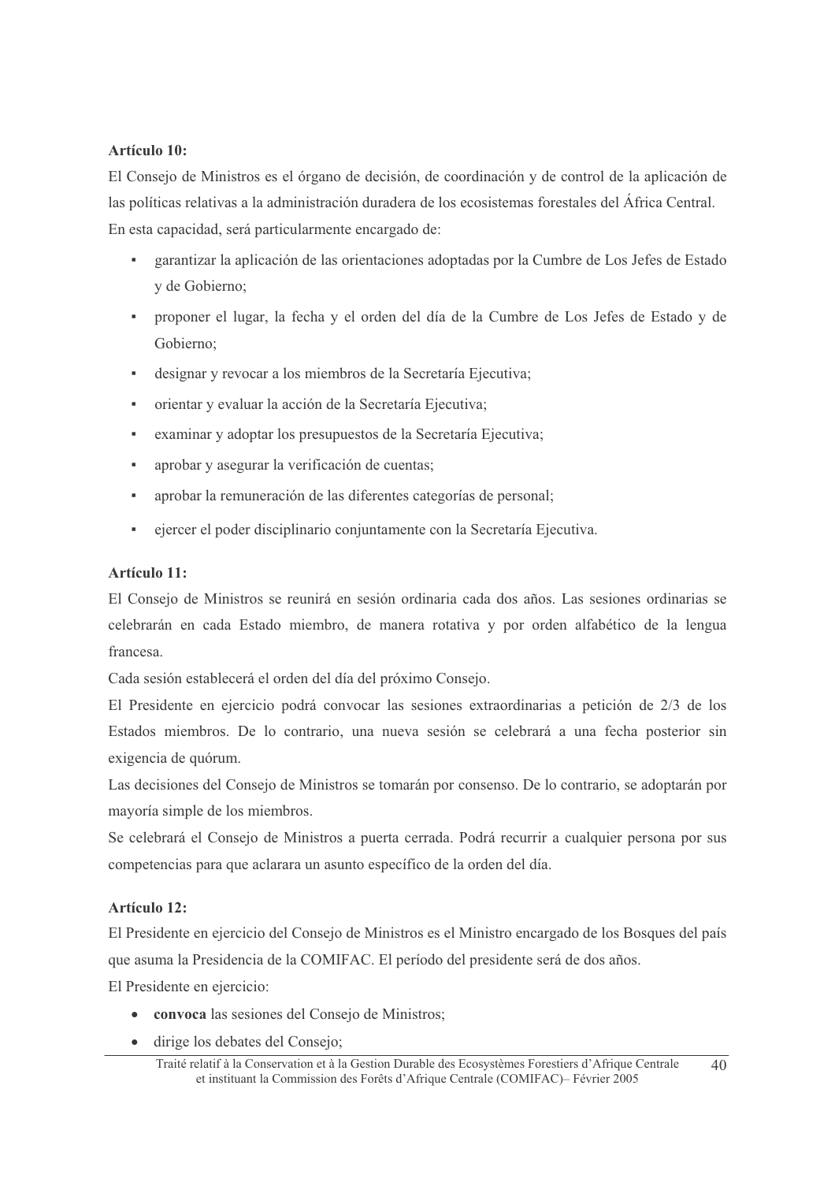**Artículo 10:**

El Consejo de Ministros es el órgano de decisión, de coordinación y de control de la aplicación de las políticas relativas a la administración duradera de los ecosistemas forestales del África Central.

En esta capacidad, será particularmente encargado de:

- garantizar la aplicación de las orientaciones adoptadas por la Cumbre de Los Jefes de Estado y de Gobierno;
- proponer el lugar, la fecha y el orden del día de la Cumbre de Los Jefes de Estado y de Gobierno;
- designar y revocar a los miembros de la Secretaría Ejecutiva;
- orientar y evaluar la acción de la Secretaría Ejecutiva;
- examinar y adoptar los presupuestos de la Secretaría Ejecutiva;
- aprobar y asegurar la verificación de cuentas;
- aprobar la remuneración de las diferentes categorías de personal;
- ejercer el poder disciplinario conjuntamente con la Secretaría Ejecutiva.

**Artículo 11:**

El Consejo de Ministros se reunirá en sesión ordinaria cada dos años. Las sesiones ordinarias se celebrarán en cada Estado miembro, de manera rotativa y por orden alfabético de la lengua francesa.

Cada sesión establecerá el orden del día del próximo Consejo.

El Presidente en ejercicio podrá convocar las sesiones extraordinarias a petición de 2/3 de los Estados miembros. De lo contrario, una nueva sesión se celebrará a una fecha posterior sin exigencia de quórum.

Las decisiones del Consejo de Ministros se tomarán por consenso. De lo contrario, se adoptarán por mayoría simple de los miembros.

Se celebrará el Consejo de Ministros a puerta cerrada. Podrá recurrir a cualquier persona por sus competencias para que aclarara un asunto específico de la orden del día.

**Artículo 12:**

El Presidente en ejercicio del Consejo de Ministros es el Ministro encargado de los Bosques del país que asuma la Presidencia de la COMIFAC. El período del presidente será de dos años.

El Presidente en ejercicio:

- **convoca** las sesiones del Consejo de Ministros;
- dirige los debates del Consejo;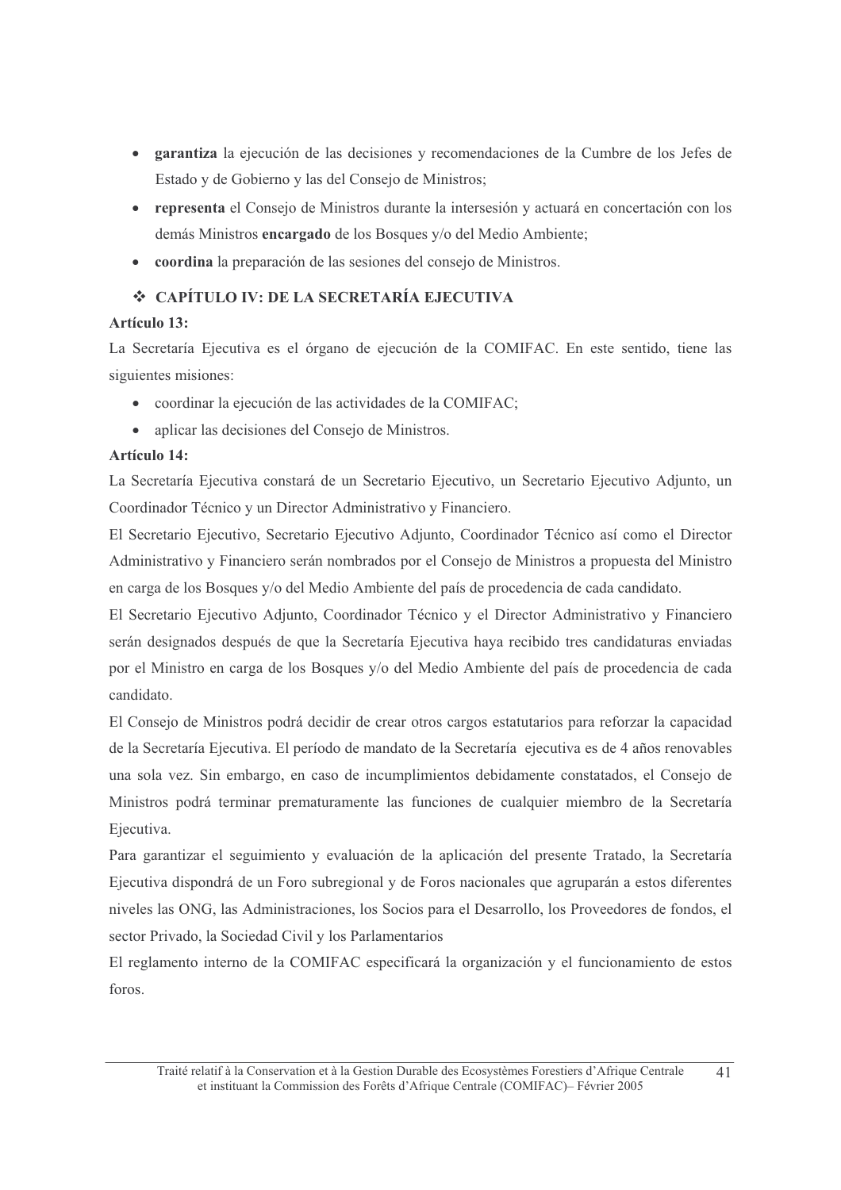- **garantiza** la ejecución de las decisiones y recomendaciones de la Cumbre de los Jefes de Estado y de Gobierno y las del Consejo de Ministros;
- **representa** el Consejo de Ministros durante la intersesión y actuará en concertación con los demás Ministros **encargado** de los Bosques y/o del Medio Ambiente;
- **coordina** la preparación de las sesiones del consejo de Ministros.

## ❖ CAPÍTULO IV: DE LA SECRETARÍA EJECUTIVA

**Artículo 13:**

La Secretaría Ejecutiva es el órgano de ejecución de la COMIFAC. En este sentido, tiene las siguientes misiones:

- coordinar la ejecución de las actividades de la COMIFAC;
- aplicar las decisiones del Consejo de Ministros.

**Artículo 14:**

La Secretaría Ejecutiva constará de un Secretario Ejecutivo, un Secretario Ejecutivo Adjunto, un Coordinador Técnico y un Director Administrativo y Financiero.

El Secretario Ejecutivo, Secretario Ejecutivo Adjunto, Coordinador Técnico así como el Director Administrativo y Financiero serán nombrados por el Consejo de Ministros a propuesta del Ministro en carga de los Bosques y/o del Medio Ambiente del país de procedencia de cada candidato.

El Secretario Ejecutivo Adjunto, Coordinador Técnico y el Director Administrativo y Financiero serán designados después de que la Secretaría Ejecutiva haya recibido tres candidaturas enviadas por el Ministro en carga de los Bosques y/o del Medio Ambiente del país de procedencia de cada candidato.

El Consejo de Ministros podrá decidir de crear otros cargos estatutarios para reforzar la capacidad de la Secretaría Ejecutiva. El período de mandato de la Secretaría ejecutiva es de 4 años renovables una sola vez. Sin embargo, en caso de incumplimientos debidamente constatados, el Consejo de Ministros podrá terminar prematuramente las funciones de cualquier miembro de la Secretaría Ejecutiva.

Para garantizar el seguimiento y evaluación de la aplicación del presente Tratado, la Secretaría Ejecutiva dispondrá de un Foro subregional y de Foros nacionales que agruparán a estos diferentes niveles las ONG, las Administraciones, los Socios para el Desarrollo, los Proveedores de fondos, el sector Privado, la Sociedad Civil y los Parlamentarios

El reglamento interno de la COMIFAC especificará la organización y el funcionamiento de estos foros.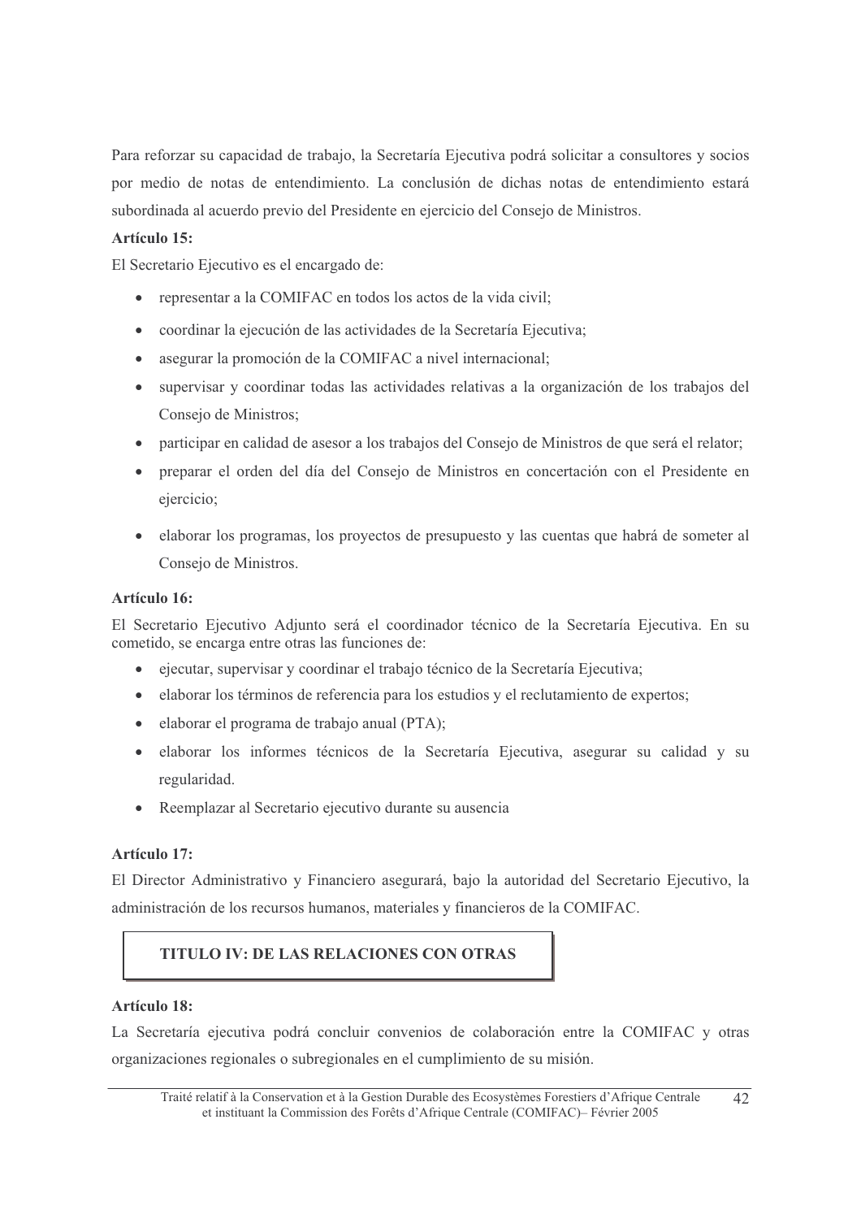Para reforzar su capacidad de trabajo, la Secretaría Ejecutiva podrá solicitar a consultores y socios por medio de notas de entendimiento. La conclusión de dichas notas de entendimiento estará subordinada al acuerdo previo del Presidente en ejercicio del Consejo de Ministros.

**Artículo 15:**

El Secretario Ejecutivo es el encargado de:

- representar a la COMIFAC en todos los actos de la vida civil;
- coordinar la ejecución de las actividades de la Secretaría Ejecutiva;
- asegurar la promoción de la COMIFAC a nivel internacional;
- supervisar y coordinar todas las actividades relativas a la organización de los trabajos del Consejo de Ministros;
- participar en calidad de asesor a los trabajos del Consejo de Ministros de que será el relator;
- preparar el orden del día del Consejo de Ministros en concertación con el Presidente en ejercicio;
- elaborar los programas, los proyectos de presupuesto y las cuentas que habrá de someter al Consejo de Ministros.

**Artículo 16:**

El Secretario Ejecutivo Adjunto será el coordinador técnico de la Secretaría Ejecutiva. En su cometido, se encarga entre otras las funciones de:

- ejecutar, supervisar y coordinar el trabajo técnico de la Secretaría Ejecutiva;
- elaborar los términos de referencia para los estudios y el reclutamiento de expertos;
- elaborar el programa de trabajo anual (PTA);
- elaborar los informes técnicos de la Secretaría Ejecutiva, asegurar su calidad y su regularidad.
- Reemplazar al Secretario ejecutivo durante su ausencia

**Artículo 17:**

El Director Administrativo y Financiero asegurará, bajo la autoridad del Secretario Ejecutivo, la administración de los recursos humanos, materiales y financieros de la COMIFAC.

## TITULO IV: DE LAS RELACIONES CON OTRAS

**Artículo 18:**

La Secretaría ejecutiva podrá concluir convenios de colaboración entre la COMIFAC y otras organizaciones regionales o subregionales en el cumplimiento de su misión.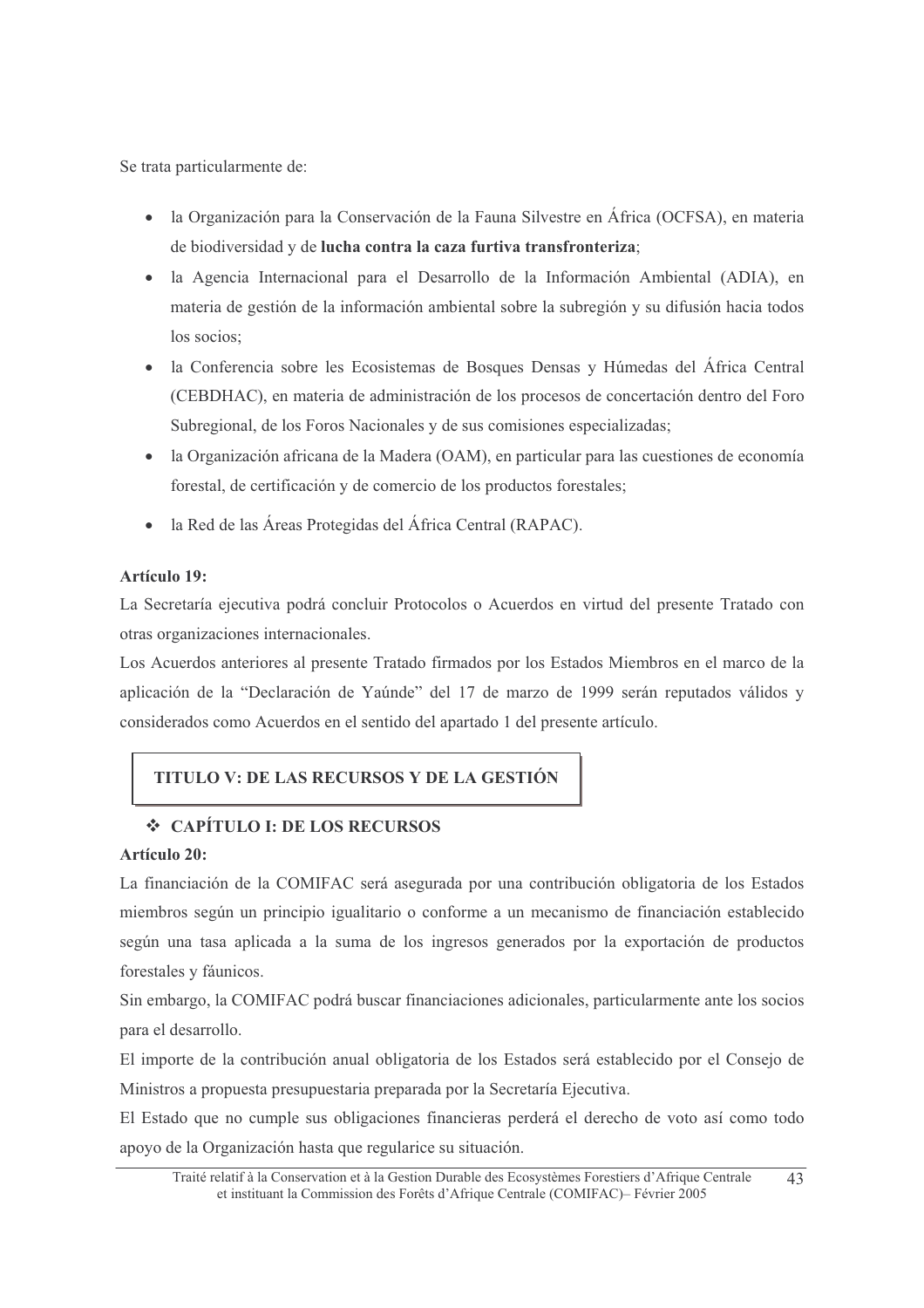Se trata particularmente de:

- la Organización para la Conservación de la Fauna Silvestre en África (OCFSA), en materia de biodiversidad y de **lucha contra la caza furtiva transfronteriza**;
- la Agencia Internacional para el Desarrollo de la Información Ambiental (ADIA), en materia de gestión de la información ambiental sobre la subregión y su difusión hacia todos los socios;
- la Conferencia sobre les Ecosistemas de Bosques Densas y Húmedas del África Central (CEBDHAC), en materia de administración de los procesos de concertación dentro del Foro Subregional, de los Foros Nacionales y de sus comisiones especializadas;
- la Organización africana de la Madera (OAM), en particular para las cuestiones de economía forestal, de certificación y de comercio de los productos forestales;
- la Red de las Áreas Protegidas del África Central (RAPAC).

**Artículo 19:**

La Secretaría ejecutiva podrá concluir Protocolos o Acuerdos en virtud del presente Tratado con otras organizaciones internacionales.

Los Acuerdos anteriores al presente Tratado firmados por los Estados Miembros en el marco de la aplicación de la "Declaración de Yaúnde" del 17 de marzo de 1999 serán reputados válidos y considerados como Acuerdos en el sentido del apartado 1 del presente artículo.

## TITULO V: DE LAS RECURSOS Y DE LA GESTIÓN

### ❖ CAPÍTULO I: DE LOS RECURSOS

**Artículo 20:**

La financiación de la COMIFAC será asegurada por una contribución obligatoria de los Estados miembros según un principio igualitario o conforme a un mecanismo de financiación establecido según una tasa aplicada a la suma de los ingresos generados por la exportación de productos forestales y fáunicos.

Sin embargo, la COMIFAC podrá buscar financiaciones adicionales, particularmente ante los socios para el desarrollo.

El importe de la contribución anual obligatoria de los Estados será establecido por el Consejo de Ministros a propuesta presupuestaria preparada por la Secretaría Ejecutiva.

El Estado que no cumple sus obligaciones financieras perderá el derecho de voto así como todo apoyo de la Organización hasta que regularice su situación.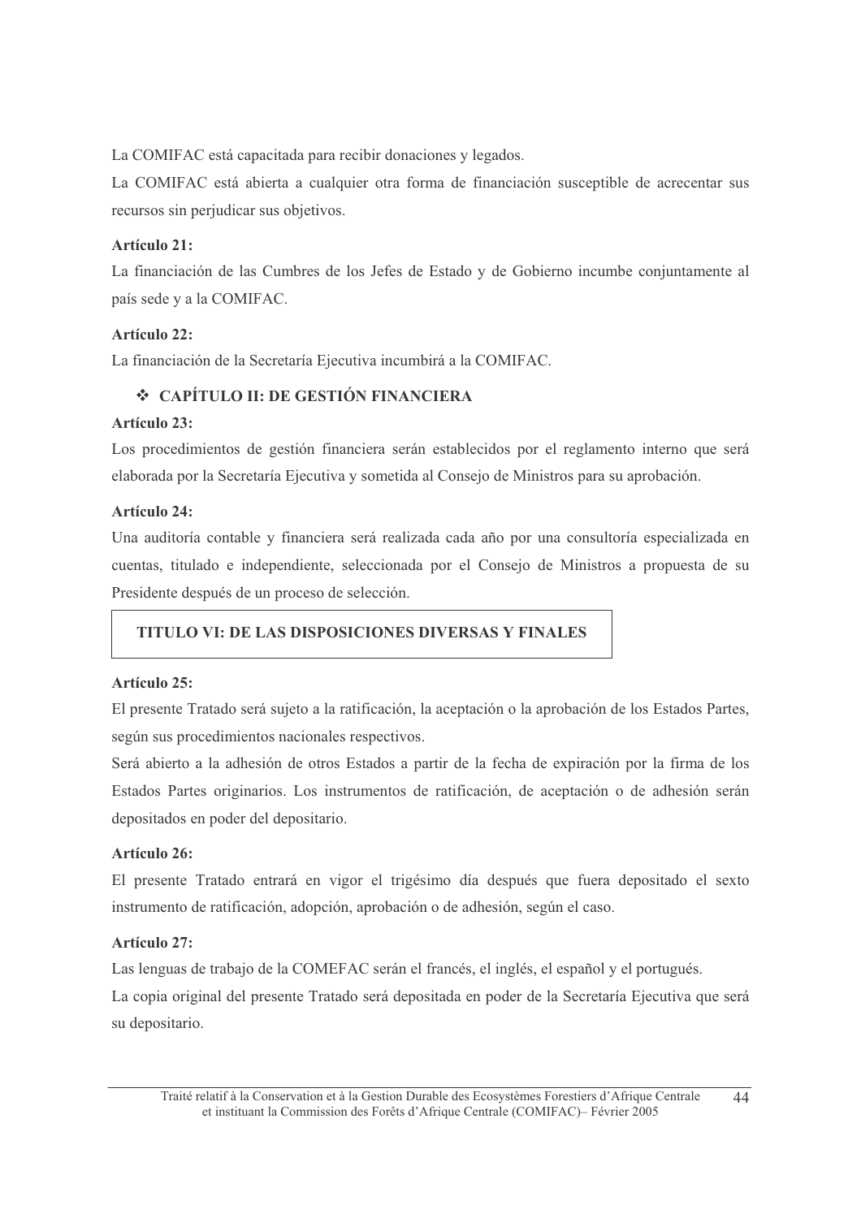La COMIFAC está capacitada para recibir donaciones y legados.

La COMIFAC está abierta a cualquier otra forma de financiación susceptible de acrecentar sus recursos sin perjudicar sus objetivos.

**Artículo 21:**

La financiación de las Cumbres de los Jefes de Estado y de Gobierno incumbe conjuntamente al país sede y a la COMIFAC.

**Artículo 22:**

La financiación de la Secretaría Ejecutiva incumbirá a la COMIFAC.

### ❖ CAPÍTULO II: DE GESTIÓN FINANCIERA

**Artículo 23:**

Los procedimientos de gestión financiera serán establecidos por el reglamento interno que será elaborada por la Secretaría Ejecutiva y sometida al Consejo de Ministros para su aprobación.

**Artículo 24:**

Una auditoría contable y financiera será realizada cada año por una consultoría especializada en cuentas, titulado e independiente, seleccionada por el Consejo de Ministros a propuesta de su Presidente después de un proceso de selección.

## TITULO VI: DE LAS DISPOSICIONES DIVERSAS Y FINALES

**Artículo 25:**

El presente Tratado será sujeto a la ratificación, la aceptación o la aprobación de los Estados Partes, según sus procedimientos nacionales respectivos.

Será abierto a la adhesión de otros Estados a partir de la fecha de expiración por la firma de los Estados Partes originarios. Los instrumentos de ratificación, de aceptación o de adhesión serán depositados en poder del depositario.

**Artículo 26:**

El presente Tratado entrará en vigor el trigésimo día después que fuera depositado el sexto instrumento de ratificación, adopción, aprobación o de adhesión, según el caso.

**Artículo 27:**

Las lenguas de trabajo de la COMEFAC serán el francés, el inglés, el español y el portugués.

La copia original del presente Tratado será depositada en poder de la Secretaría Ejecutiva que será su depositario.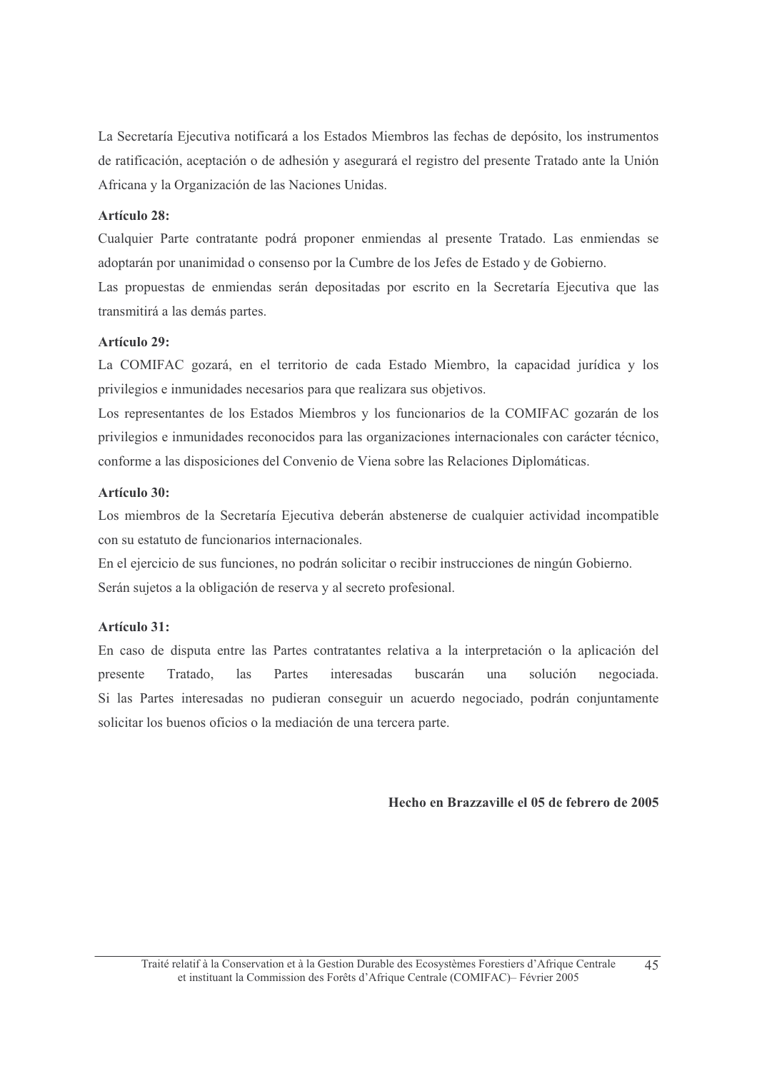La Secretaría Ejecutiva notificará a los Estados Miembros las fechas de depósito, los instrumentos de ratificación, aceptación o de adhesión y asegurará el registro del presente Tratado ante la Unión Africana y la Organización de las Naciones Unidas.

**Artículo 28:**

Cualquier Parte contratante podrá proponer enmiendas al presente Tratado. Las enmiendas se adoptarán por unanimidad o consenso por la Cumbre de los Jefes de Estado y de Gobierno.

Las propuestas de enmiendas serán depositadas por escrito en la Secretaría Ejecutiva que las transmitirá a las demás partes.

**Artículo 29:**

La COMIFAC gozará, en el territorio de cada Estado Miembro, la capacidad jurídica y los privilegios e inmunidades necesarios para que realizara sus objetivos.

Los representantes de los Estados Miembros y los funcionarios de la COMIFAC gozarán de los privilegios e inmunidades reconocidos para las organizaciones internacionales con carácter técnico, conforme a las disposiciones del Convenio de Viena sobre las Relaciones Diplomáticas.

**Artículo 30:**

Los miembros de la Secretaría Ejecutiva deberán abstenerse de cualquier actividad incompatible con su estatuto de funcionarios internacionales.

En el ejercicio de sus funciones, no podrán solicitar o recibir instrucciones de ningún Gobierno.

Serán sujetos a la obligación de reserva y al secreto profesional.

**Artículo 31:**

En caso de disputa entre las Partes contratantes relativa a la interpretación o la aplicación del presente Tratado, las Partes interesadas buscarán una solución negociada.

Si las Partes interesadas no pudieran conseguir un acuerdo negociado, podrán conjuntamente solicitar los buenos oficios o la mediación de una tercera parte.

**Hecho en Brazzaville el 05 de febrero de 2005**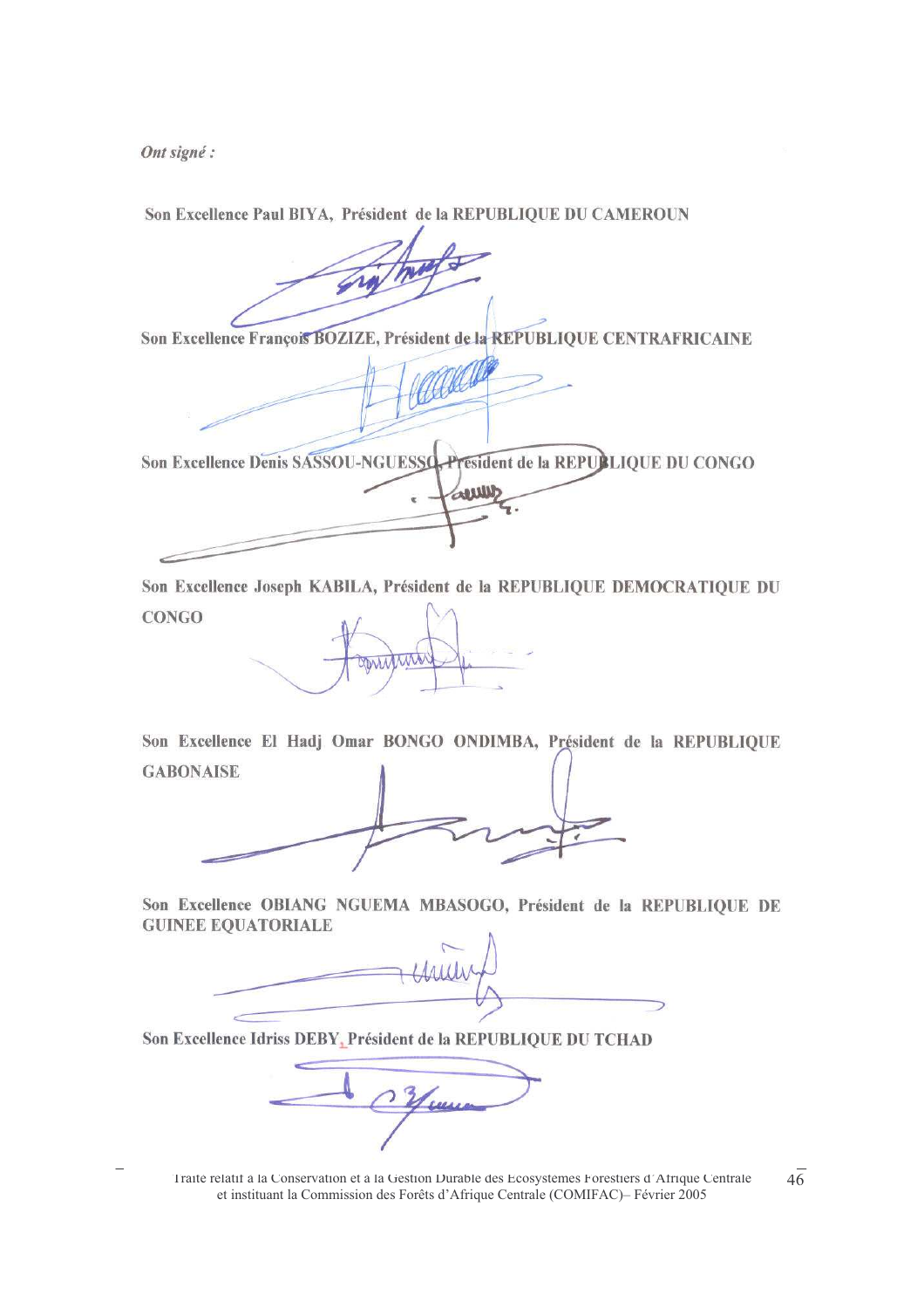*Ont signé :*

**Son Excellence Paul BIYA, Président de la REPUBLIQUE DU CAMEROUN**

**Son Excellence François BOZIZE, Président de la REPUBLIQUE CENTRAFRICAINE**

**Son Excellence Denis SASSOU-NGUESSO, Président de la REPUBLIQUE DU CONGO**

**Son Excellence Joseph KABILA, Président de la REPUBLIQUE DEMOCRATIQUE DU CONGO**

**Son Excellence El Hadj Omar BONGO ONDIMBA, Président de la REPUBLIQUE GABONAISE**

**Son Excellence OBIANG NGUEMA MBASOGO, Président de la REPUBLIQUE DE GUINEE EQUATORIALE**

**Son Excellence Idriss DEBY, Président de la REPUBLIQUE DU TCHAD**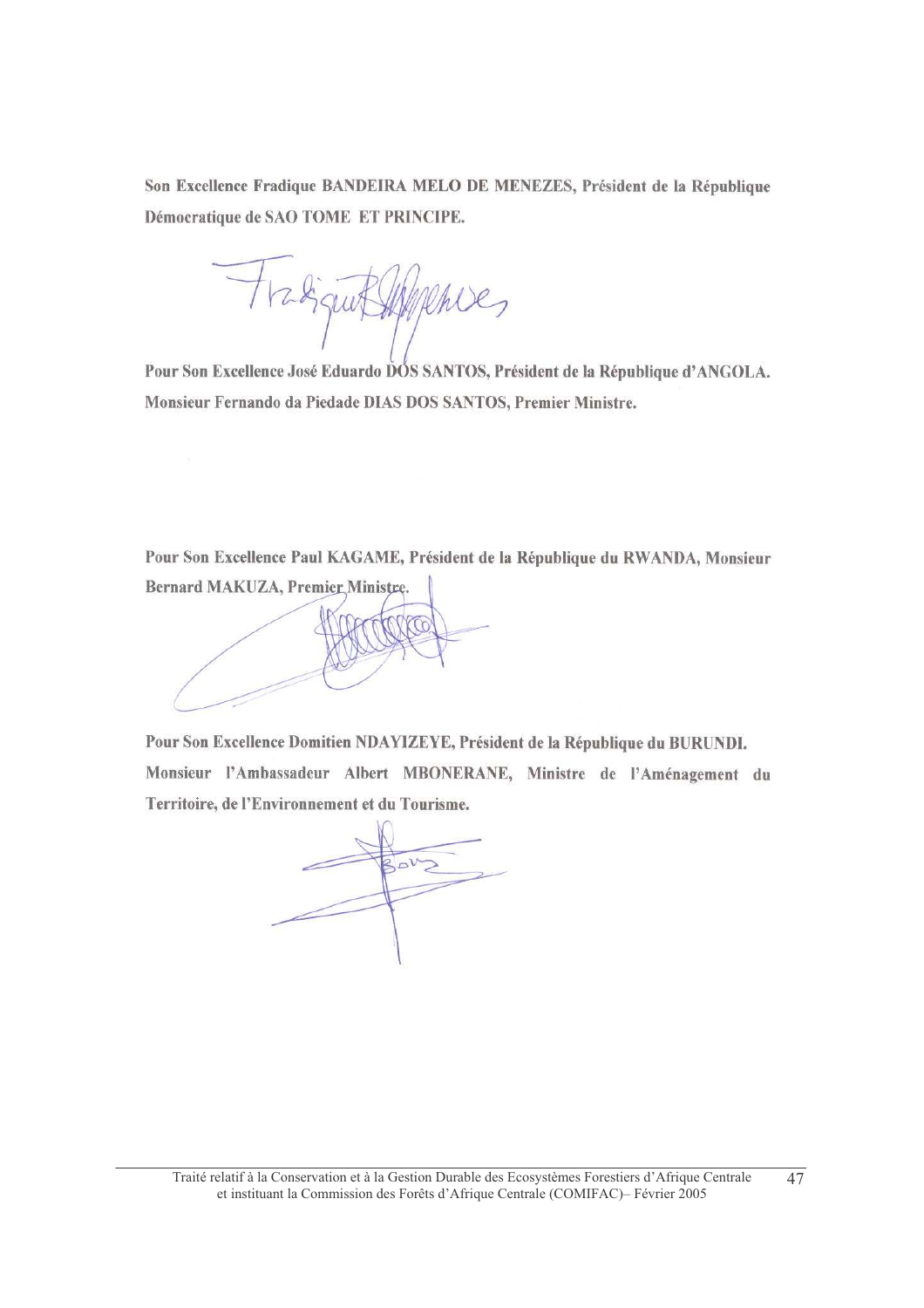**Son Excellence Fradique BANDEIRA MELO DE MENEZES, Président de la République Démocratique de SAO TOME ET PRINCIPE.**

**Pour Son Excellence José Eduardo DOS SANTOS, Président de la République d'ANGOLA. Monsieur Fernando da Piedade DIAS DOS SANTOS, Premier Ministre.**

**Pour Son Excellence Paul KAGAME, Président de la République du RWANDA, Monsieur Bernard MAKUZA, Premier Ministre.**

**Pour Son Excellence Domitien NDAYIZEYE, Président de la République du BURUNDI. Monsieur l'Ambassadeur Albert MBONERANE, Ministre de l'Aménagement du Territoire, de l'Environnement et du Tourisme.**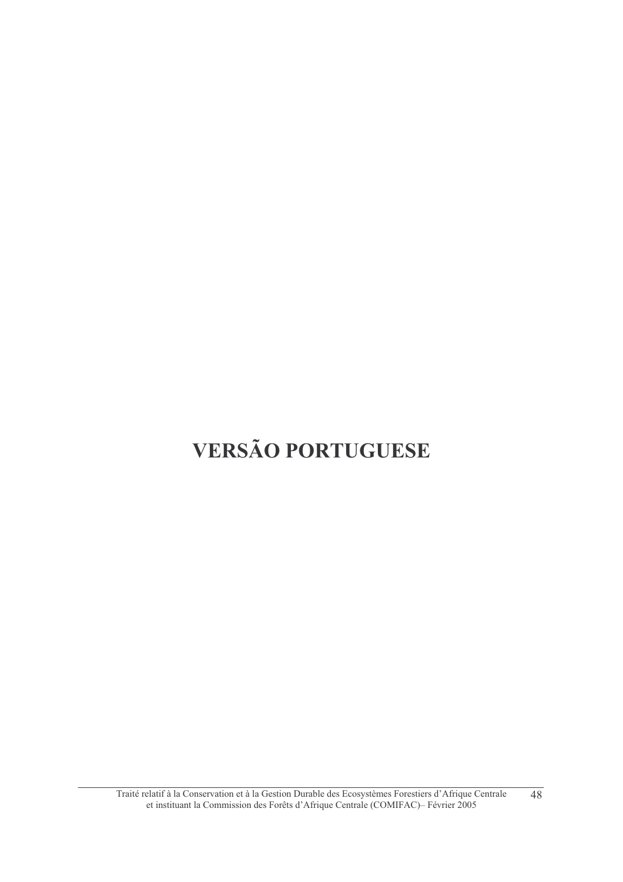# VERSÃO PORTUGUESE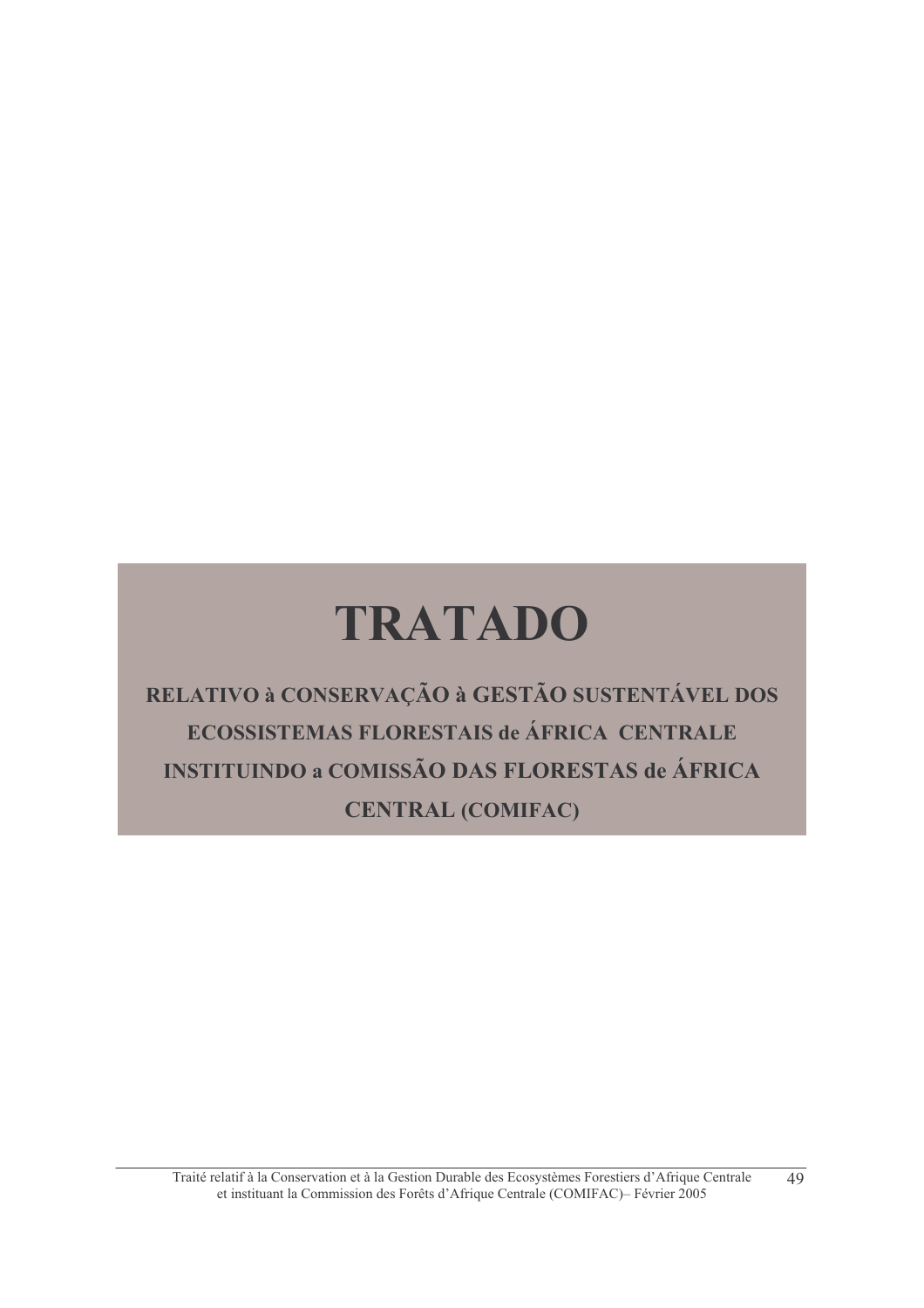# TRATADO

**RELATIVO à CONSERVAÇÃO à GESTÃO SUSTENTÁVEL DOS ECOSSISTEMAS FLORESTAIS de ÁFRICA CENTRALE INSTITUINDO a COMISSÃO DAS FLORESTAS de ÁFRICA CENTRAL (COMIFAC)**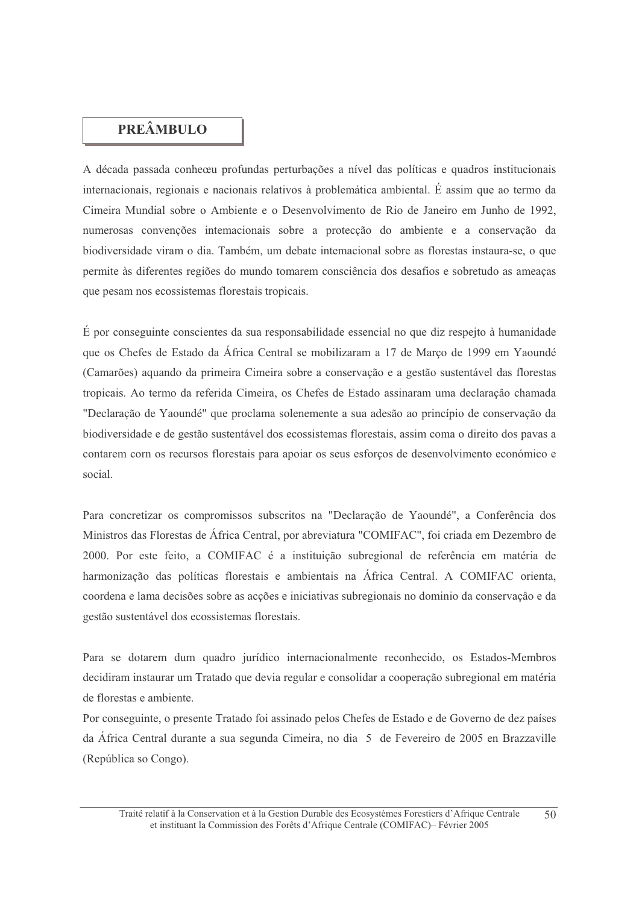## PREÂMBULO

A década passada conheœu profundas perturbações a nível das políticas e quadros institucionais internacionais, regionais e nacionais relativos à problemática ambiental. É assim que ao termo da Cimeira Mundial sobre o Ambiente e o Desenvolvimento de Rio de Janeiro em Junho de 1992, numerosas convenções intemacionais sobre a protecção do ambiente e a conservação da biodiversidade viram o dia. Também, um debate intemacional sobre as florestas instaura-se, o que permite às diferentes regiões do mundo tomarem consciência dos desafios e sobretudo as ameaças que pesam nos ecossistemas florestais tropicais.

É por conseguinte conscientes da sua responsabilidade essencial no que diz respejto à humanidade que os Chefes de Estado da África Central se mobilizaram a 17 de Março de 1999 em Yaoundé (Camarões) aquando da primeira Cimeira sobre a conservação e a gestão sustentável das florestas tropicais. Ao termo da referida Cimeira, os Chefes de Estado assinaram uma declaração chamada "Declaração de Yaoundé" que proclama solenemente a sua adesão ao princípio de conservação da biodiversidade e de gestão sustentável dos ecossistemas florestais, assim coma o direito dos pavas a contarem corn os recursos florestais para apoiar os seus esforços de desenvolvimento económico e social.

Para concretizar os compromissos subscritos na "Declaração de Yaoundé", a Conferência dos Ministros das Florestas de África Central, por abreviatura "COMIFAC", foi criada em Dezembro de 2000. Por este feito, a COMIFAC é a instituição subregional de referência em matéria de harmonização das políticas florestais e ambientais na África Central. A COMIFAC orienta, coordena e lama decisões sobre as acções e iniciativas subregionais no dominio da conservação e da gestão sustentável dos ecossistemas florestais.

Para se dotarem dum quadro jurídico internacionalmente reconhecido, os Estados-Membros decidiram instaurar um Tratado que devia regular e consolidar a cooperação subregional em matéria de florestas e ambiente.

Por conseguinte, o presente Tratado foi assinado pelos Chefes de Estado e de Governo de dez países da África Central durante a sua segunda Cimeira, no dia 5 de Fevereiro de 2005 en Brazzaville (República so Congo).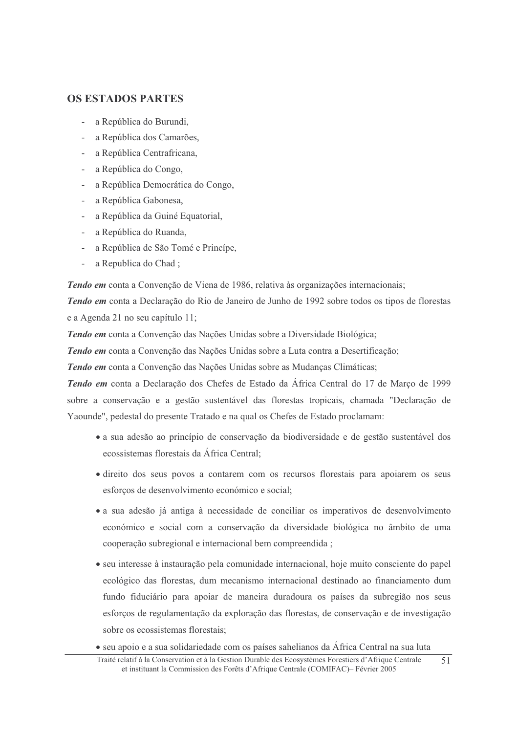## OS ESTADOS PARTES

- a República do Burundi,
- a República dos Camarões,
- a República Centrafricana,
- a República do Congo,
- a República Democrática do Congo,
- a República Gabonesa,
- a República da Guiné Equatorial,
- a República do Ruanda,
- a República de São Tomé e Princípe,
- a Republica do Chad ;

***Tendo em*** conta a Convenção de Viena de 1986, relativa às organizações internacionais;

***Tendo em*** conta a Declaração do Rio de Janeiro de Junho de 1992 sobre todos os tipos de florestas e a Agenda 21 no seu capítulo 11;

***Tendo em*** conta a Convenção das Nações Unidas sobre a Diversidade Biológica;

***Tendo em*** conta a Convenção das Nações Unidas sobre a Luta contra a Desertificação;

***Tendo em*** conta a Convenção das Nações Unidas sobre as Mudanças Climáticas;

***Tendo em*** conta a Declaração dos Chefes de Estado da África Central do 17 de Março de 1999 sobre a conservação e a gestão sustentável das florestas tropicais, chamada "Declaração de Yaounde", pedestal do presente Tratado e na qual os Chefes de Estado proclamam:

- a sua adesão ao princípio de conservação da biodiversidade e de gestão sustentável dos ecossistemas florestais da África Central;
- direito dos seus povos a contarem com os recursos florestais para apoiarem os seus esforços de desenvolvimento económico e social;
- a sua adesão já antiga à necessidade de conciliar os imperativos de desenvolvimento económico e social com a conservação da diversidade biológica no âmbito de uma cooperação subregional e internacional bem compreendida ;
- seu interesse à instauração pela comunidade internacional, hoje muito consciente do papel ecológico das florestas, dum mecanismo internacional destinado ao financiamento dum fundo fiduciário para apoiar de maneira duradoura os países da subregião nos seus esforços de regulamentação da exploração das florestas, de conservação e de investigação sobre os ecossistemas florestais;
- seu apoio e a sua solidariedade com os países sahelianos da África Central na sua luta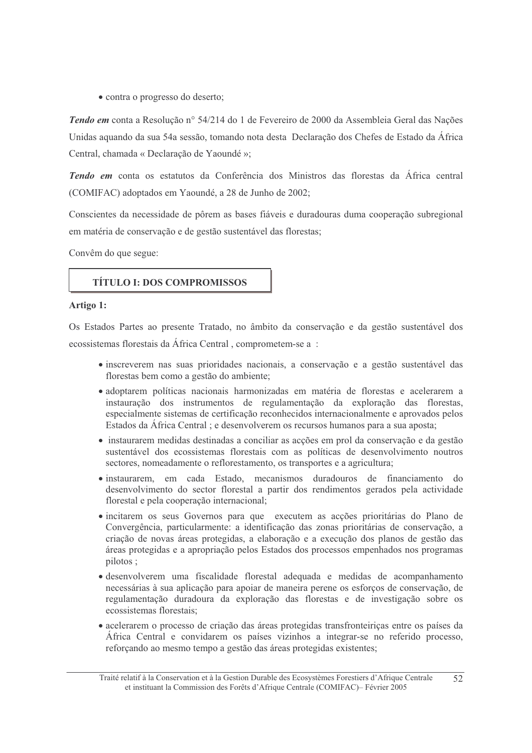- contra o progresso do deserto;

***Tendo em*** conta a Resolução n° 54/214 do 1 de Fevereiro de 2000 da Assembleia Geral das Nações Unidas aquando da sua 54a sessão, tomando nota desta Declaração dos Chefes de Estado da África Central, chamada « Declaração de Yaoundé »;

***Tendo em*** conta os estatutos da Conferência dos Ministros das florestas da África central (COMIFAC) adoptados em Yaoundé, a 28 de Junho de 2002;

Conscientes da necessidade de pôrem as bases fiáveis e duradouras duma cooperação subregional em matéria de conservação e de gestão sustentável das florestas;

Convêm do que segue:

## TÍTULO I: DOS COMPROMISSOS

**Artigo 1:**

Os Estados Partes ao presente Tratado, no âmbito da conservação e da gestão sustentável dos ecossistemas florestais da África Central , comprometem-se a :

- inscreverem nas suas prioridades nacionais, a conservação e a gestão sustentável das florestas bem como a gestão do ambiente;
- adoptarem políticas nacionais harmonizadas em matéria de florestas e acelerarem a instauração dos instrumentos de regulamentação da exploração das florestas, especialmente sistemas de certificação reconhecidos internacionalmente e aprovados pelos Estados da África Central ; e desenvolverem os recursos humanos para a sua aposta;
- instaurarem medidas destinadas a conciliar as acções em prol da conservação e da gestão sustentável dos ecossistemas florestais com as políticas de desenvolvimento noutros sectores, nomeadamente o reflorestamento, os transportes e a agricultura;
- instaurarem, em cada Estado, mecanismos duradouros de financiamento do desenvolvimento do sector florestal a partir dos rendimentos gerados pela actividade florestal e pela cooperação internacional;
- incitarem os seus Governos para que executem as acções prioritárias do Plano de Convergência, particularmente: a identificação das zonas prioritárias de conservação, a criação de novas áreas protegidas, a elaboração e a execução dos planos de gestão das áreas protegidas e a apropriação pelos Estados dos processos empenhados nos programas pilotos ;
- desenvolverem uma fiscalidade florestal adequada e medidas de acompanhamento necessárias à sua aplicação para apoiar de maneira perene os esforços de conservação, de regulamentação duradoura da exploração das florestas e de investigação sobre os ecossistemas florestais;
- acelerarem o processo de criação das áreas protegidas transfronteiriças entre os países da África Central e convidarem os países vizinhos a integrar-se no referido processo, reforçando ao mesmo tempo a gestão das áreas protegidas existentes;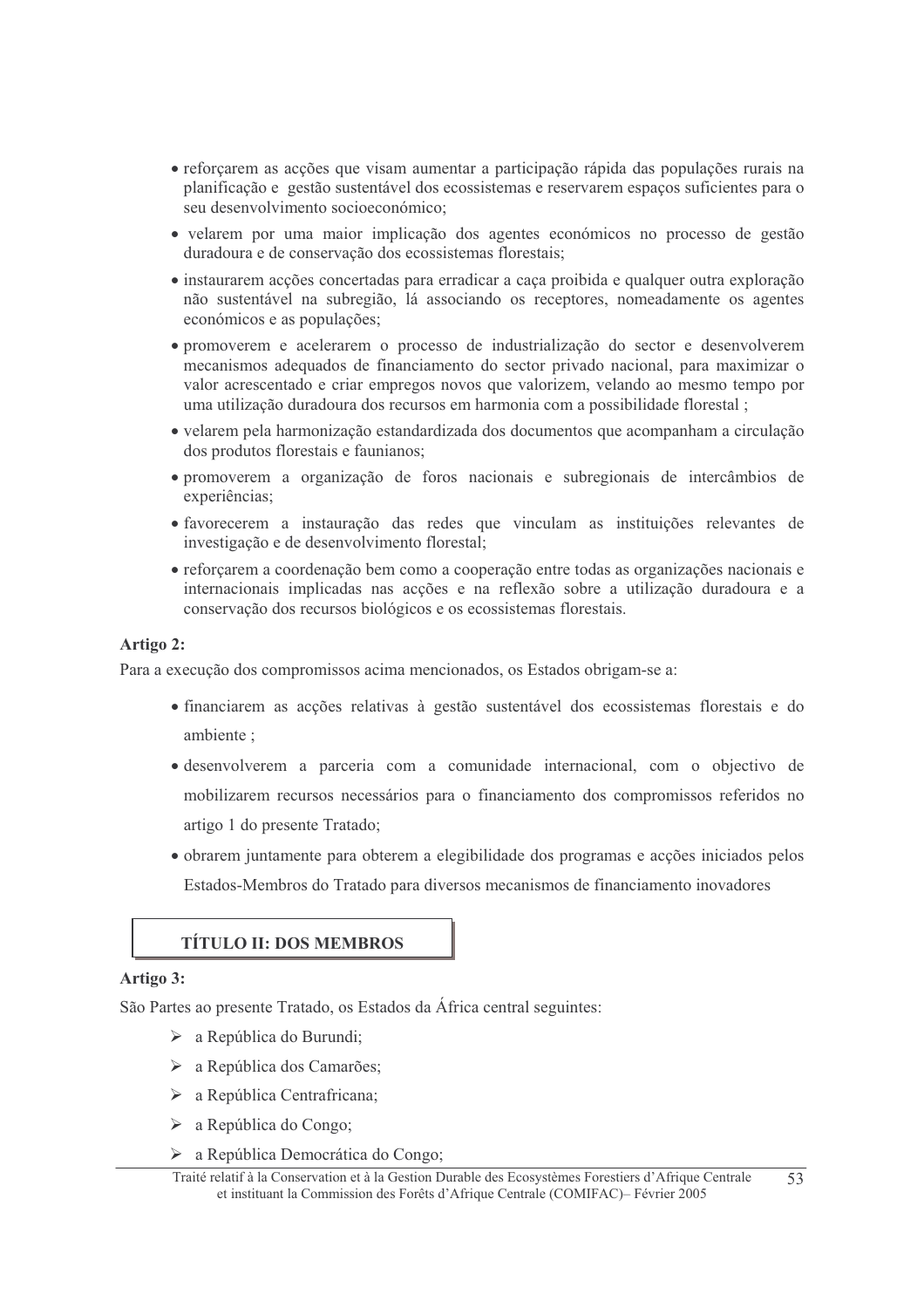- reforçarem as acções que visam aumentar a participação rápida das populações rurais na planificação e gestão sustentável dos ecossistemas e reservarem espaços suficientes para o seu desenvolvimento socioeconómico;
- velarem por uma maior implicação dos agentes económicos no processo de gestão duradoura e de conservação dos ecossistemas florestais;
- instaurarem acções concertadas para erradicar a caça proibida e qualquer outra exploração não sustentável na subregião, lá associando os receptores, nomeadamente os agentes económicos e as populações;
- promoverem e acelerarem o processo de industrialização do sector e desenvolverem mecanismos adequados de financiamento do sector privado nacional, para maximizar o valor acrescentado e criar empregos novos que valorizem, velando ao mesmo tempo por uma utilização duradoura dos recursos em harmonia com a possibilidade florestal ;
- velarem pela harmonização estandardizada dos documentos que acompanham a circulação dos produtos florestais e faunianos;
- promoverem a organização de foros nacionais e subregionais de intercâmbios de experiências;
- favorecerem a instauração das redes que vinculam as instituições relevantes de investigação e de desenvolvimento florestal;
- reforçarem a coordenação bem como a cooperação entre todas as organizações nacionais e internacionais implicadas nas acções e na reflexão sobre a utilização duradoura e a conservação dos recursos biológicos e os ecossistemas florestais.

**Artigo 2:**

Para a execução dos compromissos acima mencionados, os Estados obrigam-se a:

- financiarem as acções relativas à gestão sustentável dos ecossistemas florestais e do ambiente ;
- desenvolverem a parceria com a comunidade internacional, com o objectivo de mobilizarem recursos necessários para o financiamento dos compromissos referidos no artigo 1 do presente Tratado;
- obrarem juntamente para obterem a elegibilidade dos programas e acções iniciados pelos Estados-Membros do Tratado para diversos mecanismos de financiamento inovadores

## TÍTULO II: DOS MEMBROS

**Artigo 3:**

São Partes ao presente Tratado, os Estados da África central seguintes:

- a República do Burundi;
- a República dos Camarões;
- a República Centrafricana;
- a República do Congo;
- a República Democrática do Congo;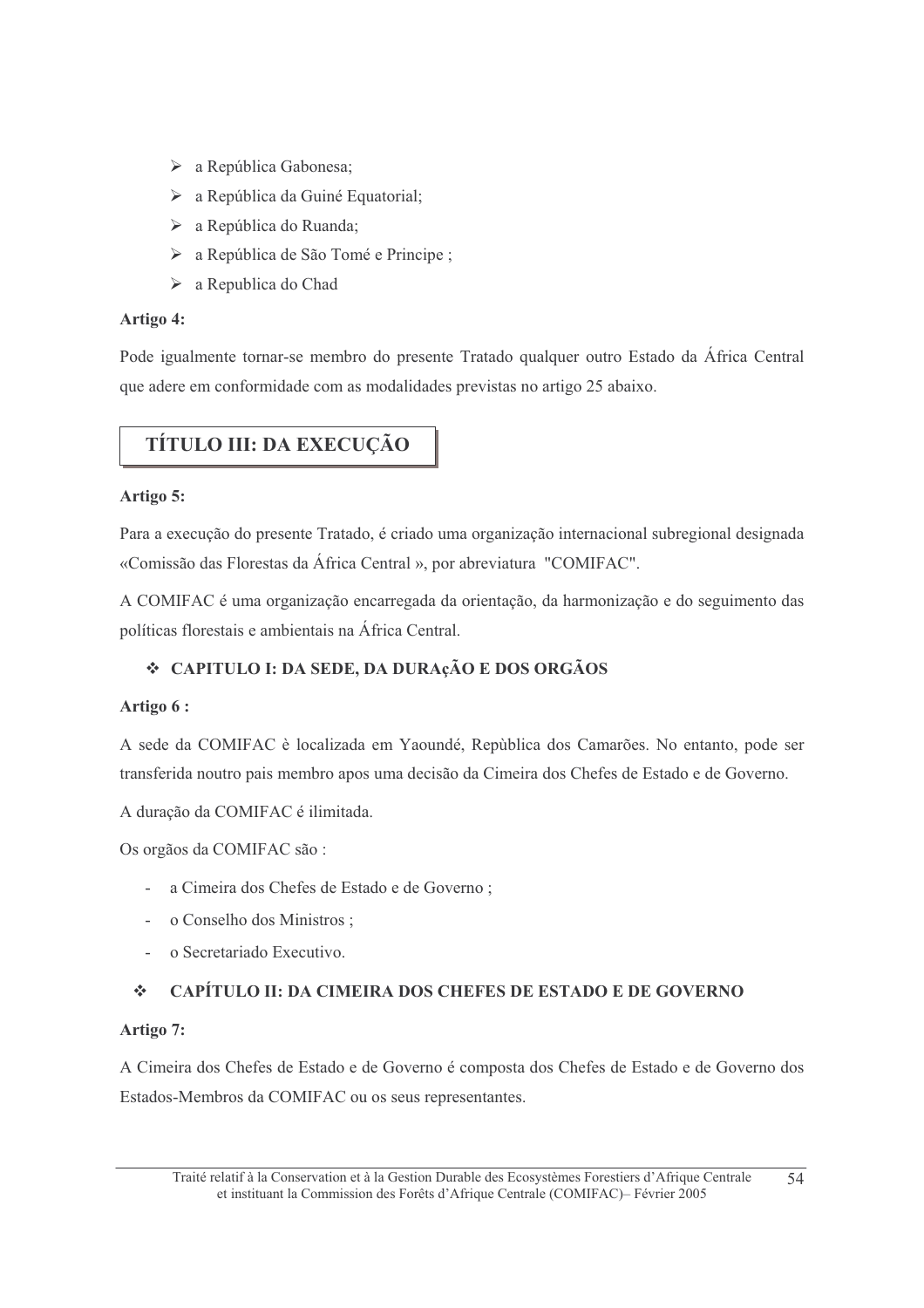- a República Gabonesa;
- a República da Guiné Equatorial;
- a República do Ruanda;
- a República de São Tomé e Principe ;
- a Republica do Chad

**Artigo 4:**

Pode igualmente tornar-se membro do presente Tratado qualquer outro Estado da África Central que adere em conformidade com as modalidades previstas no artigo 25 abaixo.

## TÍTULO III: DA EXECUÇÃO

**Artigo 5:**

Para a execução do presente Tratado, é criado uma organização internacional subregional designada «Comissão das Florestas da África Central », por abreviatura "COMIFAC".

A COMIFAC é uma organização encarregada da orientação, da harmonização e do seguimento das políticas florestais e ambientais na África Central.

### ❖ CAPITULO I: DA SEDE, DA DURAçÃO E DOS ORGÃOS

**Artigo 6 :**

A sede da COMIFAC è localizada em Yaoundé, Repùblica dos Camarões. No entanto, pode ser transferida noutro pais membro apos uma decisão da Cimeira dos Chefes de Estado e de Governo.

A duração da COMIFAC é ilimitada.

Os orgãos da COMIFAC são :

- a Cimeira dos Chefes de Estado e de Governo ;
- o Conselho dos Ministros ;
- o Secretariado Executivo.

### ❖ CAPÍTULO II: DA CIMEIRA DOS CHEFES DE ESTADO E DE GOVERNO

**Artigo 7:**

A Cimeira dos Chefes de Estado e de Governo é composta dos Chefes de Estado e de Governo dos Estados-Membros da COMIFAC ou os seus representantes.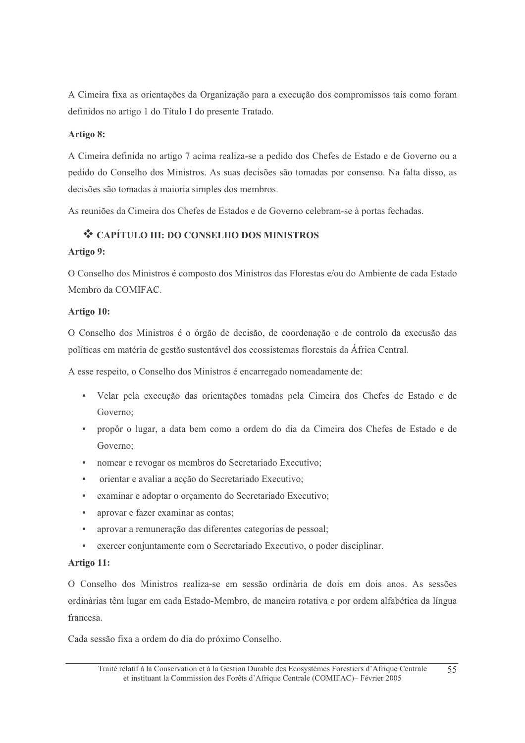A Cimeira fixa as orientações da Organização para a execução dos compromissos tais como foram definidos no artigo 1 do Título I do presente Tratado.

**Artigo 8:**

A Cimeira definida no artigo 7 acima realiza-se a pedido dos Chefes de Estado e de Governo ou a pedido do Conselho dos Ministros. As suas decisões são tomadas por consenso. Na falta disso, as decisões são tomadas à maioria simples dos membros.

As reuniões da Cimeira dos Chefes de Estados e de Governo celebram-se à portas fechadas.

## ❖ CAPÍTULO III: DO CONSELHO DOS MINISTROS

**Artigo 9:**

O Conselho dos Ministros é composto dos Ministros das Florestas e/ou do Ambiente de cada Estado Membro da COMIFAC.

**Artigo 10:**

O Conselho dos Ministros é o órgão de decisão, de coordenação e de controlo da execusão das políticas em matéria de gestão sustentável dos ecossistemas florestais da África Central.

A esse respeito, o Conselho dos Ministros é encarregado nomeadamente de:

- Velar pela execução das orientações tomadas pela Cimeira dos Chefes de Estado e de Governo;
- propôr o lugar, a data bem como a ordem do dia da Cimeira dos Chefes de Estado e de Governo;
- nomear e revogar os membros do Secretariado Executivo;
- orientar e avaliar a acção do Secretariado Executivo;
- examinar e adoptar o orçamento do Secretariado Executivo;
- aprovar e fazer examinar as contas;
- aprovar a remuneração das diferentes categorias de pessoal;
- exercer conjuntamente com o Secretariado Executivo, o poder disciplinar.

**Artigo 11:**

O Conselho dos Ministros realiza-se em sessão ordinària de dois em dois anos. As sessões ordinàrias têm lugar em cada Estado-Membro, de maneira rotativa e por ordem alfabética da língua francesa.

Cada sessão fixa a ordem do dia do próximo Conselho.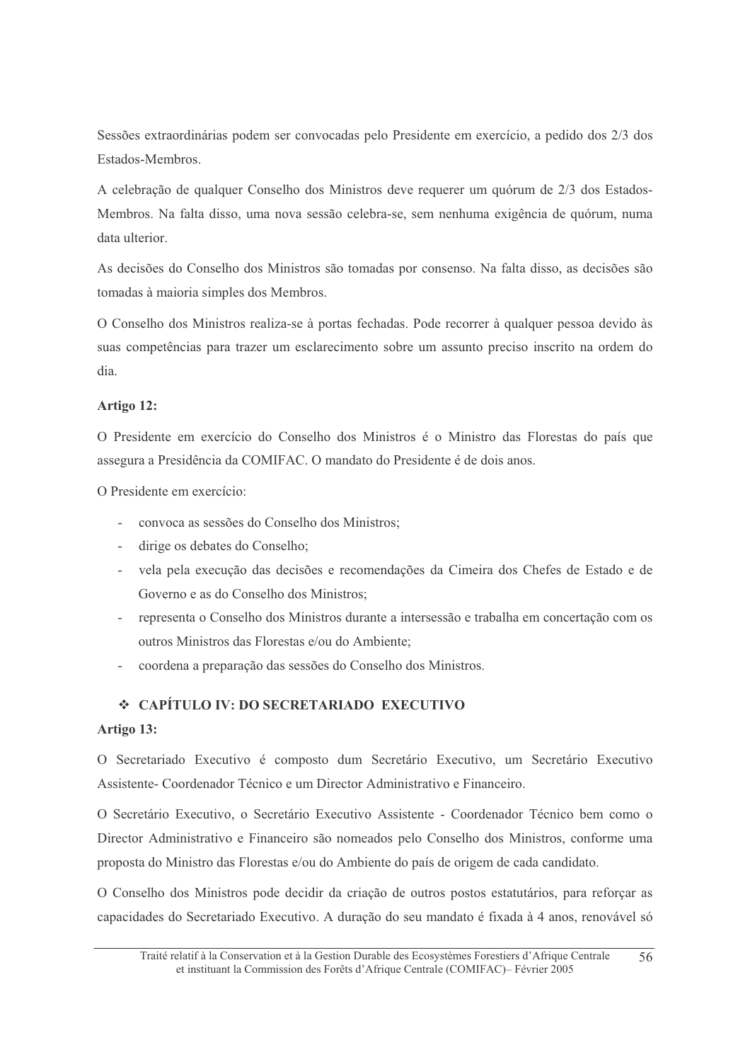Sessões extraordinárias podem ser convocadas pelo Presidente em exercício, a pedido dos 2/3 dos Estados-Membros.

A celebração de qualquer Conselho dos Ministros deve requerer um quórum de 2/3 dos Estados-Membros. Na falta disso, uma nova sessão celebra-se, sem nenhuma exigência de quórum, numa data ulterior.

As decisões do Conselho dos Ministros são tomadas por consenso. Na falta disso, as decisões são tomadas à maioria simples dos Membros.

O Conselho dos Ministros realiza-se à portas fechadas. Pode recorrer à qualquer pessoa devido às suas competências para trazer um esclarecimento sobre um assunto preciso inscrito na ordem do dia.

**Artigo 12:**

O Presidente em exercício do Conselho dos Ministros é o Ministro das Florestas do país que assegura a Presidência da COMIFAC. O mandato do Presidente é de dois anos.

O Presidente em exercício:

- convoca as sessões do Conselho dos Ministros;
- dirige os debates do Conselho;
- vela pela execução das decisões e recomendações da Cimeira dos Chefes de Estado e de Governo e as do Conselho dos Ministros;
- representa o Conselho dos Ministros durante a intersessão e trabalha em concertação com os outros Ministros das Florestas e/ou do Ambiente;
- coordena a preparação das sessões do Conselho dos Ministros.

## ❖ CAPÍTULO IV: DO SECRETARIADO EXECUTIVO

**Artigo 13:**

O Secretariado Executivo é composto dum Secretário Executivo, um Secretário Executivo Assistente- Coordenador Técnico e um Director Administrativo e Financeiro.

O Secretário Executivo, o Secretário Executivo Assistente - Coordenador Técnico bem como o Director Administrativo e Financeiro são nomeados pelo Conselho dos Ministros, conforme uma proposta do Ministro das Florestas e/ou do Ambiente do país de origem de cada candidato.

O Conselho dos Ministros pode decidir da criação de outros postos estatutários, para reforçar as capacidades do Secretariado Executivo. A duração do seu mandato é fixada à 4 anos, renovável só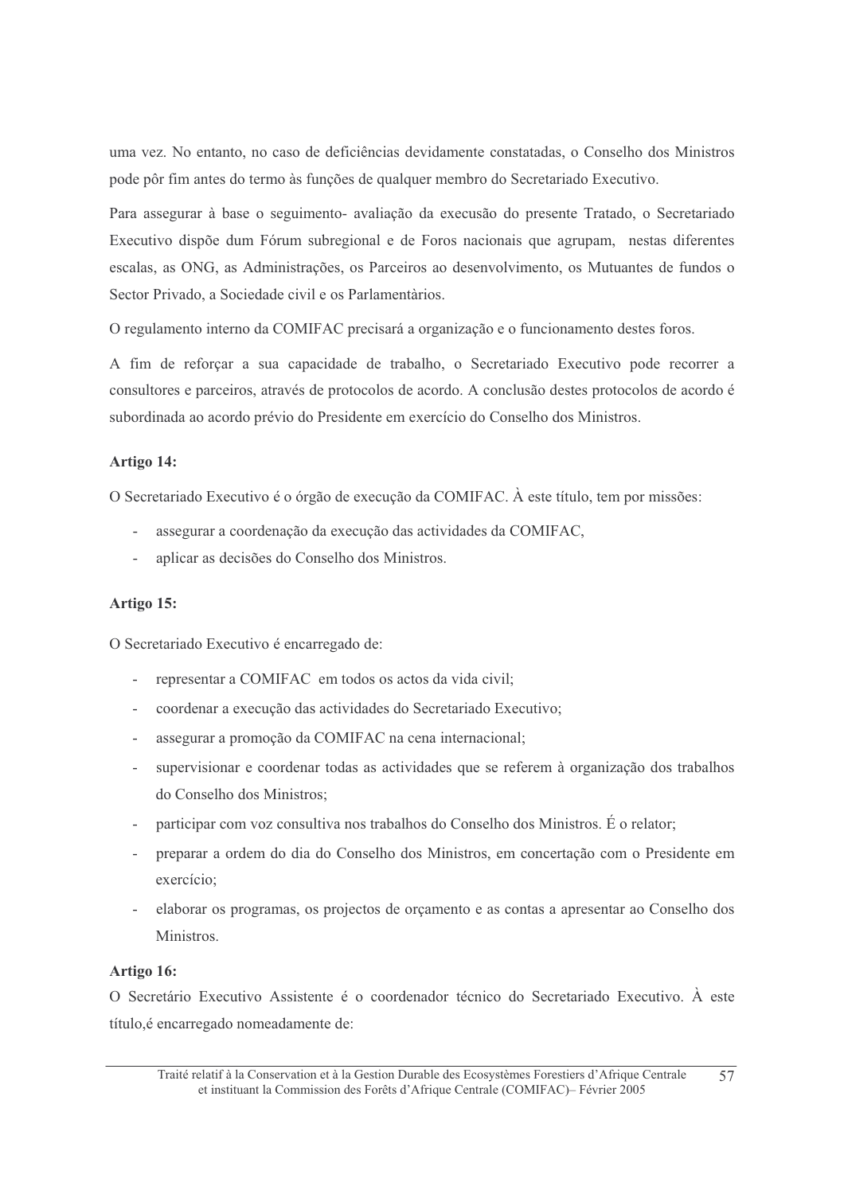uma vez. No entanto, no caso de deficiências devidamente constatadas, o Conselho dos Ministros pode pôr fim antes do termo às funções de qualquer membro do Secretariado Executivo.

Para assegurar à base o seguimento- avaliação da execusão do presente Tratado, o Secretariado Executivo dispõe dum Fórum subregional e de Foros nacionais que agrupam, nestas diferentes escalas, as ONG, as Administrações, os Parceiros ao desenvolvimento, os Mutuantes de fundos o Sector Privado, a Sociedade civil e os Parlamentàrios.

O regulamento interno da COMIFAC precisará a organização e o funcionamento destes foros.

A fim de reforçar a sua capacidade de trabalho, o Secretariado Executivo pode recorrer a consultores e parceiros, através de protocolos de acordo. A conclusão destes protocolos de acordo é subordinada ao acordo prévio do Presidente em exercício do Conselho dos Ministros.

**Artigo 14:**

O Secretariado Executivo é o órgão de execução da COMIFAC. À este título, tem por missões:

- assegurar a coordenação da execução das actividades da COMIFAC,
- aplicar as decisões do Conselho dos Ministros.

**Artigo 15:**

O Secretariado Executivo é encarregado de:

- representar a COMIFAC em todos os actos da vida civil;
- coordenar a execução das actividades do Secretariado Executivo;
- assegurar a promoção da COMIFAC na cena internacional;
- supervisionar e coordenar todas as actividades que se referem à organização dos trabalhos do Conselho dos Ministros;
- participar com voz consultiva nos trabalhos do Conselho dos Ministros. É o relator;
- preparar a ordem do dia do Conselho dos Ministros, em concertação com o Presidente em exercício;
- elaborar os programas, os projectos de orçamento e as contas a apresentar ao Conselho dos Ministros.

**Artigo 16:**

O Secretário Executivo Assistente é o coordenador técnico do Secretariado Executivo. À este título,é encarregado nomeadamente de: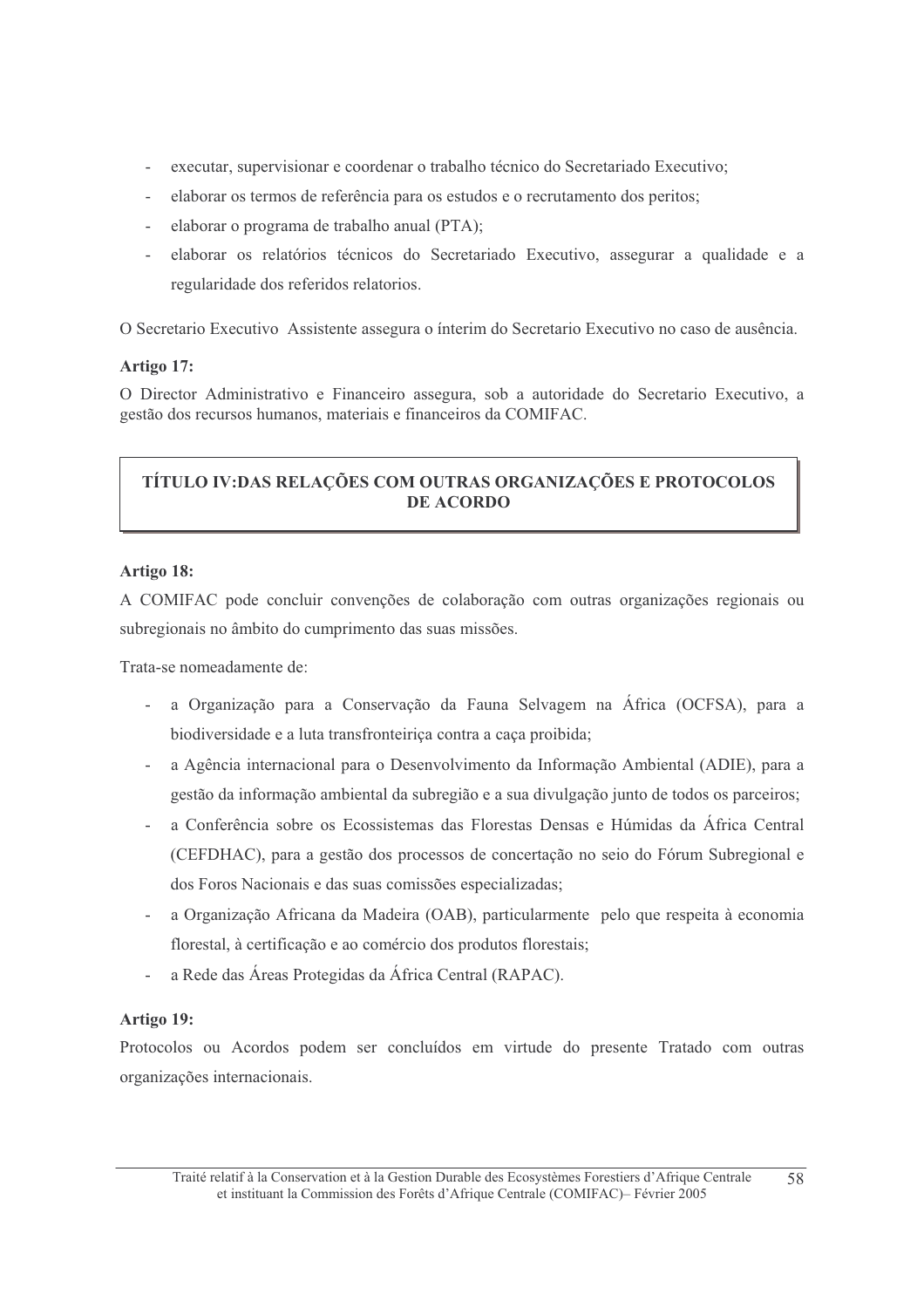- executar, supervisionar e coordenar o trabalho técnico do Secretariado Executivo;
- elaborar os termos de referência para os estudos e o recrutamento dos peritos;
- elaborar o programa de trabalho anual (PTA);
- elaborar os relatórios técnicos do Secretariado Executivo, assegurar a qualidade e a regularidade dos referidos relatorios.

O Secretario Executivo Assistente assegura o ínterim do Secretario Executivo no caso de ausência.

**Artigo 17:**

O Director Administrativo e Financeiro assegura, sob a autoridade do Secretario Executivo, a gestão dos recursos humanos, materiais e financeiros da COMIFAC.

## TÍTULO IV:DAS RELAÇÕES COM OUTRAS ORGANIZAÇÕES E PROTOCOLOS DE ACORDO

**Artigo 18:**

A COMIFAC pode concluir convenções de colaboração com outras organizações regionais ou subregionais no âmbito do cumprimento das suas missões.

Trata-se nomeadamente de:

- a Organização para a Conservação da Fauna Selvagem na África (OCFSA), para a biodiversidade e a luta transfronteiriça contra a caça proibida;
- a Agência internacional para o Desenvolvimento da Informação Ambiental (ADIE), para a gestão da informação ambiental da subregião e a sua divulgação junto de todos os parceiros;
- a Conferência sobre os Ecossistemas das Florestas Densas e Húmidas da África Central (CEFDHAC), para a gestão dos processos de concertação no seio do Fórum Subregional e dos Foros Nacionais e das suas comissões especializadas;
- a Organização Africana da Madeira (OAB), particularmente pelo que respeita à economia florestal, à certificação e ao comércio dos produtos florestais;
- a Rede das Áreas Protegidas da África Central (RAPAC).

**Artigo 19:**

Protocolos ou Acordos podem ser concluídos em virtude do presente Tratado com outras organizações internacionais.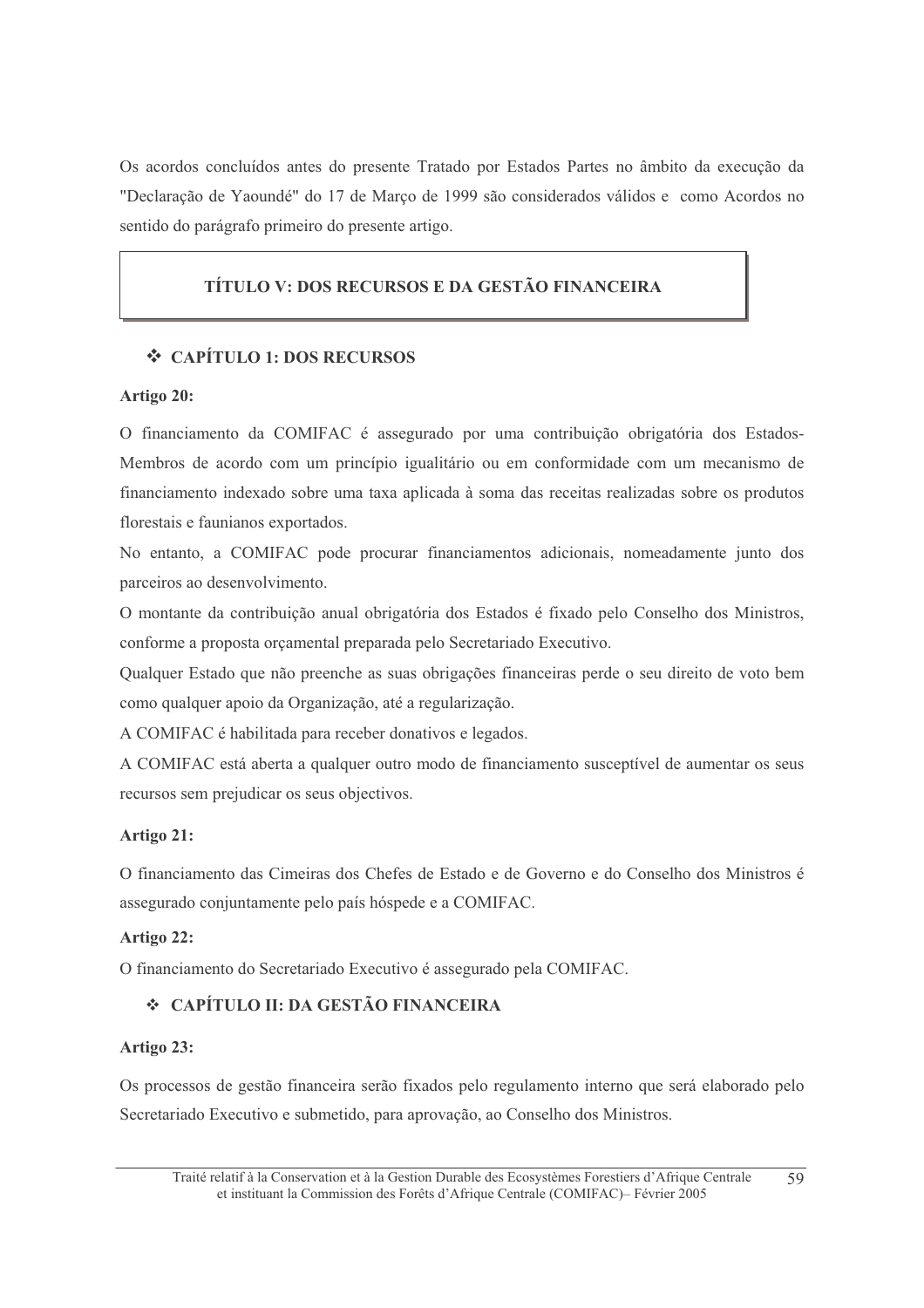Os acordos concluídos antes do presente Tratado por Estados Partes no âmbito da execução da "Declaração de Yaoundé" do 17 de Março de 1999 são considerados válidos e como Acordos no sentido do parágrafo primeiro do presente artigo.

## TÍTULO V: DOS RECURSOS E DA GESTÃO FINANCEIRA

### ❖ CAPÍTULO 1: DOS RECURSOS

**Artigo 20:**

O financiamento da COMIFAC é assegurado por uma contribuição obrigatória dos Estados-Membros de acordo com um princípio igualitário ou em conformidade com um mecanismo de financiamento indexado sobre uma taxa aplicada à soma das receitas realizadas sobre os produtos florestais e faunianos exportados.

No entanto, a COMIFAC pode procurar financiamentos adicionais, nomeadamente junto dos parceiros ao desenvolvimento.

O montante da contribuição anual obrigatória dos Estados é fixado pelo Conselho dos Ministros, conforme a proposta orçamental preparada pelo Secretariado Executivo.

Qualquer Estado que não preenche as suas obrigações financeiras perde o seu direito de voto bem como qualquer apoio da Organização, até a regularização.

A COMIFAC é habilitada para receber donativos e legados.

A COMIFAC está aberta a qualquer outro modo de financiamento susceptível de aumentar os seus recursos sem prejudicar os seus objectivos.

**Artigo 21:**

O financiamento das Cimeiras dos Chefes de Estado e de Governo e do Conselho dos Ministros é assegurado conjuntamente pelo país hóspede e a COMIFAC.

**Artigo 22:**

O financiamento do Secretariado Executivo é assegurado pela COMIFAC.

### ❖ CAPÍTULO II: DA GESTÃO FINANCEIRA

**Artigo 23:**

Os processos de gestão financeira serão fixados pelo regulamento interno que será elaborado pelo Secretariado Executivo e submetido, para aprovação, ao Conselho dos Ministros.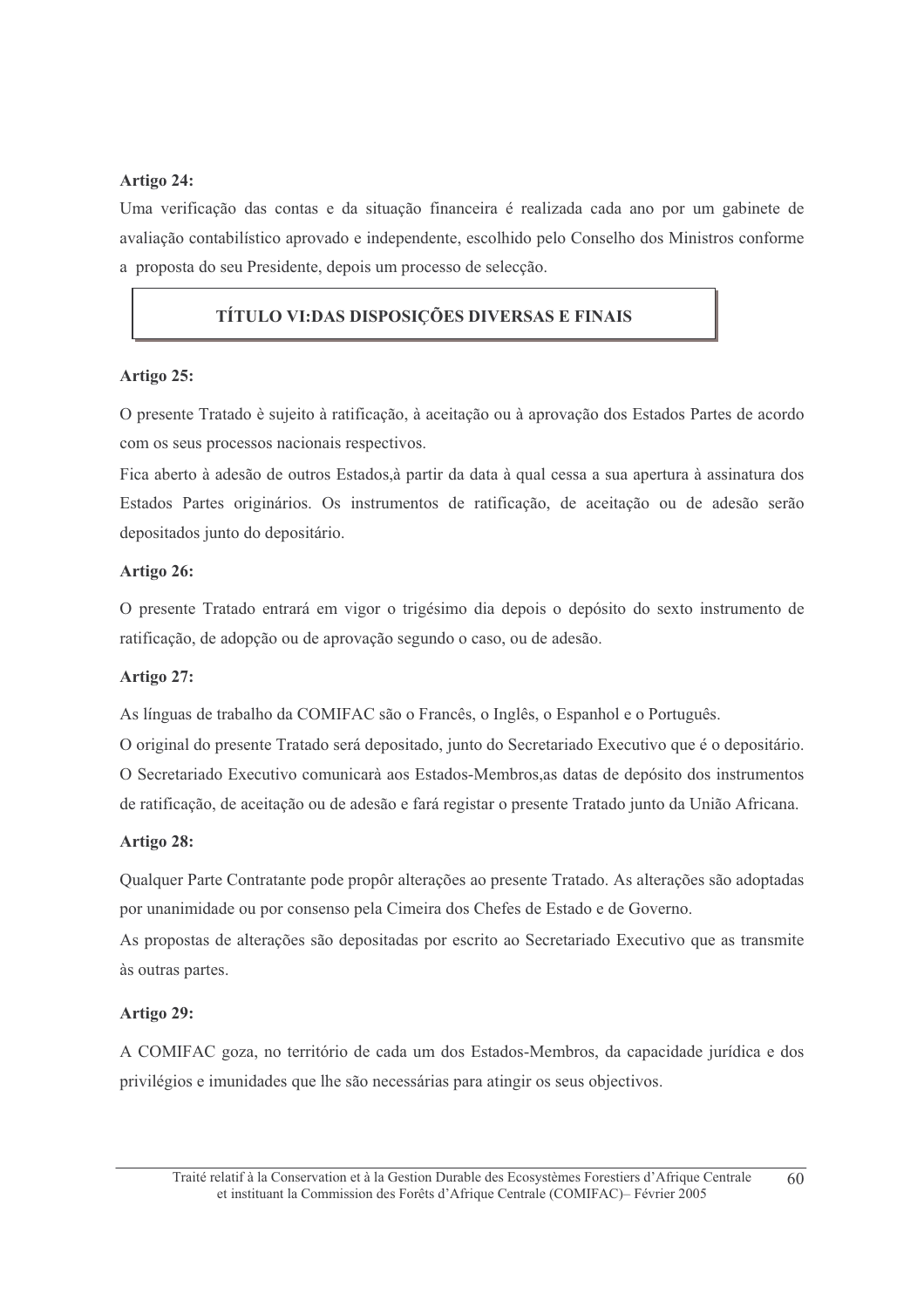**Artigo 24:**

Uma verificação das contas e da situação financeira é realizada cada ano por um gabinete de avaliação contabilístico aprovado e independente, escolhido pelo Conselho dos Ministros conforme a proposta do seu Presidente, depois um processo de selecção.

## TÍTULO VI:DAS DISPOSIÇÕES DIVERSAS E FINAIS

**Artigo 25:**

O presente Tratado è sujeito à ratificação, à aceitação ou à aprovação dos Estados Partes de acordo com os seus processos nacionais respectivos.

Fica aberto à adesão de outros Estados,à partir da data à qual cessa a sua apertura à assinatura dos Estados Partes originários. Os instrumentos de ratificação, de aceitação ou de adesão serão depositados junto do depositário.

**Artigo 26:**

O presente Tratado entrará em vigor o trigésimo dia depois o depósito do sexto instrumento de ratificação, de adopção ou de aprovação segundo o caso, ou de adesão.

**Artigo 27:**

As línguas de trabalho da COMIFAC são o Francês, o Inglês, o Espanhol e o Português.

O original do presente Tratado será depositado, junto do Secretariado Executivo que é o depositário.

O Secretariado Executivo comunicarà aos Estados-Membros,as datas de depósito dos instrumentos de ratificação, de aceitação ou de adesão e fará registar o presente Tratado junto da União Africana.

**Artigo 28:**

Qualquer Parte Contratante pode propôr alterações ao presente Tratado. As alterações são adoptadas por unanimidade ou por consenso pela Cimeira dos Chefes de Estado e de Governo.

As propostas de alterações são depositadas por escrito ao Secretariado Executivo que as transmite às outras partes.

**Artigo 29:**

A COMIFAC goza, no território de cada um dos Estados-Membros, da capacidade jurídica e dos privilégios e imunidades que lhe são necessárias para atingir os seus objectivos.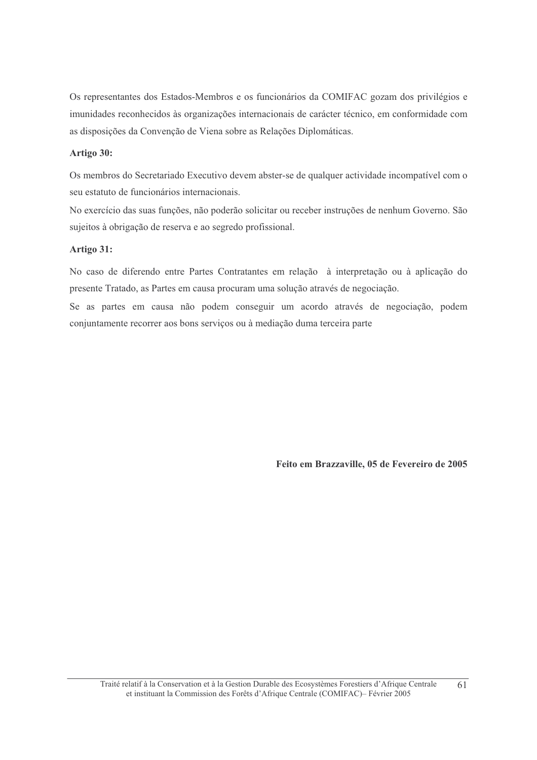Os representantes dos Estados-Membros e os funcionários da COMIFAC gozam dos privilégios e imunidades reconhecidos às organizações internacionais de carácter técnico, em conformidade com as disposições da Convenção de Viena sobre as Relações Diplomáticas.

**Artigo 30:**

Os membros do Secretariado Executivo devem abster-se de qualquer actividade incompatível com o seu estatuto de funcionários internacionais.

No exercício das suas funções, não poderão solicitar ou receber instruções de nenhum Governo. São sujeitos à obrigação de reserva e ao segredo profissional.

**Artigo 31:**

No caso de diferendo entre Partes Contratantes em relação à interpretação ou à aplicação do presente Tratado, as Partes em causa procuram uma solução através de negociação.

Se as partes em causa não podem conseguir um acordo através de negociação, podem conjuntamente recorrer aos bons serviços ou à mediação duma terceira parte

**Feito em Brazzaville, 05 de Fevereiro de 2005**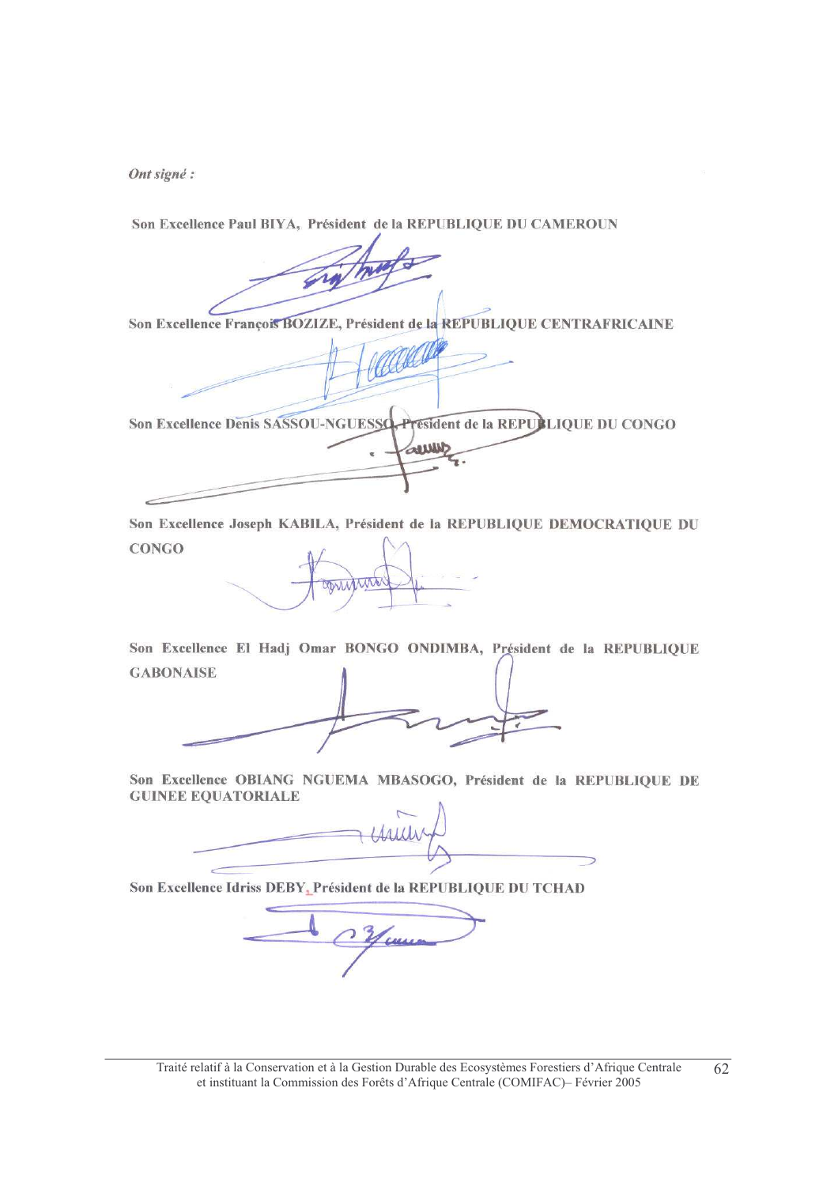*Ont signé :*

Son Excellence Paul BIYA, Président de la REPUBLIQUE DU CAMEROUN

Son Excellence François BOZIZE, Président de la REPUBLIQUE CENTRAFRICAINE

Son Excellence Denis SASSOU-NGUESSO, Président de la REPUBLIQUE DU CONGO

Son Excellence Joseph KABILA, Président de la REPUBLIQUE DEMOCRATIQUE DU CONGO

Son Excellence El Hadj Omar BONGO ONDIMBA, Président de la REPUBLIQUE GABONAISE

Son Excellence OBIANG NGUEMA MBASOGO, Président de la REPUBLIQUE DE GUINEE EQUATORIALE

Son Excellence Idriss DEBY, Président de la REPUBLIQUE DU TCHAD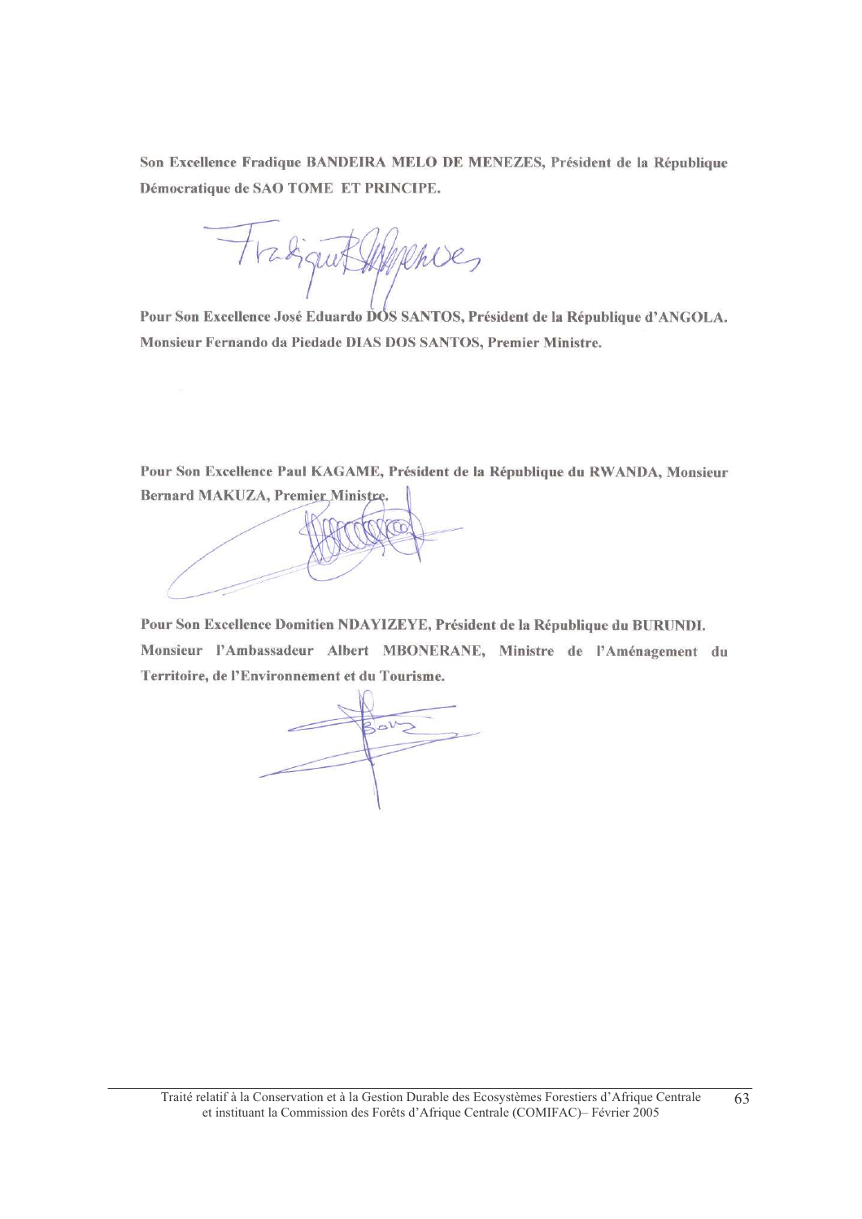**Son Excellence Fradique BANDEIRA MELO DE MENEZES, Président de la République Démocratique de SAO TOME ET PRINCIPE.**

**Pour Son Excellence José Eduardo DOS SANTOS, Président de la République d'ANGOLA. Monsieur Fernando da Piedade DIAS DOS SANTOS, Premier Ministre.**

**Pour Son Excellence Paul KAGAME, Président de la République du RWANDA, Monsieur Bernard MAKUZA, Premier Ministre.**

**Pour Son Excellence Domitien NDAYIZEYE, Président de la République du BURUNDI. Monsieur l'Ambassadeur Albert MBONERANE, Ministre de l'Aménagement du Territoire, de l'Environnement et du Tourisme.**